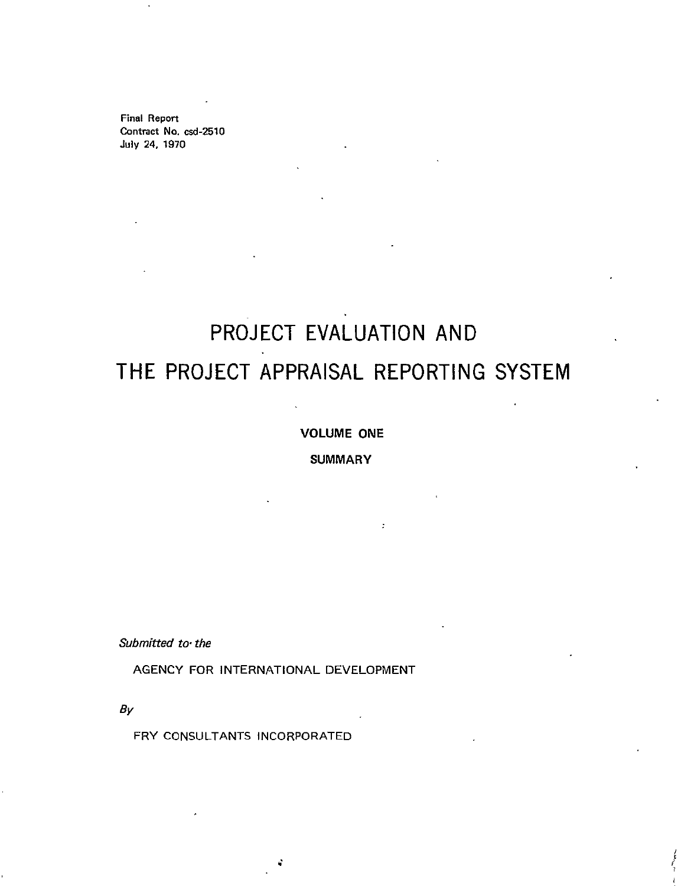Final Report
Contract No. csd-2510
July 24, 1970

# PROJECT EVALUATION AND THE PROJECT APPRAISAL REPORTING SYSTEM

## VOLUME ONE

## SUMMARY

*Submitted to the*

AGENCY FOR INTERNATIONAL DEVELOPMENT

*By*

FRY CONSULTANTS INCORPORATED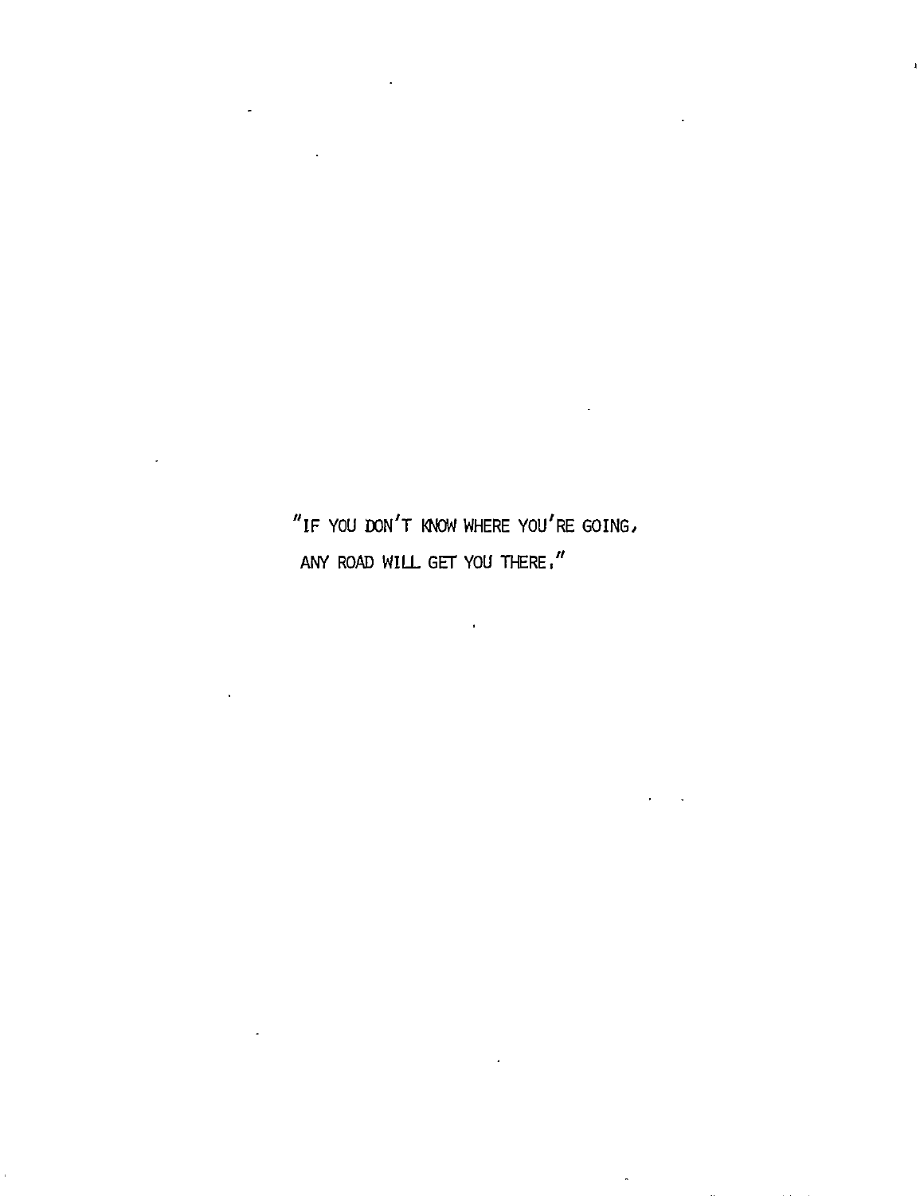"IF YOU DON'T KNOW WHERE YOU'RE GOING,
ANY ROAD WILL GET YOU THERE."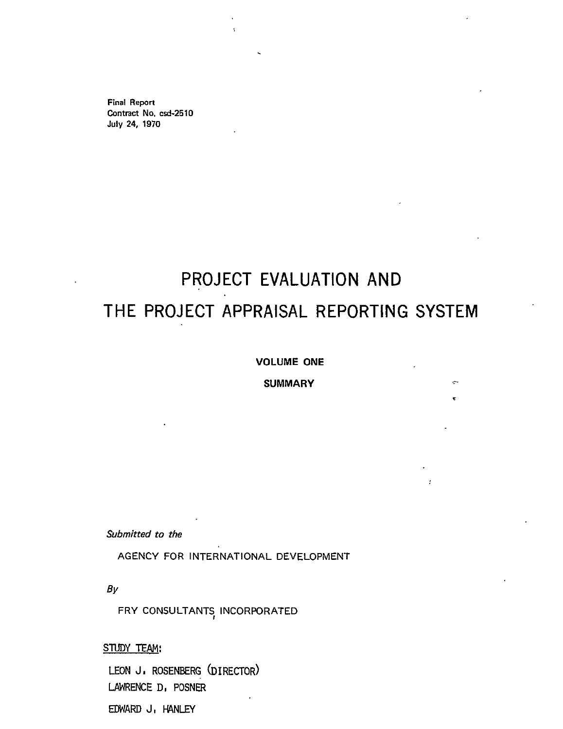Final Report
Contract No. csd-2510
July 24, 1970

# PROJECT EVALUATION AND THE PROJECT APPRAISAL REPORTING SYSTEM

**VOLUME ONE**

**SUMMARY**

*Submitted to the*

AGENCY FOR INTERNATIONAL DEVELOPMENT

*By*

FRY CONSULTANTS INCORPORATED

STUDY TEAM:

LEON J. ROSENBERG (DIRECTOR)
LAWRENCE D. POSNER
EDWARD J. HANLEY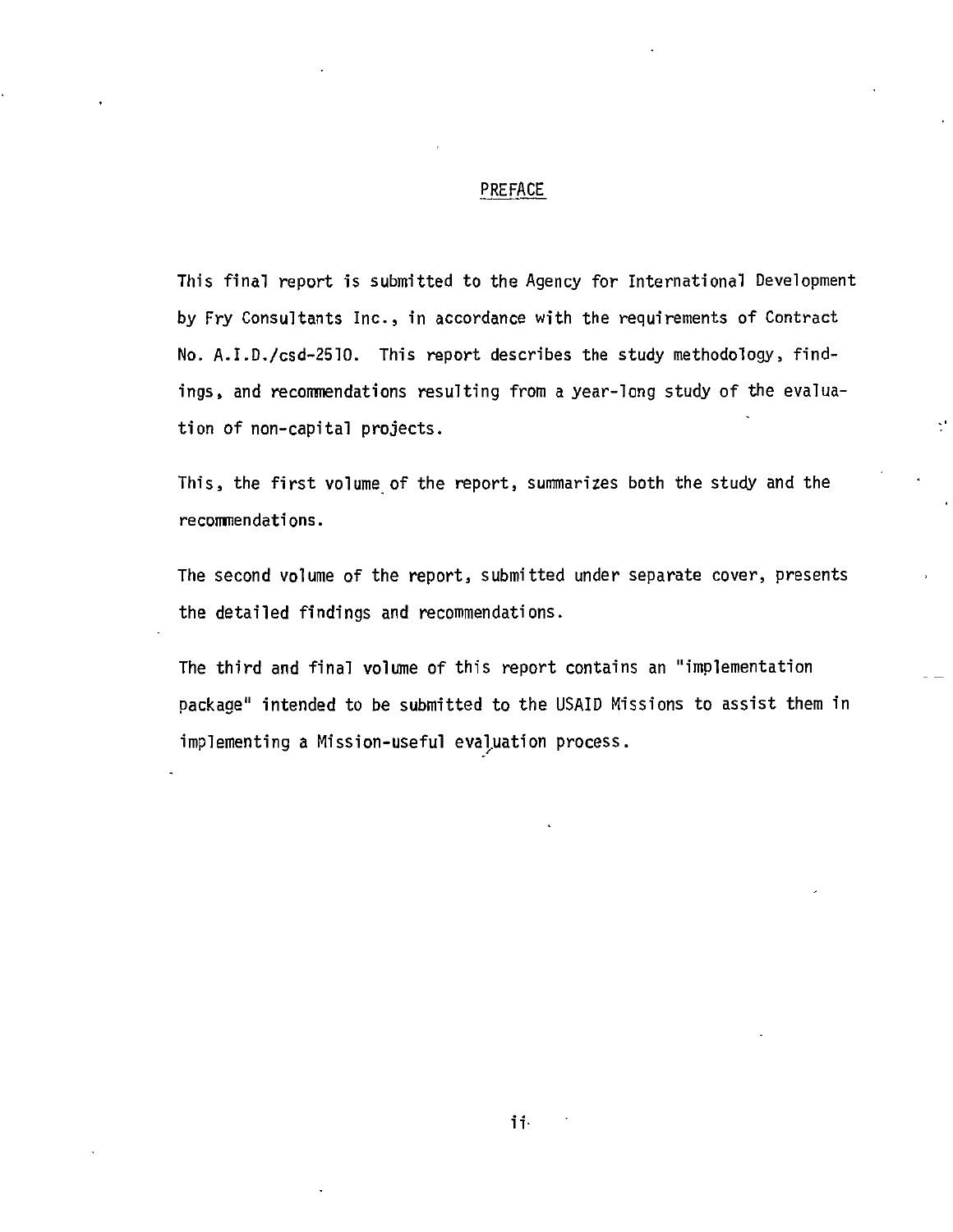## PREFACE

This final report is submitted to the Agency for International Development by Fry Consultants Inc., in accordance with the requirements of Contract No. A.I.D./csd-2510. This report describes the study methodology, findings, and recommendations resulting from a year-long study of the evaluation of non-capital projects.

This, the first volume of the report, summarizes both the study and the recommendations.

The second volume of the report, submitted under separate cover, presents the detailed findings and recommendations.

The third and final volume of this report contains an "implementation package" intended to be submitted to the USAID Missions to assist them in implementing a Mission-useful evaluation process.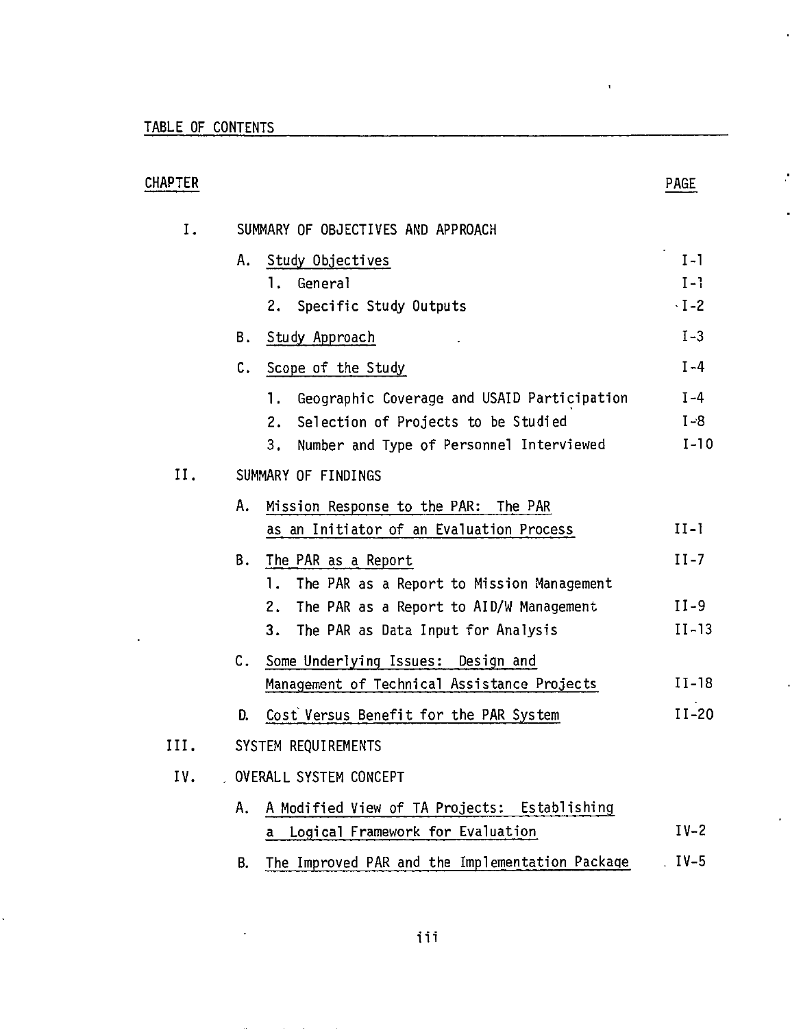TABLE OF CONTENTS

| CHAPTER | | PAGE |
|---|---|---|
| I. | SUMMARY OF OBJECTIVES AND APPROACH | |
| | A. Study Objectives | I-1 |
| | 1. General | I-1 |
| | 2. Specific Study Outputs | I-2 |
| | B. Study Approach | I-3 |
| | C. Scope of the Study | I-4 |
| | 1. Geographic Coverage and USAID Participation | I-4 |
| | 2. Selection of Projects to be Studied | I-8 |
| | 3. Number and Type of Personnel Interviewed | I-10 |
| II. | SUMMARY OF FINDINGS | |
| | A. Mission Response to the PAR: The PAR as an Initiator of an Evaluation Process | II-1 |
| | B. The PAR as a Report | II-7 |
| | 1. The PAR as a Report to Mission Management | |
| | 2. The PAR as a Report to AID/W Management | II-9 |
| | 3. The PAR as Data Input for Analysis | II-13 |
| | C. Some Underlying Issues: Design and Management of Technical Assistance Projects | II-18 |
| | D. Cost Versus Benefit for the PAR System | II-20 |
| III. | SYSTEM REQUIREMENTS | |
| IV. | OVERALL SYSTEM CONCEPT | |
| | A. A Modified View of TA Projects: Establishing a Logical Framework for Evaluation | IV-2 |
| | B. The Improved PAR and the Implementation Package | IV-5 |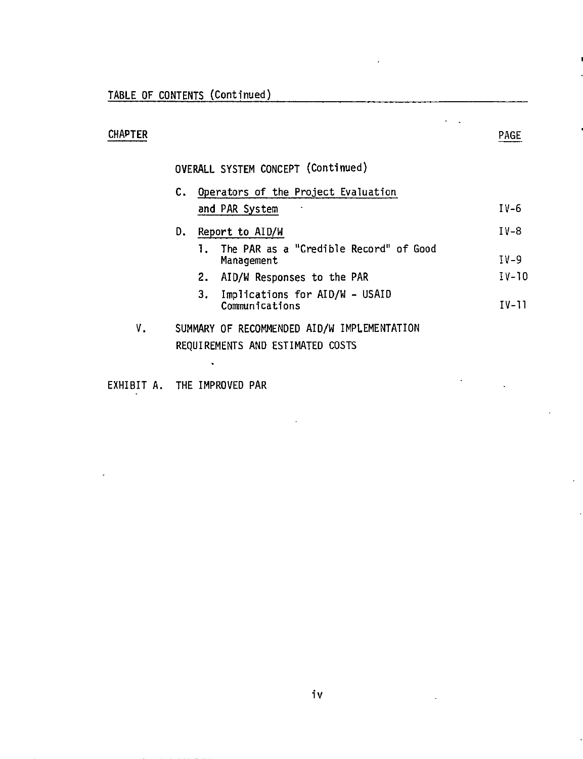TABLE OF CONTENTS (Continued)

| CHAPTER | | PAGE |
|---|---|---|
| | OVERALL SYSTEM CONCEPT (Continued) | |
| | C. Operators of the Project Evaluation and PAR System | IV-6 |
| | D. Report to AID/W | IV-8 |
| | 1. The PAR as a "Credible Record" of Good Management | IV-9 |
| | 2. AID/W Responses to the PAR | IV-10 |
| | 3. Implications for AID/W - USAID Communications | IV-11 |
| V. | SUMMARY OF RECOMMENDED AID/W IMPLEMENTATION REQUIREMENTS AND ESTIMATED COSTS | |
| EXHIBIT A. | THE IMPROVED PAR | |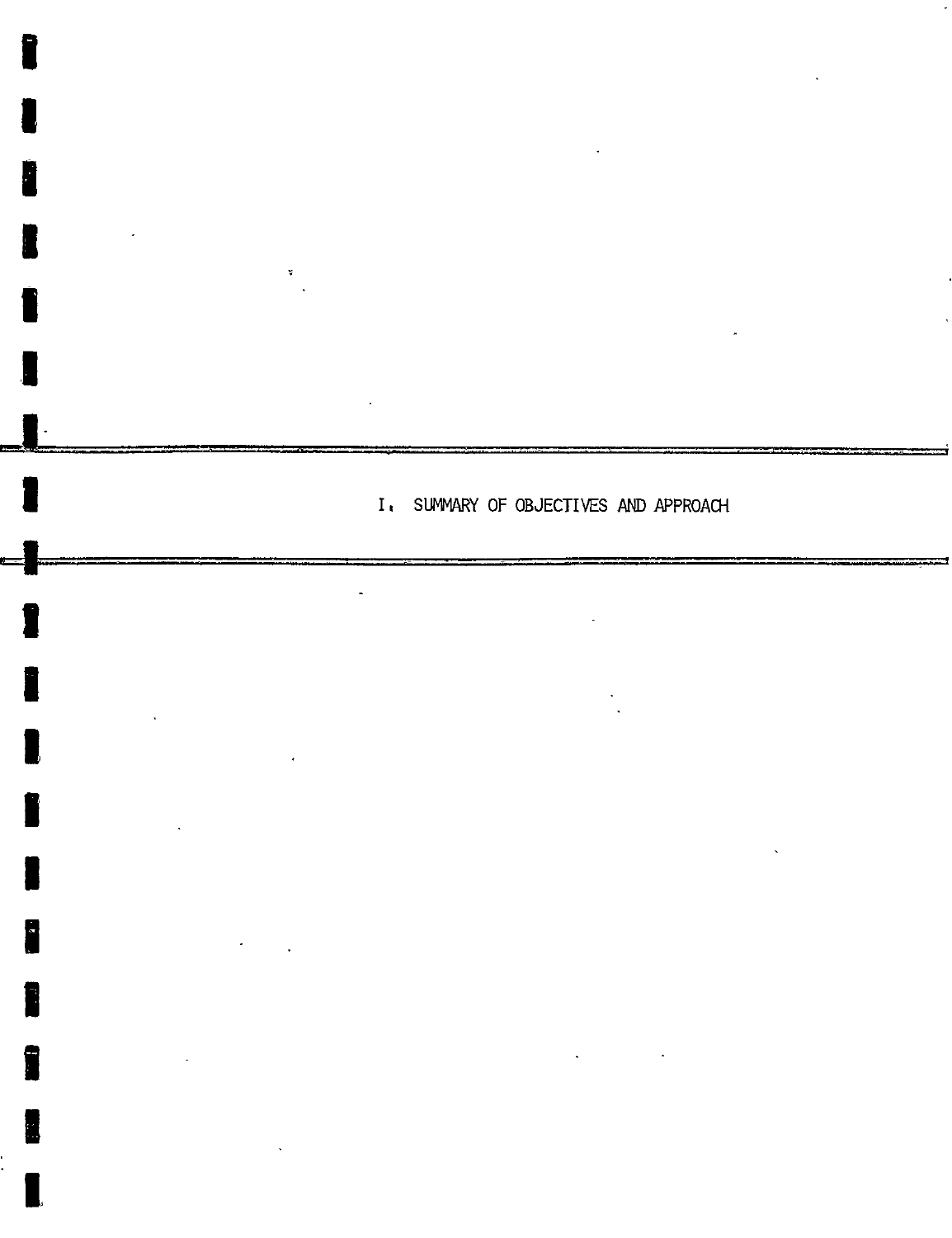# I. SUMMARY OF OBJECTIVES AND APPROACH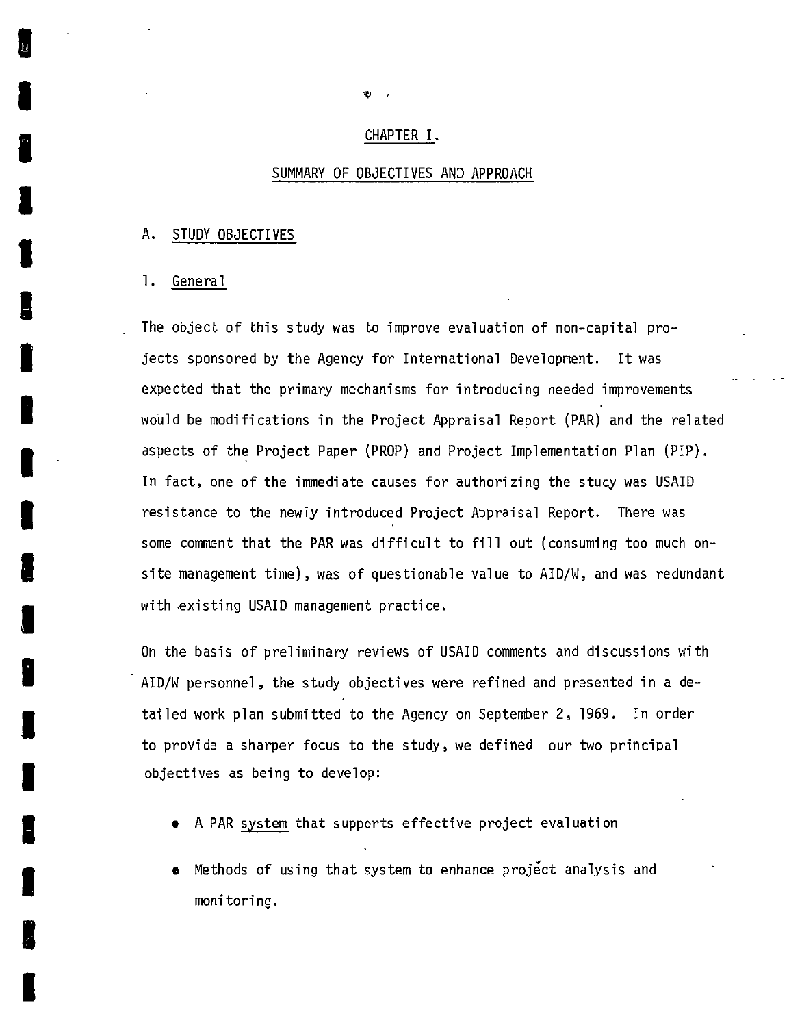# CHAPTER I.

## SUMMARY OF OBJECTIVES AND APPROACH

### A. STUDY OBJECTIVES

#### 1. General

The object of this study was to improve evaluation of non-capital projects sponsored by the Agency for International Development. It was expected that the primary mechanisms for introducing needed improvements would be modifications in the Project Appraisal Report (PAR) and the related aspects of the Project Paper (PROP) and Project Implementation Plan (PIP). In fact, one of the immediate causes for authorizing the study was USAID resistance to the newly introduced Project Appraisal Report. There was some comment that the PAR was difficult to fill out (consuming too much on-site management time), was of questionable value to AID/W, and was redundant with existing USAID management practice.

On the basis of preliminary reviews of USAID comments and discussions with AID/W personnel, the study objectives were refined and presented in a detailed work plan submitted to the Agency on September 2, 1969. In order to provide a sharper focus to the study, we defined our two principal objectives as being to develop:

- A PAR <u>system</u> that supports effective project evaluation
- Methods of using that system to enhance project analysis and monitoring.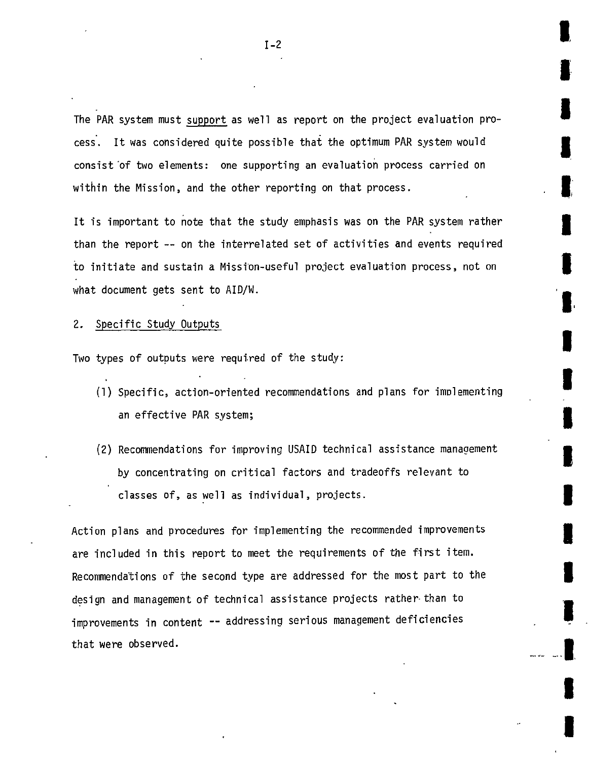The PAR system must support as well as report on the project evaluation process. It was considered quite possible that the optimum PAR system would consist of two elements: one supporting an evaluation process carried on within the Mission, and the other reporting on that process.

It is important to note that the study emphasis was on the PAR system rather than the report -- on the interrelated set of activities and events required to initiate and sustain a Mission-useful project evaluation process, not on what document gets sent to AID/W.

2. Specific Study Outputs

Two types of outputs were required of the study:

(1) Specific, action-oriented recommendations and plans for implementing an effective PAR system;

(2) Recommendations for improving USAID technical assistance management by concentrating on critical factors and tradeoffs relevant to classes of, as well as individual, projects.

Action plans and procedures for implementing the recommended improvements are included in this report to meet the requirements of the first item. Recommendations of the second type are addressed for the most part to the design and management of technical assistance projects rather than to improvements in content -- addressing serious management deficiencies that were observed.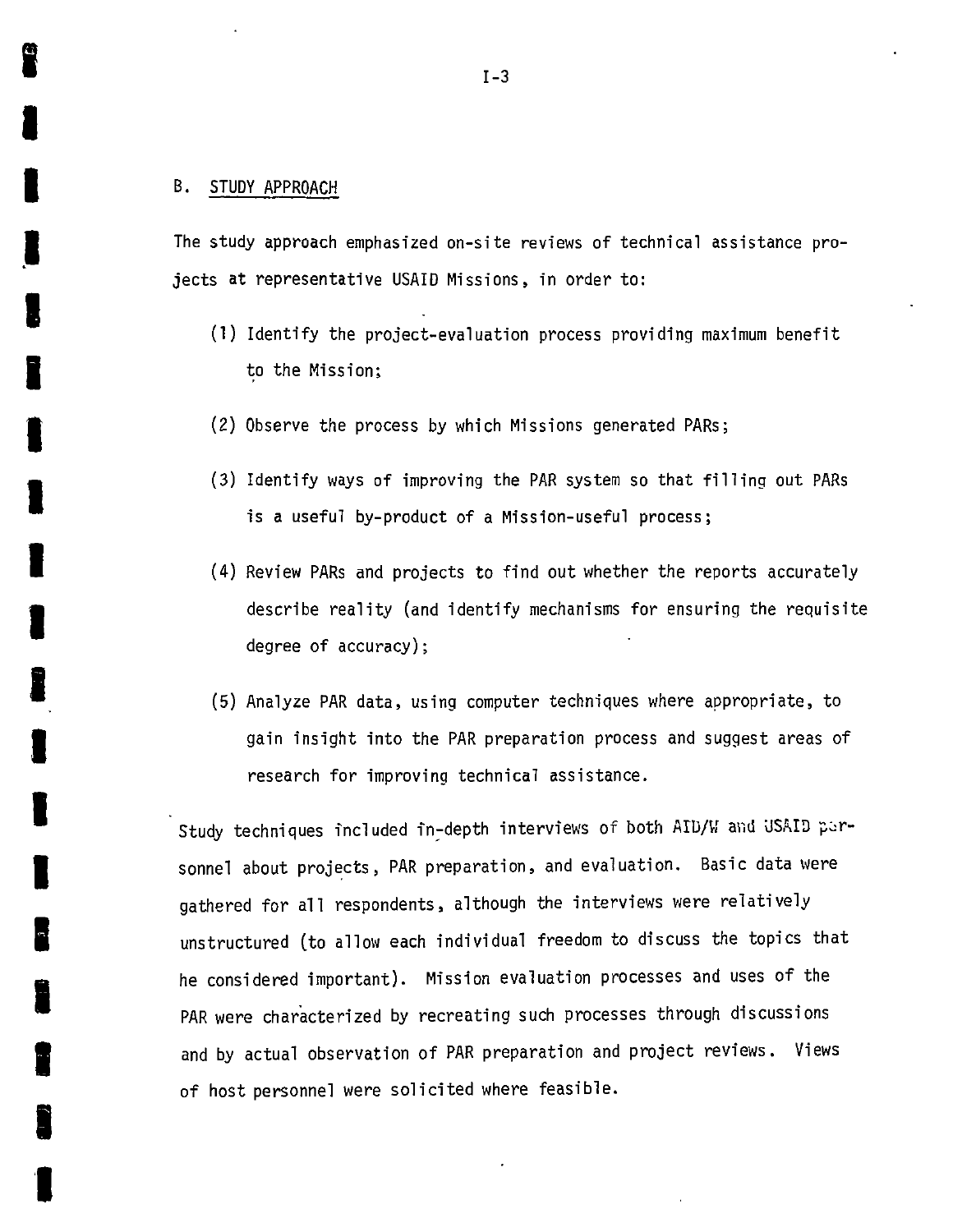## B. STUDY APPROACH

The study approach emphasized on-site reviews of technical assistance projects at representative USAID Missions, in order to:

(1) Identify the project-evaluation process providing maximum benefit to the Mission;

(2) Observe the process by which Missions generated PARs;

(3) Identify ways of improving the PAR system so that filling out PARs is a useful by-product of a Mission-useful process;

(4) Review PARs and projects to find out whether the reports accurately describe reality (and identify mechanisms for ensuring the requisite degree of accuracy);

(5) Analyze PAR data, using computer techniques where appropriate, to gain insight into the PAR preparation process and suggest areas of research for improving technical assistance.

Study techniques included in-depth interviews of both AID/W and USAID personnel about projects, PAR preparation, and evaluation. Basic data were gathered for all respondents, although the interviews were relatively unstructured (to allow each individual freedom to discuss the topics that he considered important). Mission evaluation processes and uses of the PAR were characterized by recreating such processes through discussions and by actual observation of PAR preparation and project reviews. Views of host personnel were solicited where feasible.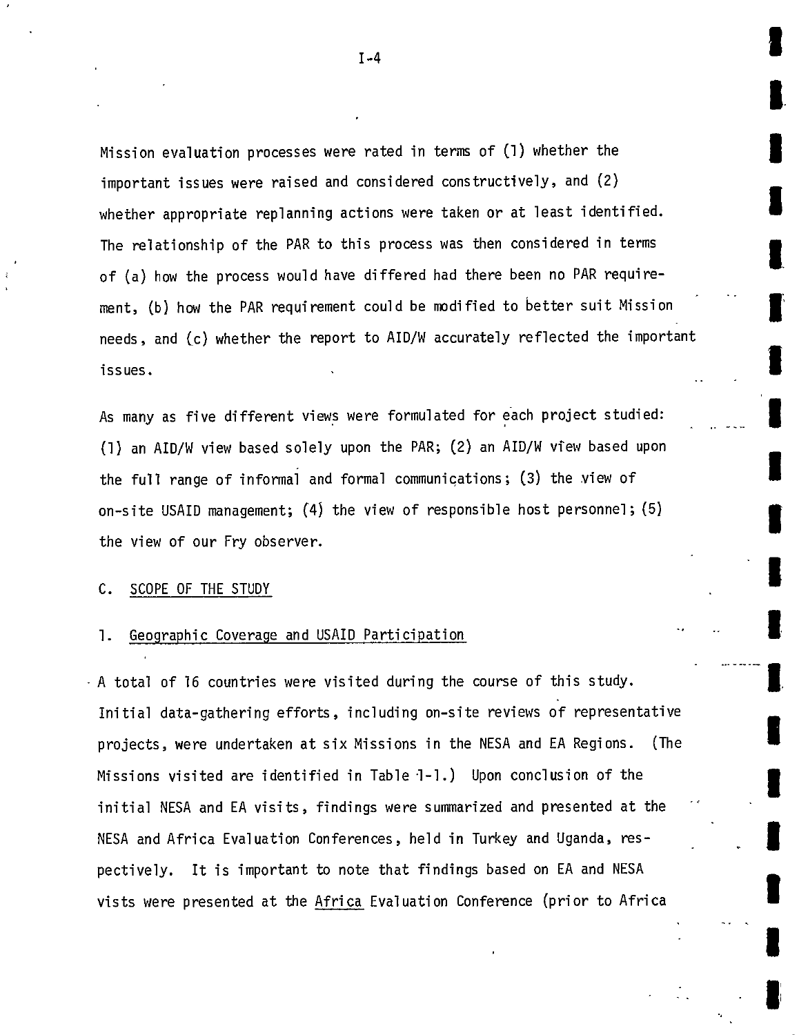Mission evaluation processes were rated in terms of (1) whether the important issues were raised and considered constructively, and (2) whether appropriate replanning actions were taken or at least identified. The relationship of the PAR to this process was then considered in terms of (a) how the process would have differed had there been no PAR requirement, (b) how the PAR requirement could be modified to better suit Mission needs, and (c) whether the report to AID/W accurately reflected the important issues.

As many as five different views were formulated for each project studied: (1) an AID/W view based solely upon the PAR; (2) an AID/W view based upon the full range of informal and formal communications; (3) the view of on-site USAID management; (4) the view of responsible host personnel; (5) the view of our Fry observer.

## C. SCOPE OF THE STUDY

### 1. Geographic Coverage and USAID Participation

A total of 16 countries were visited during the course of this study. Initial data-gathering efforts, including on-site reviews of representative projects, were undertaken at six Missions in the NESA and EA Regions. (The Missions visited are identified in Table 1-1.) Upon conclusion of the initial NESA and EA visits, findings were summarized and presented at the NESA and Africa Evaluation Conferences, held in Turkey and Uganda, respectively. It is important to note that findings based on EA and NESA vists were presented at the Africa Evaluation Conference (prior to Africa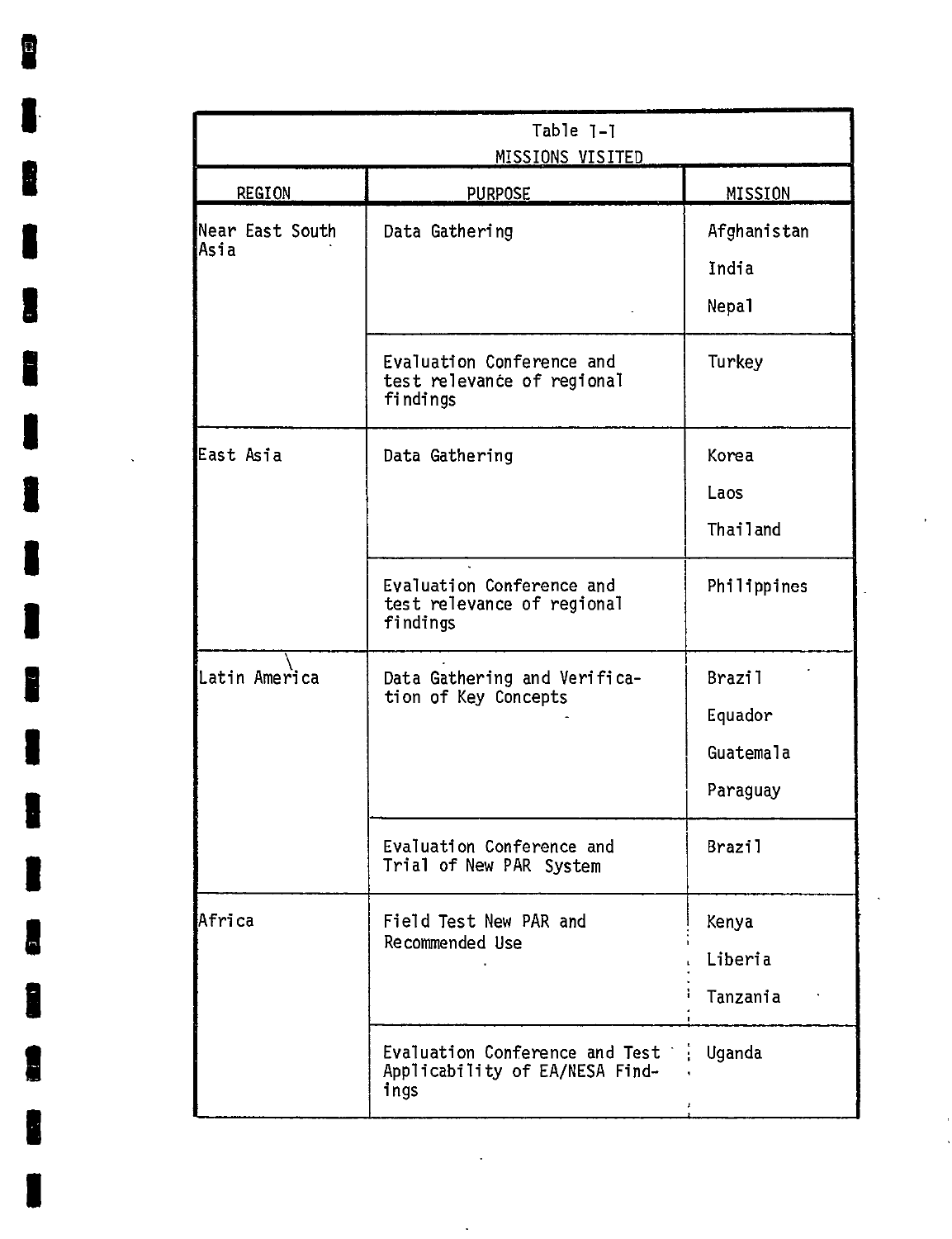Table 1-1

MISSIONS VISITED

| REGION | PURPOSE | MISSION |
|---|---|---|
| Near East South Asia | Data Gathering | Afghanistan<br>India<br>Nepal |
| | Evaluation Conference and test relevance of regional findings | Turkey |
| East Asia | Data Gathering | Korea<br>Laos<br>Thailand |
| | Evaluation Conference and test relevance of regional findings | Philippines |
| Latin America | Data Gathering and Verification of Key Concepts | Brazil<br>Equador<br>Guatemala<br>Paraguay |
| | Evaluation Conference and Trial of New PAR System | Brazil |
| Africa | Field Test New PAR and Recommended Use | Kenya<br>Liberia<br>Tanzania |
| | Evaluation Conference and Test Applicability of EA/NESA Findings | Uganda |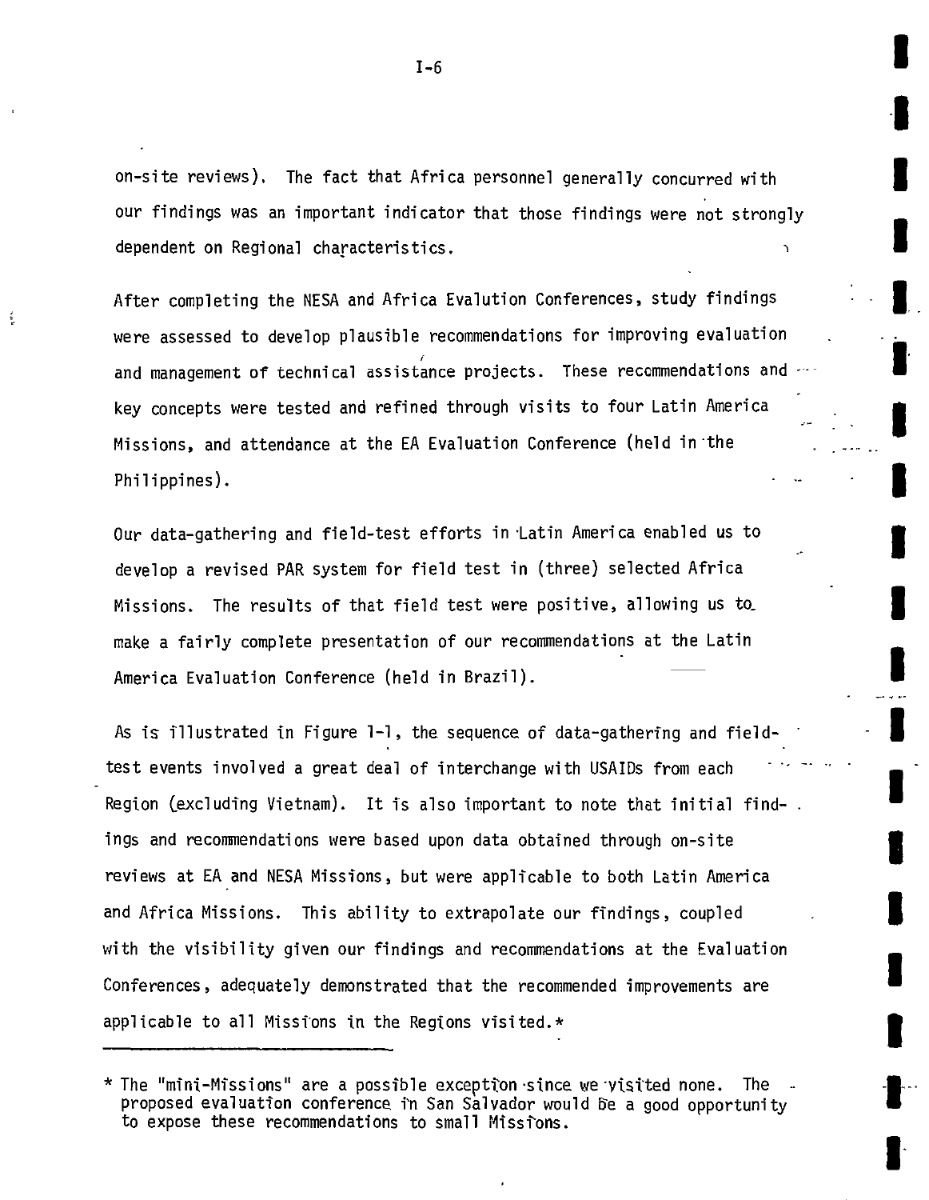on-site reviews). The fact that Africa personnel generally concurred with our findings was an important indicator that those findings were not strongly dependent on Regional characteristics.

After completing the NESA and Africa Evalution Conferences, study findings were assessed to develop plausible recommendations for improving evaluation and management of technical assistance projects. These recommendations and key concepts were tested and refined through visits to four Latin America Missions, and attendance at the EA Evaluation Conference (held in the Philippines).

Our data-gathering and field-test efforts in Latin America enabled us to develop a revised PAR system for field test in (three) selected Africa Missions. The results of that field test were positive, allowing us to make a fairly complete presentation of our recommendations at the Latin America Evaluation Conference (held in Brazil).

As is illustrated in Figure 1-1, the sequence of data-gathering and field-test events involved a great deal of interchange with USAIDs from each Region (excluding Vietnam). It is also important to note that initial findings and recommendations were based upon data obtained through on-site reviews at EA and NESA Missions, but were applicable to both Latin America and Africa Missions. This ability to extrapolate our findings, coupled with the visibility given our findings and recommendations at the Evaluation Conferences, adequately demonstrated that the recommended improvements are applicable to all Missions in the Regions visited.*

---

* The "mini-Missions" are a possible exception since we visited none. The proposed evaluation conference in San Salvador would be a good opportunity to expose these recommendations to small Missions.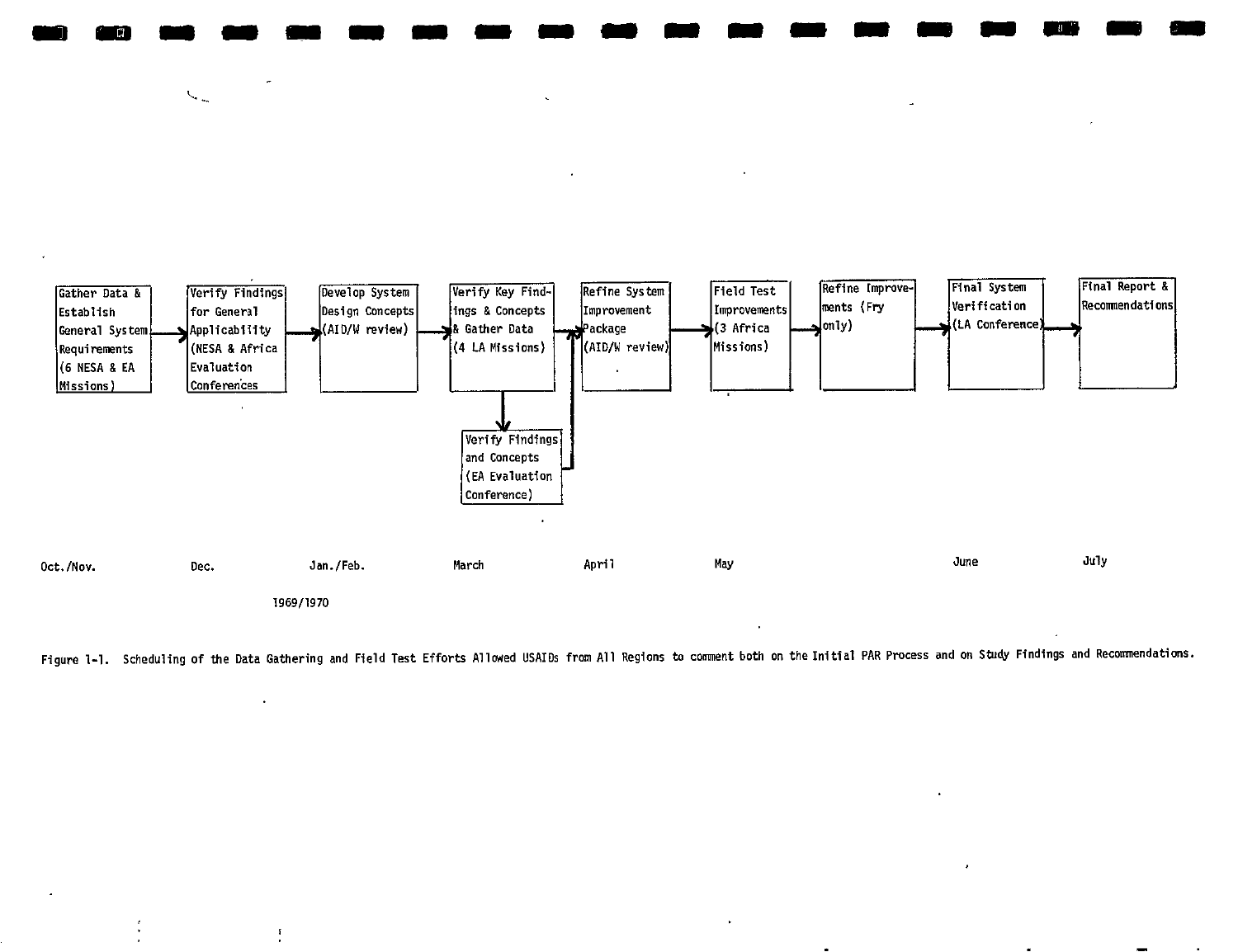Gather Data & Establish General System Requirements (6 NESA & EA Missions) → Verify Findings for General Applicability (NESA & Africa Evaluation Conferences → Develop System Design Concepts (AID/W review) → Verify Key Findings & Concepts & Gather Data (4 LA Missions) → Refine System Improvement Package (AID/W review) → Field Test Improvements (3 Africa Missions) → Refine Improvements (Fry only) → Final System Verification (LA Conference) → Final Report & Recommendations

Verify Key Findings & Concepts & Gather Data (4 LA Missions) → Verify Findings and Concepts (EA Evaluation Conference) → Refine System Improvement Package (AID/W review)

| Oct./Nov. | Dec. | Jan./Feb. | March | April | May | June | July |
|---|---|---|---|---|---|---|---|

1969/1970

Figure 1-1. Scheduling of the Data Gathering and Field Test Efforts Allowed USAIDs from All Regions to comment both on the Initial PAR Process and on Study Findings and Recommendations.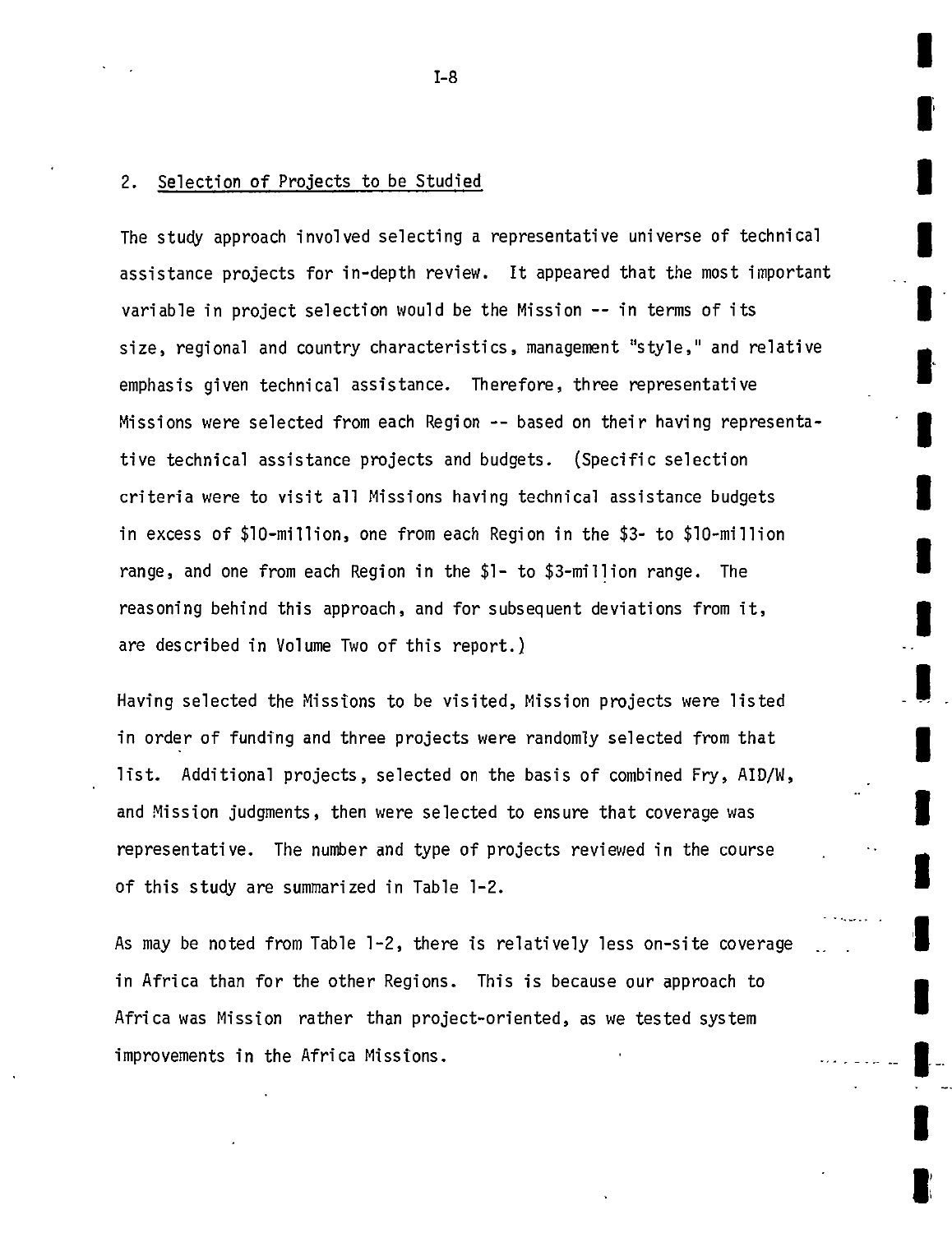## 2. Selection of Projects to be Studied

The study approach involved selecting a representative universe of technical assistance projects for in-depth review. It appeared that the most important variable in project selection would be the Mission -- in terms of its size, regional and country characteristics, management "style," and relative emphasis given technical assistance. Therefore, three representative Missions were selected from each Region -- based on their having representative technical assistance projects and budgets. (Specific selection criteria were to visit all Missions having technical assistance budgets in excess of $10-million, one from each Region in the $3- to $10-million range, and one from each Region in the $1- to $3-million range. The reasoning behind this approach, and for subsequent deviations from it, are described in Volume Two of this report.)

Having selected the Missions to be visited, Mission projects were listed in order of funding and three projects were randomly selected from that list. Additional projects, selected on the basis of combined Fry, AID/W, and Mission judgments, then were selected to ensure that coverage was representative. The number and type of projects reviewed in the course of this study are summarized in Table 1-2.

As may be noted from Table 1-2, there is relatively less on-site coverage in Africa than for the other Regions. This is because our approach to Africa was Mission rather than project-oriented, as we tested system improvements in the Africa Missions.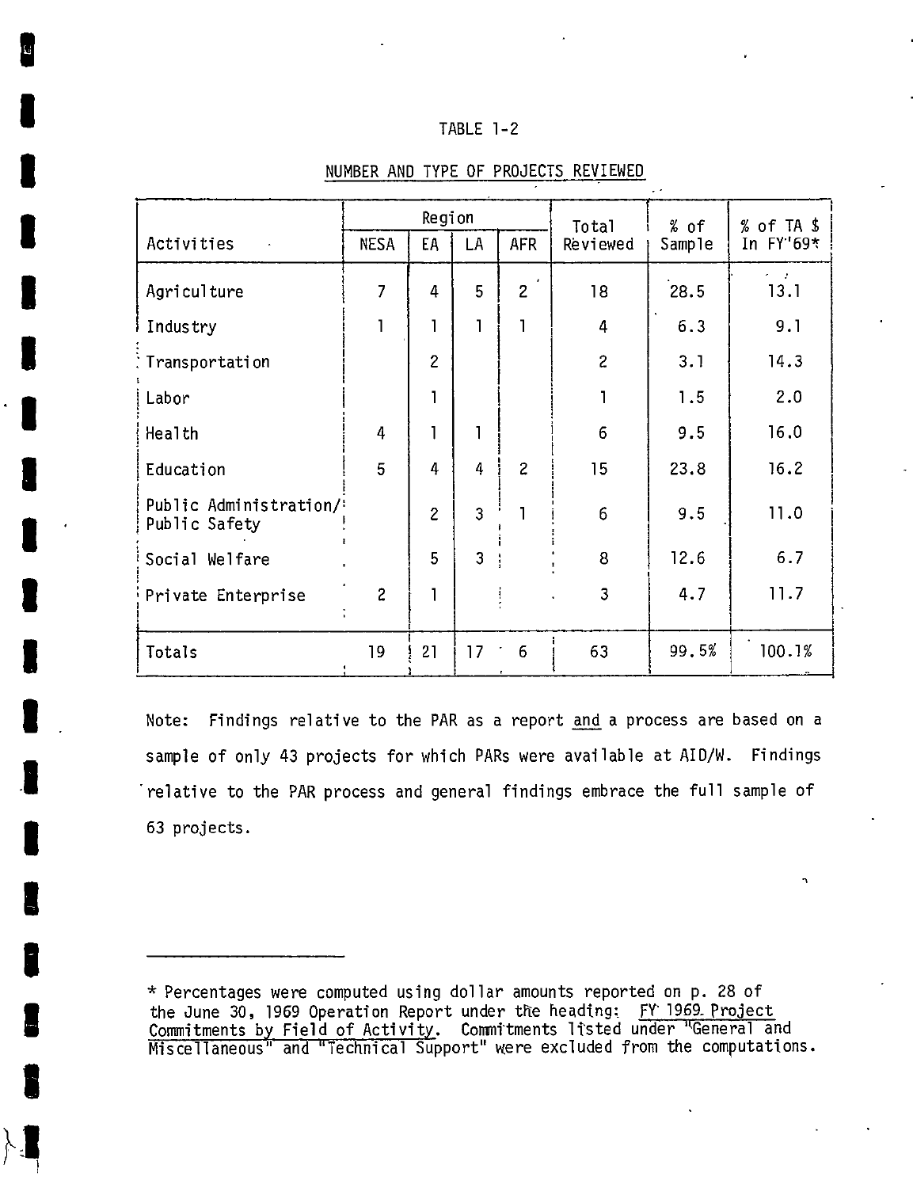TABLE 1-2

NUMBER AND TYPE OF PROJECTS REVIEWED

| Activities | Region | | | | Total Reviewed | % of Sample | % of TA $ In FY'69* |
|---|---|---|---|---|---|---|---|
| | NESA | EA | LA | AFR | | | |
| Agriculture | 7 | 4 | 5 | 2 | 18 | 28.5 | 13.1 |
| Industry | 1 | 1 | 1 | 1 | 4 | 6.3 | 9.1 |
| Transportation | | 2 | | | 2 | 3.1 | 14.3 |
| Labor | | 1 | | | 1 | 1.5 | 2.0 |
| Health | 4 | 1 | 1 | | 6 | 9.5 | 16.0 |
| Education | 5 | 4 | 4 | 2 | 15 | 23.8 | 16.2 |
| Public Administration/ Public Safety | | 2 | 3 | 1 | 6 | 9.5 | 11.0 |
| Social Welfare | | 5 | 3 | | 8 | 12.6 | 6.7 |
| Private Enterprise | 2 | 1 | | | 3 | 4.7 | 11.7 |
| Totals | 19 | 21 | 17 | 6 | 63 | 99.5% | 100.1% |

Note: Findings relative to the PAR as a report and a process are based on a sample of only 43 projects for which PARs were available at AID/W. Findings relative to the PAR process and general findings embrace the full sample of 63 projects.

---

* Percentages were computed using dollar amounts reported on p. 28 of the June 30, 1969 Operation Report under the heading: FY 1969 Project Commitments by Field of Activity. Commitments listed under "General and Miscellaneous" and "Technical Support" were excluded from the computations.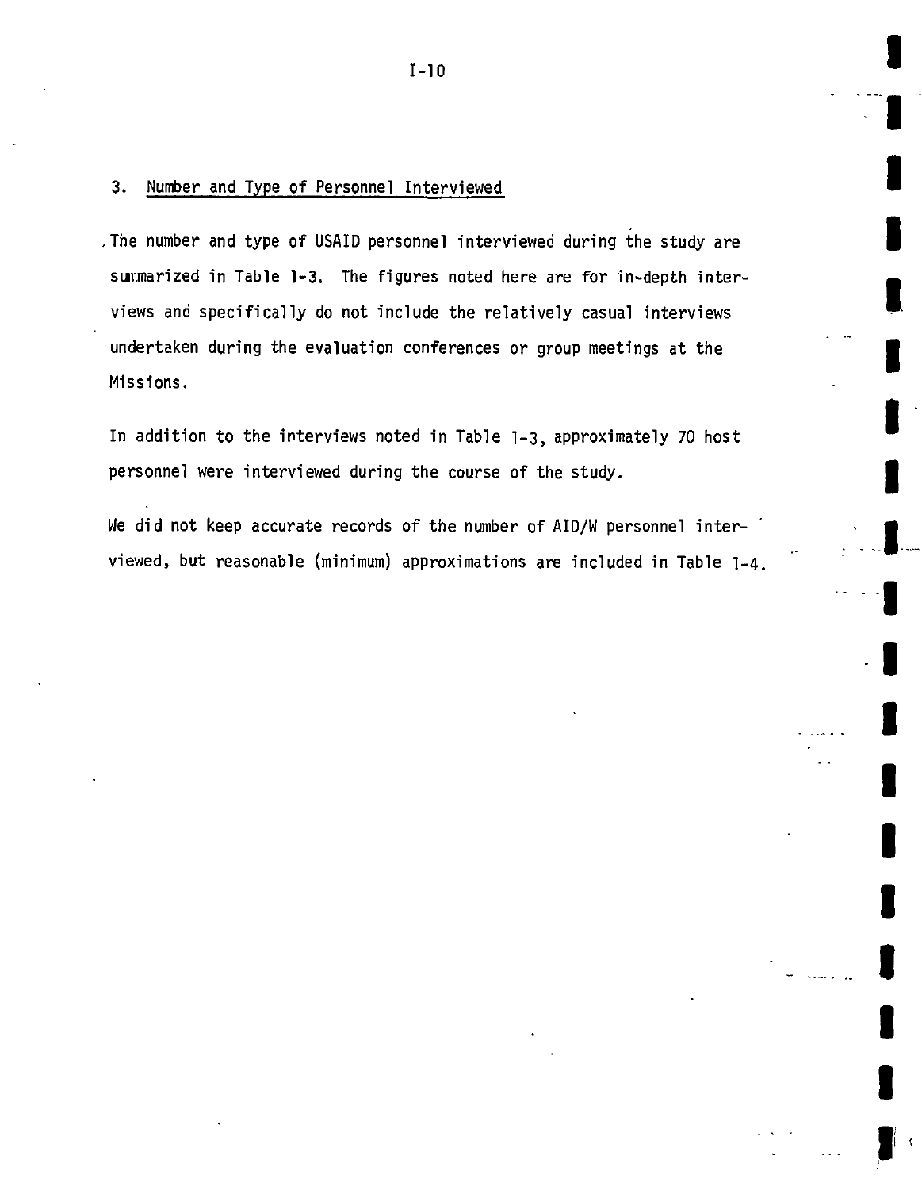### 3. Number and Type of Personnel Interviewed

The number and type of USAID personnel interviewed during the study are summarized in Table 1-3. The figures noted here are for in-depth interviews and specifically do not include the relatively casual interviews undertaken during the evaluation conferences or group meetings at the Missions.

In addition to the interviews noted in Table 1-3, approximately 70 host personnel were interviewed during the course of the study.

We did not keep accurate records of the number of AID/W personnel interviewed, but reasonable (minimum) approximations are included in Table 1-4.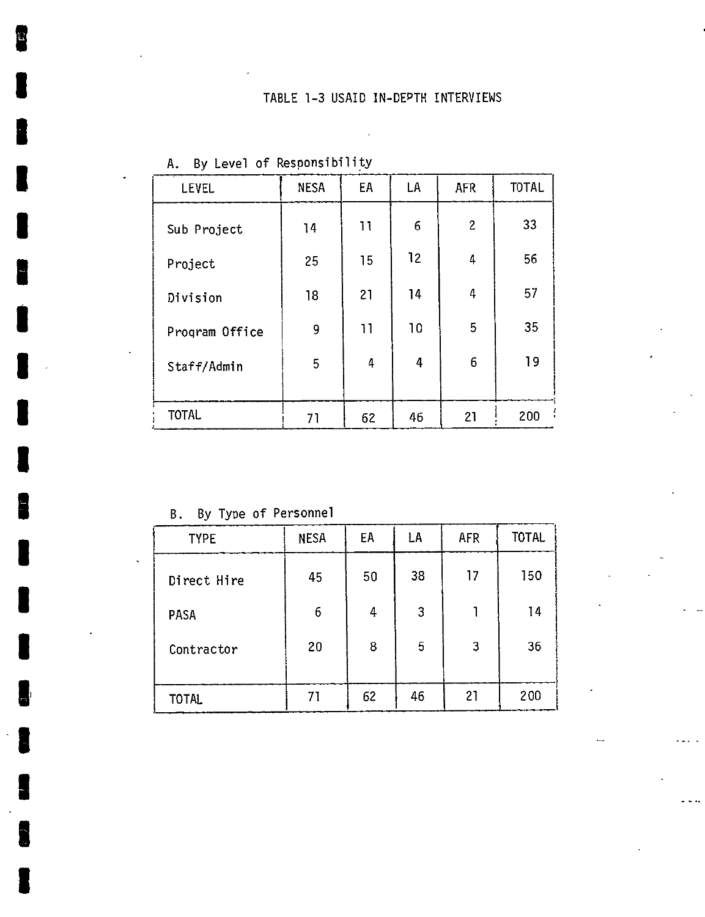# TABLE 1-3 USAID IN-DEPTH INTERVIEWS

A. By Level of Responsibility

| LEVEL | NESA | EA | LA | AFR | TOTAL |
|---|---|---|---|---|---|
| Sub Project | 14 | 11 | 6 | 2 | 33 |
| Project | 25 | 15 | 12 | 4 | 56 |
| Division | 18 | 21 | 14 | 4 | 57 |
| Program Office | 9 | 11 | 10 | 5 | 35 |
| Staff/Admin | 5 | 4 | 4 | 6 | 19 |
| TOTAL | 71 | 62 | 46 | 21 | 200 |

B. By Type of Personnel

| TYPE | NESA | EA | LA | AFR | TOTAL |
|---|---|---|---|---|---|
| Direct Hire | 45 | 50 | 38 | 17 | 150 |
| PASA | 6 | 4 | 3 | 1 | 14 |
| Contractor | 20 | 8 | 5 | 3 | 36 |
| TOTAL | 71 | 62 | 46 | 21 | 200 |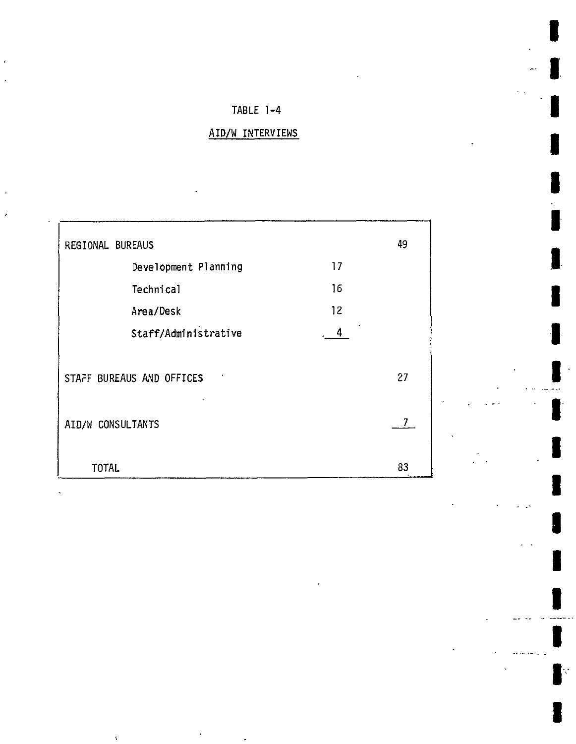TABLE 1-4

AID/W INTERVIEWS

| | | |
|---|---|---|
| REGIONAL BUREAUS | | 49 |
| Development Planning | 17 | |
| Technical | 16 | |
| Area/Desk | 12 | |
| Staff/Administrative | 4 | |
| STAFF BUREAUS AND OFFICES | | 27 |
| AID/W CONSULTANTS | | 7 |
| TOTAL | | 83 |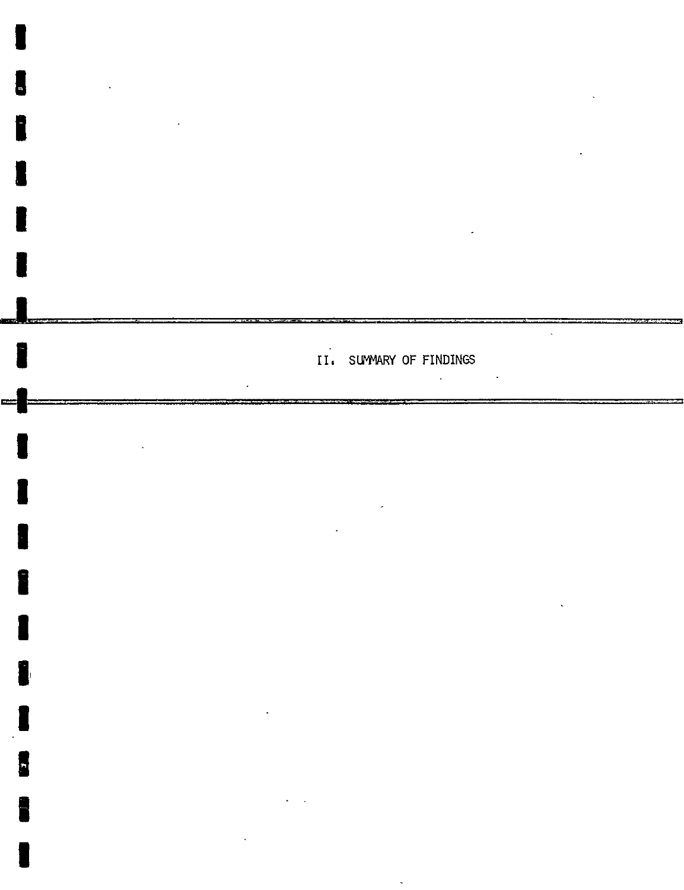## II. SUMMARY OF FINDINGS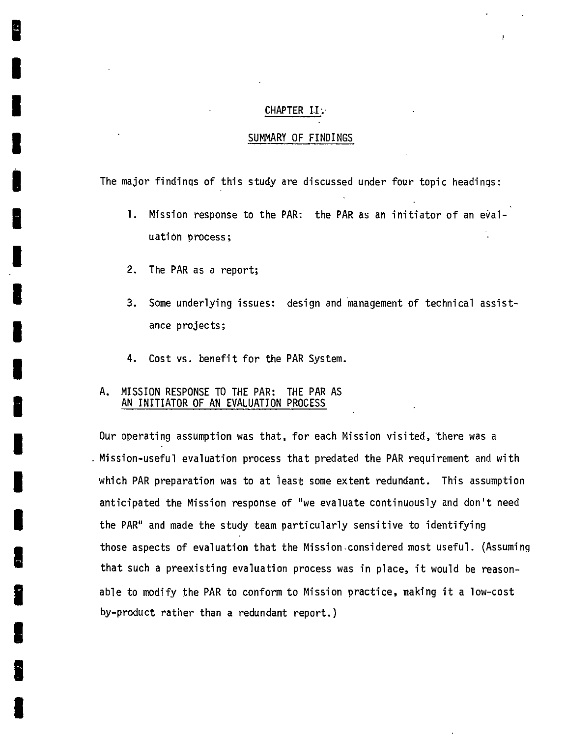# CHAPTER II

## SUMMARY OF FINDINGS

The major findings of this study are discussed under four topic headings:

1. Mission response to the PAR: the PAR as an initiator of an evaluation process;
2. The PAR as a report;
3. Some underlying issues: design and management of technical assistance projects;
4. Cost vs. benefit for the PAR System.

### A. MISSION RESPONSE TO THE PAR: THE PAR AS AN INITIATOR OF AN EVALUATION PROCESS

Our operating assumption was that, for each Mission visited, there was a Mission-useful evaluation process that predated the PAR requirement and with which PAR preparation was to at least some extent redundant. This assumption anticipated the Mission response of "we evaluate continuously and don't need the PAR" and made the study team particularly sensitive to identifying those aspects of evaluation that the Mission considered most useful. (Assuming that such a preexisting evaluation process was in place, it would be reasonable to modify the PAR to conform to Mission practice, making it a low-cost by-product rather than a redundant report.)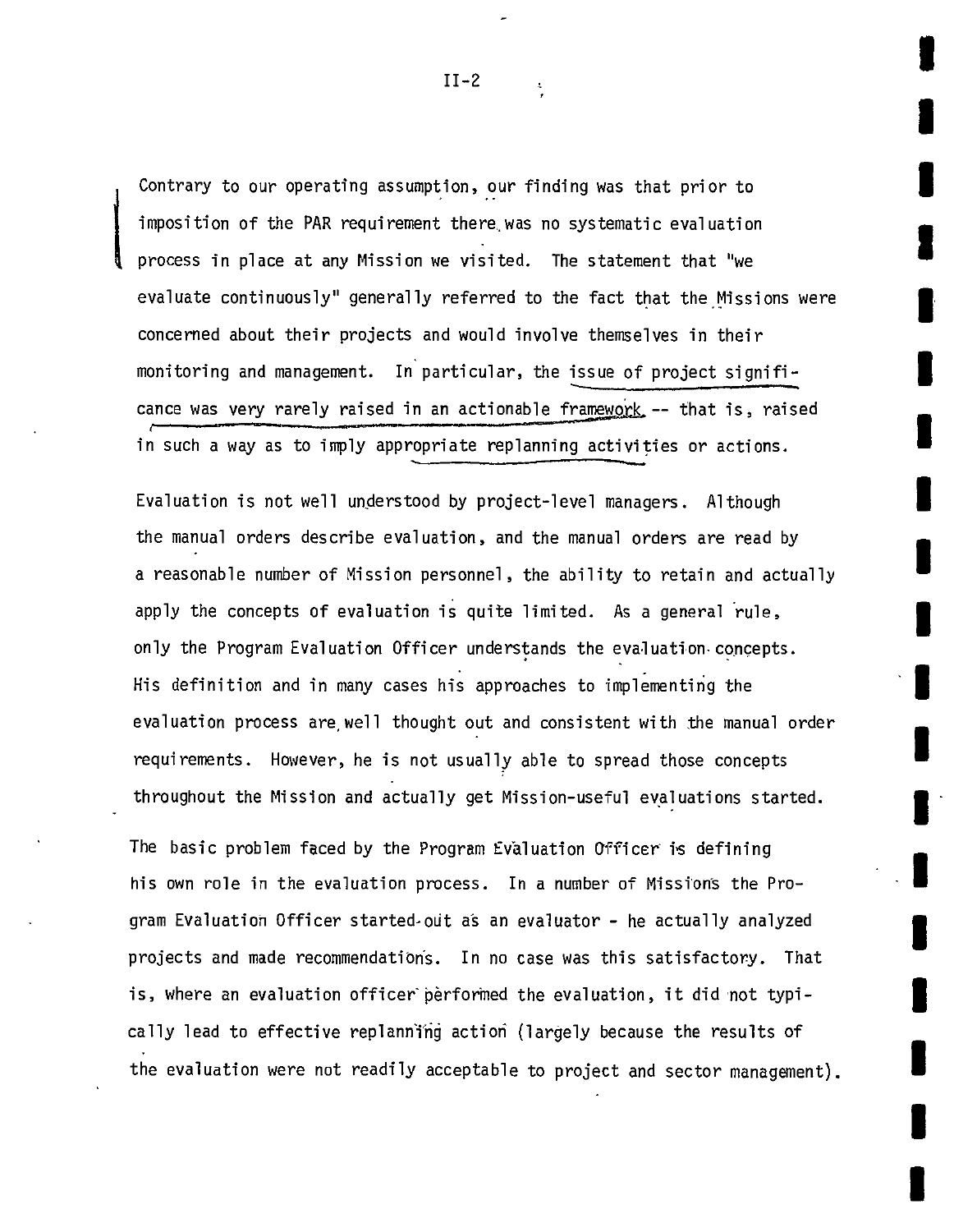Contrary to our operating assumption, our finding was that prior to imposition of the PAR requirement there was no systematic evaluation process in place at any Mission we visited. The statement that "we evaluate continuously" generally referred to the fact that the Missions were concerned about their projects and would involve themselves in their monitoring and management. In particular, the issue of project significance was very rarely raised in an actionable framework -- that is, raised in such a way as to imply appropriate replanning activities or actions.

Evaluation is not well understood by project-level managers. Although the manual orders describe evaluation, and the manual orders are read by a reasonable number of Mission personnel, the ability to retain and actually apply the concepts of evaluation is quite limited. As a general rule, only the Program Evaluation Officer understands the evaluation concepts. His definition and in many cases his approaches to implementing the evaluation process are well thought out and consistent with the manual order requirements. However, he is not usually able to spread those concepts throughout the Mission and actually get Mission-useful evaluations started.

The basic problem faced by the Program Evaluation Officer is defining his own role in the evaluation process. In a number of Missions the Program Evaluation Officer started out as an evaluator - he actually analyzed projects and made recommendations. In no case was this satisfactory. That is, where an evaluation officer performed the evaluation, it did not typically lead to effective replanning action (largely because the results of the evaluation were not readily acceptable to project and sector management).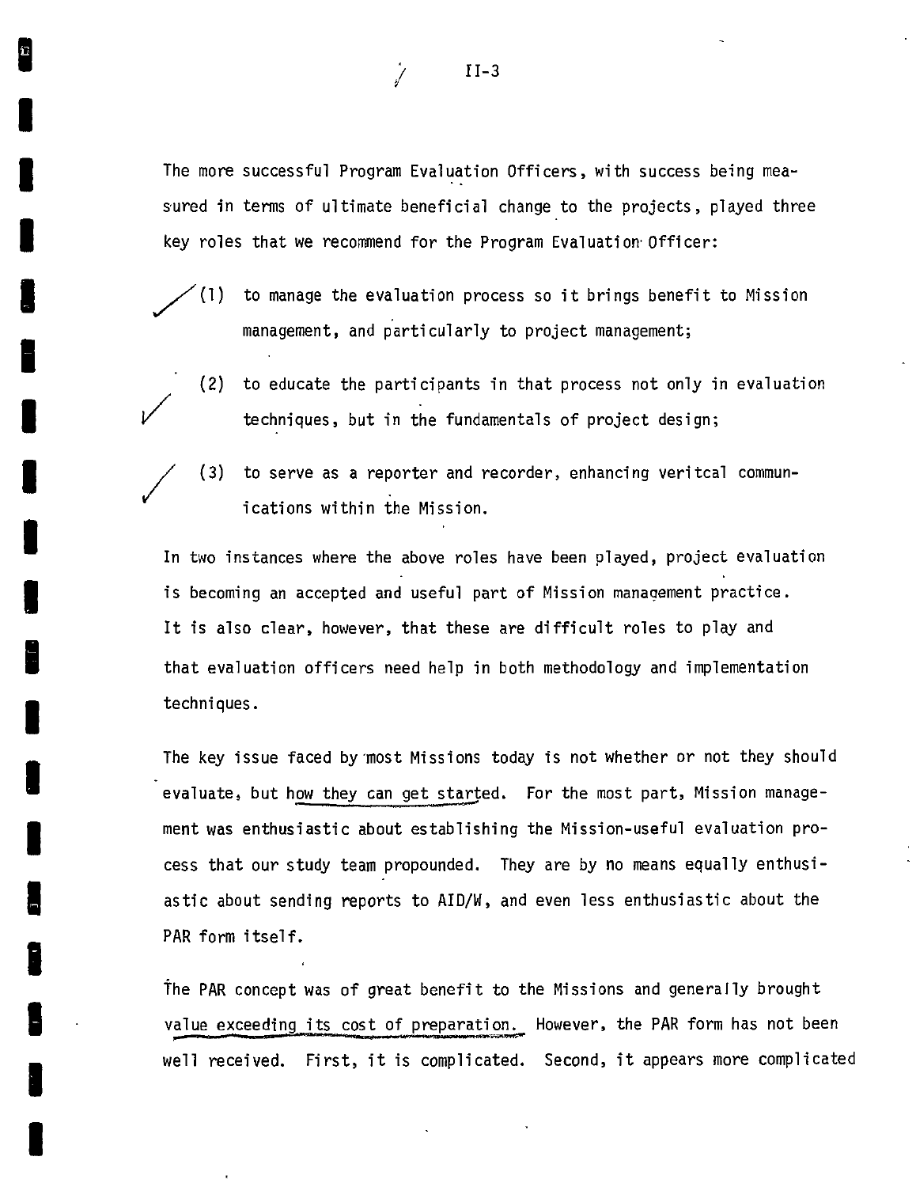The more successful Program Evaluation Officers, with success being measured in terms of ultimate beneficial change to the projects, played three key roles that we recommend for the Program Evaluation Officer:

(1) to manage the evaluation process so it brings benefit to Mission management, and particularly to project management;

(2) to educate the participants in that process not only in evaluation techniques, but in the fundamentals of project design;

(3) to serve as a reporter and recorder, enhancing veritcal communications within the Mission.

In two instances where the above roles have been played, project evaluation is becoming an accepted and useful part of Mission management practice. It is also clear, however, that these are difficult roles to play and that evaluation officers need help in both methodology and implementation techniques.

The key issue faced by most Missions today is not whether or not they should evaluate, but how they can get started. For the most part, Mission management was enthusiastic about establishing the Mission-useful evaluation process that our study team propounded. They are by no means equally enthusiastic about sending reports to AID/W, and even less enthusiastic about the PAR form itself.

The PAR concept was of great benefit to the Missions and generally brought value exceeding its cost of preparation. However, the PAR form has not been well received. First, it is complicated. Second, it appears more complicated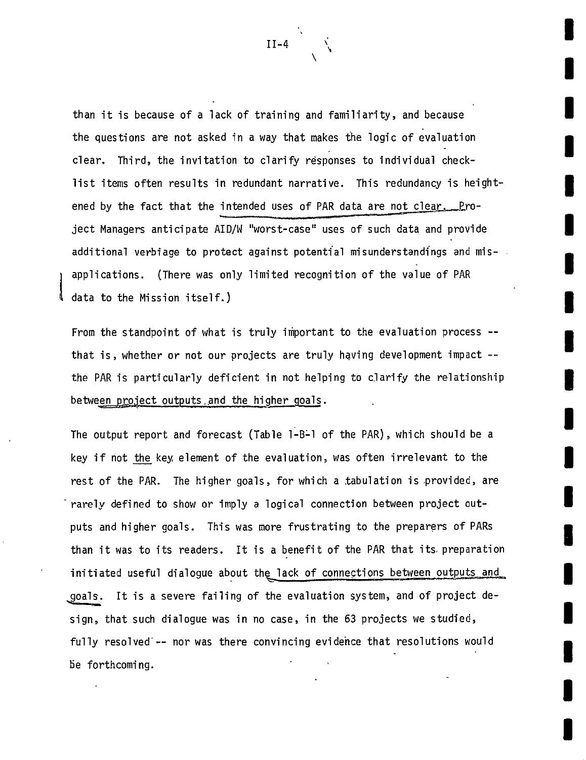than it is because of a lack of training and familiarity, and because the questions are not asked in a way that makes the logic of evaluation clear. Third, the invitation to clarify responses to individual checklist items often results in redundant narrative. This redundancy is heightened by the fact that the intended uses of PAR data are not clear. Project Managers anticipate AID/W "worst-case" uses of such data and provide additional verbiage to protect against potential misunderstandings and misapplications. (There was only limited recognition of the value of PAR data to the Mission itself.)

From the standpoint of what is truly important to the evaluation process -- that is, whether or not our projects are truly having development impact -- the PAR is particularly deficient in not helping to clarify the relationship between project outputs and the higher goals.

The output report and forecast (Table 1-B-1 of the PAR), which should be a key if not the key element of the evaluation, was often irrelevant to the rest of the PAR. The higher goals, for which a tabulation is provided, are rarely defined to show or imply a logical connection between project outputs and higher goals. This was more frustrating to the preparers of PARs than it was to its readers. It is a benefit of the PAR that its preparation initiated useful dialogue about the lack of connections between outputs and goals. It is a severe failing of the evaluation system, and of project design, that such dialogue was in no case, in the 63 projects we studied, fully resolved -- nor was there convincing evidence that resolutions would be forthcoming.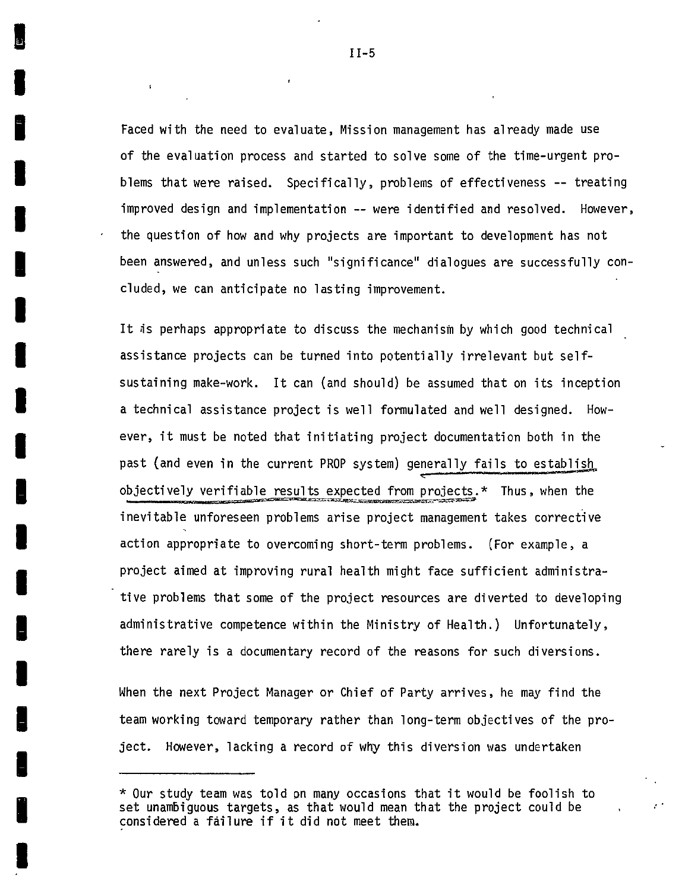Faced with the need to evaluate, Mission management has already made use of the evaluation process and started to solve some of the time-urgent problems that were raised. Specifically, problems of effectiveness -- treating improved design and implementation -- were identified and resolved. However, the question of how and why projects are important to development has not been answered, and unless such "significance" dialogues are successfully concluded, we can anticipate no lasting improvement.

It is perhaps appropriate to discuss the mechanism by which good technical assistance projects can be turned into potentially irrelevant but self-sustaining make-work. It can (and should) be assumed that on its inception a technical assistance project is well formulated and well designed. However, it must be noted that initiating project documentation both in the past (and even in the current PROP system) generally fails to establish objectively verifiable results expected from projects.* Thus, when the inevitable unforeseen problems arise project management takes corrective action appropriate to overcoming short-term problems. (For example, a project aimed at improving rural health might face sufficient administrative problems that some of the project resources are diverted to developing administrative competence within the Ministry of Health.) Unfortunately, there rarely is a documentary record of the reasons for such diversions.

When the next Project Manager or Chief of Party arrives, he may find the team working toward temporary rather than long-term objectives of the project. However, lacking a record of why this diversion was undertaken

---

* Our study team was told on many occasions that it would be foolish to set unambiguous targets, as that would mean that the project could be considered a failure if it did not meet them.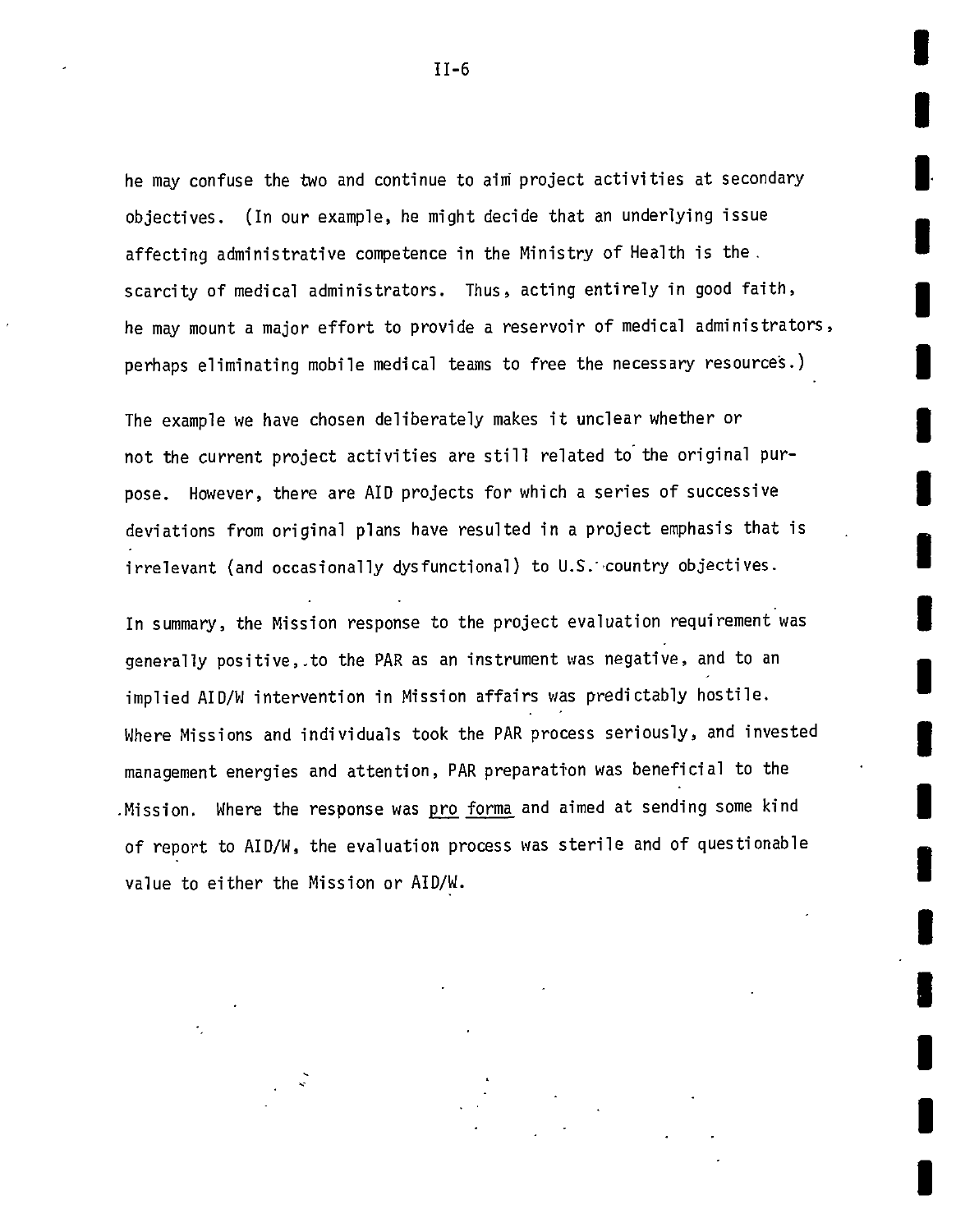he may confuse the two and continue to aim project activities at secondary objectives. (In our example, he might decide that an underlying issue affecting administrative competence in the Ministry of Health is the scarcity of medical administrators. Thus, acting entirely in good faith, he may mount a major effort to provide a reservoir of medical administrators, perhaps eliminating mobile medical teams to free the necessary resources.)

The example we have chosen deliberately makes it unclear whether or not the current project activities are still related to the original purpose. However, there are AID projects for which a series of successive deviations from original plans have resulted in a project emphasis that is irrelevant (and occasionally dysfunctional) to U.S. country objectives.

In summary, the Mission response to the project evaluation requirement was generally positive, to the PAR as an instrument was negative, and to an implied AID/W intervention in Mission affairs was predictably hostile. Where Missions and individuals took the PAR process seriously, and invested management energies and attention, PAR preparation was beneficial to the Mission. Where the response was pro forma and aimed at sending some kind of report to AID/W, the evaluation process was sterile and of questionable value to either the Mission or AID/W.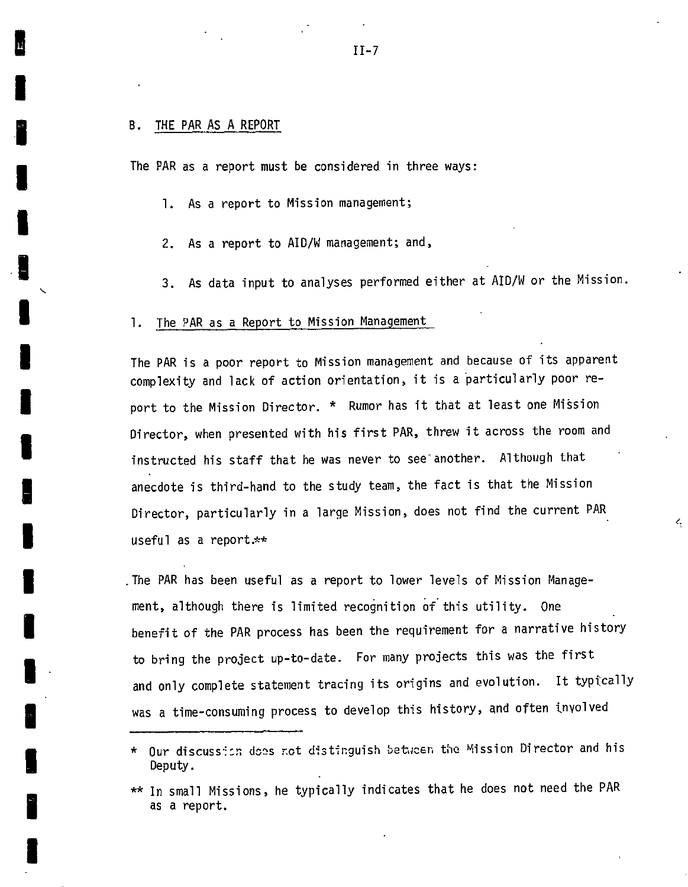## B. THE PAR AS A REPORT

The PAR as a report must be considered in three ways:

1. As a report to Mission management;
2. As a report to AID/W management; and,
3. As data input to analyses performed either at AID/W or the Mission.

### 1. The PAR as a Report to Mission Management

The PAR is a poor report to Mission management and because of its apparent complexity and lack of action orientation, it is a particularly poor report to the Mission Director. * Rumor has it that at least one Mission Director, when presented with his first PAR, threw it across the room and instructed his staff that he was never to see another. Although that anecdote is third-hand to the study team, the fact is that the Mission Director, particularly in a large Mission, does not find the current PAR useful as a report.**

The PAR has been useful as a report to lower levels of Mission Management, although there is limited recognition of this utility. One benefit of the PAR process has been the requirement for a narrative history to bring the project up-to-date. For many projects this was the first and only complete statement tracing its origins and evolution. It typically was a time-consuming process to develop this history, and often involved

---

\* Our discussion does not distinguish between the Mission Director and his Deputy.

\*\* In small Missions, he typically indicates that he does not need the PAR as a report.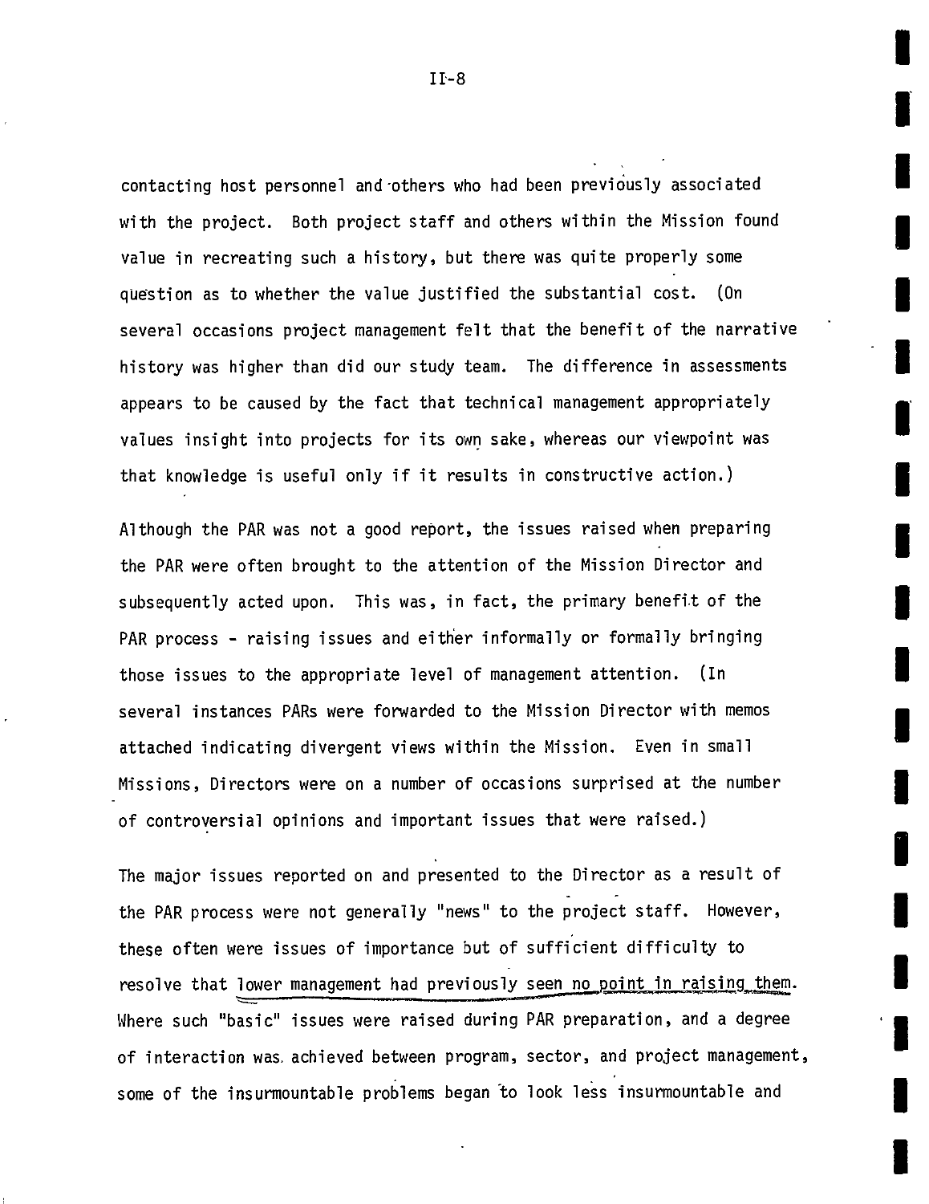contacting host personnel and others who had been previously associated with the project. Both project staff and others within the Mission found value in recreating such a history, but there was quite properly some question as to whether the value justified the substantial cost. (On several occasions project management felt that the benefit of the narrative history was higher than did our study team. The difference in assessments appears to be caused by the fact that technical management appropriately values insight into projects for its own sake, whereas our viewpoint was that knowledge is useful only if it results in constructive action.)

Although the PAR was not a good report, the issues raised when preparing the PAR were often brought to the attention of the Mission Director and subsequently acted upon. This was, in fact, the primary benefit of the PAR process - raising issues and either informally or formally bringing those issues to the appropriate level of management attention. (In several instances PARs were forwarded to the Mission Director with memos attached indicating divergent views within the Mission. Even in small Missions, Directors were on a number of occasions surprised at the number of controversial opinions and important issues that were raised.)

The major issues reported on and presented to the Director as a result of the PAR process were not generally "news" to the project staff. However, these often were issues of importance but of sufficient difficulty to resolve that lower management had previously seen no point in raising them. Where such "basic" issues were raised during PAR preparation, and a degree of interaction was achieved between program, sector, and project management, some of the insurmountable problems began to look less insurmountable and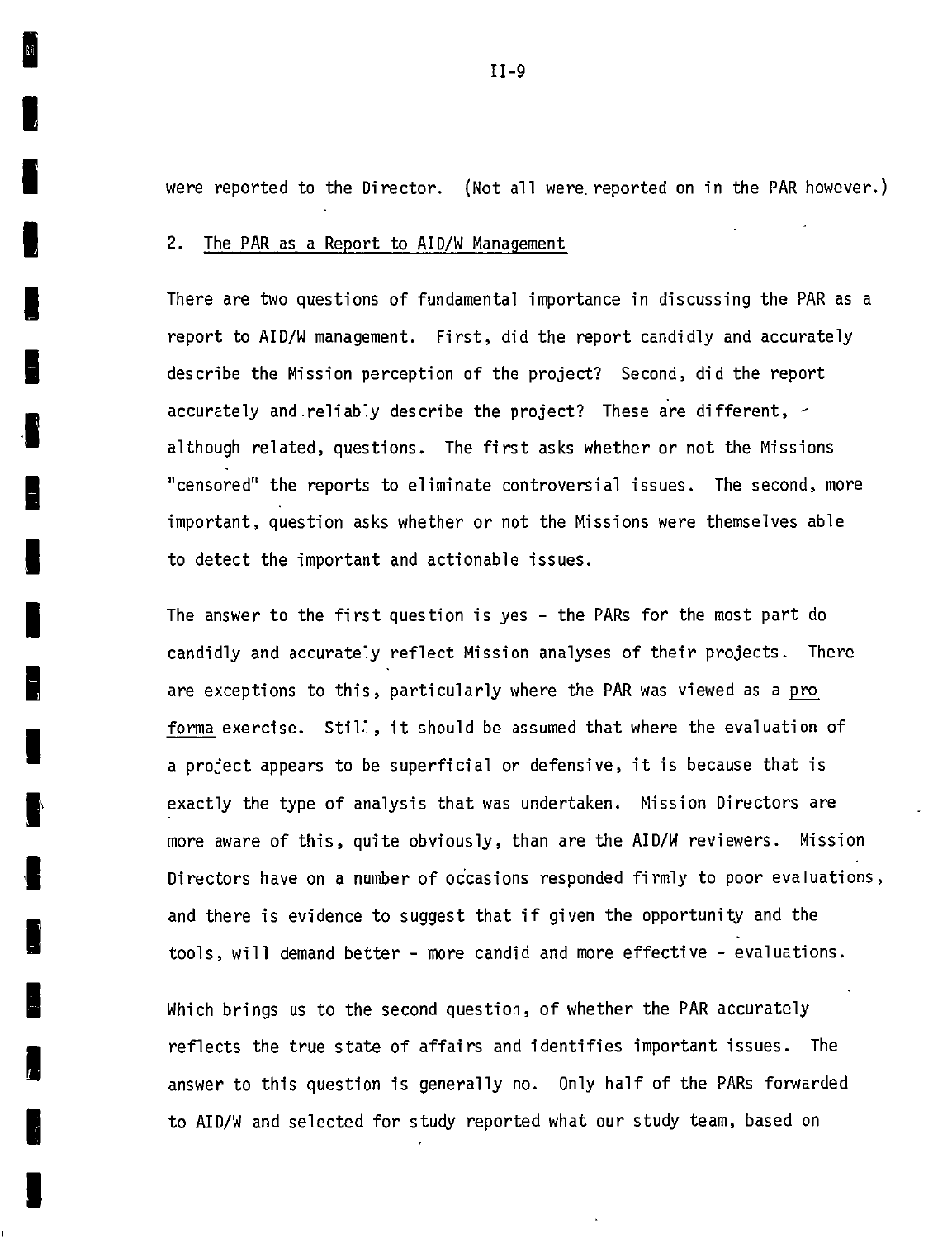were reported to the Director. (Not all were reported on in the PAR however.)

## 2. The PAR as a Report to AID/W Management

There are two questions of fundamental importance in discussing the PAR as a report to AID/W management. First, did the report candidly and accurately describe the Mission perception of the project? Second, did the report accurately and reliably describe the project? These are different, although related, questions. The first asks whether or not the Missions "censored" the reports to eliminate controversial issues. The second, more important, question asks whether or not the Missions were themselves able to detect the important and actionable issues.

The answer to the first question is yes - the PARs for the most part do candidly and accurately reflect Mission analyses of their projects. There are exceptions to this, particularly where the PAR was viewed as a pro forma exercise. Still, it should be assumed that where the evaluation of a project appears to be superficial or defensive, it is because that is exactly the type of analysis that was undertaken. Mission Directors are more aware of this, quite obviously, than are the AID/W reviewers. Mission Directors have on a number of occasions responded firmly to poor evaluations, and there is evidence to suggest that if given the opportunity and the tools, will demand better - more candid and more effective - evaluations.

Which brings us to the second question, of whether the PAR accurately reflects the true state of affairs and identifies important issues. The answer to this question is generally no. Only half of the PARs forwarded to AID/W and selected for study reported what our study team, based on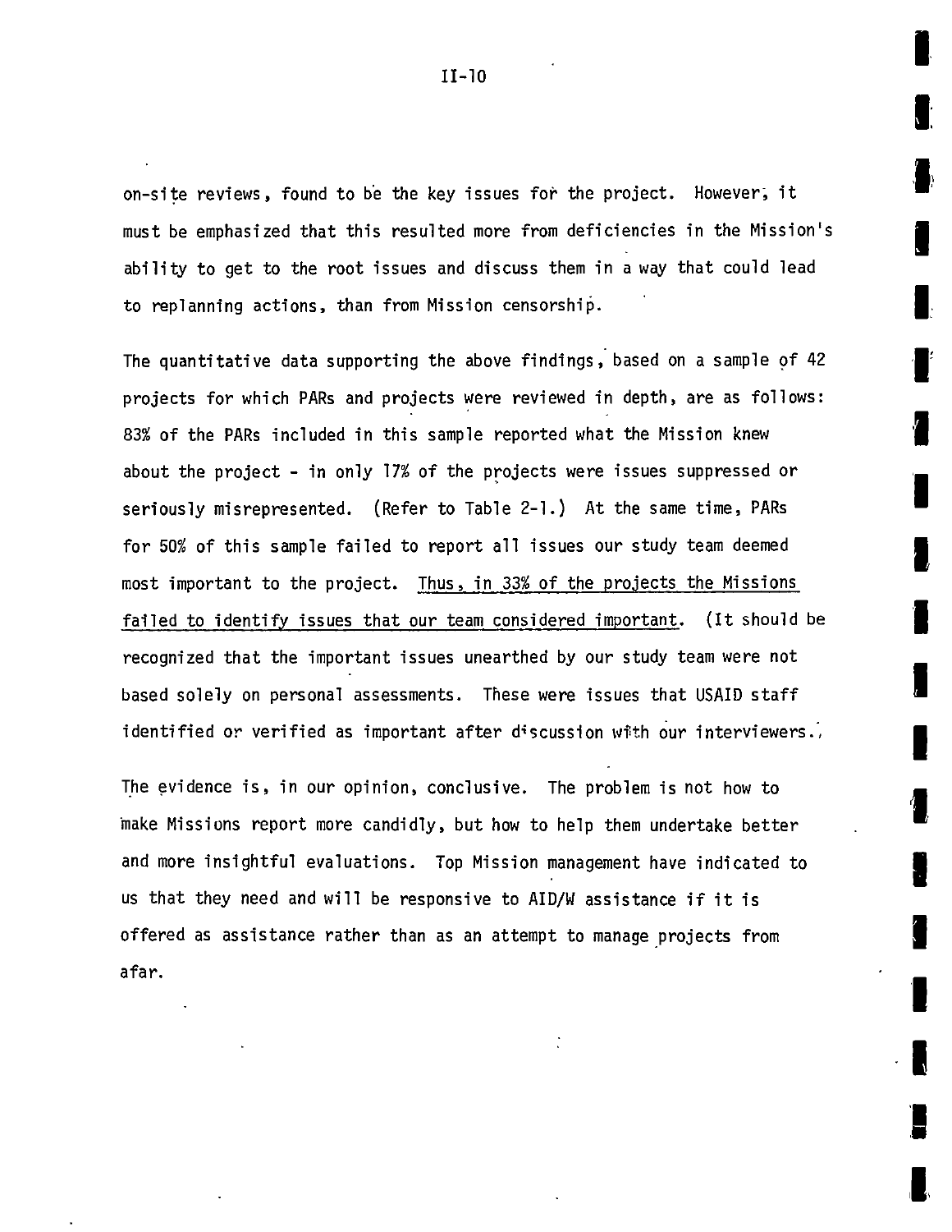on-site reviews, found to be the key issues for the project. However, it must be emphasized that this resulted more from deficiencies in the Mission's ability to get to the root issues and discuss them in a way that could lead to replanning actions, than from Mission censorship.

The quantitative data supporting the above findings, based on a sample of 42 projects for which PARs and projects were reviewed in depth, are as follows: 83% of the PARs included in this sample reported what the Mission knew about the project - in only 17% of the projects were issues suppressed or seriously misrepresented. (Refer to Table 2-1.) At the same time, PARs for 50% of this sample failed to report all issues our study team deemed most important to the project. <u>Thus, in 33% of the projects the Missions failed to identify issues that our team considered important</u>. (It should be recognized that the important issues unearthed by our study team were not based solely on personal assessments. These were issues that USAID staff identified or verified as important after discussion with our interviewers.)

The evidence is, in our opinion, conclusive. The problem is not how to make Missions report more candidly, but how to help them undertake better and more insightful evaluations. Top Mission management have indicated to us that they need and will be responsive to AID/W assistance if it is offered as assistance rather than as an attempt to manage projects from afar.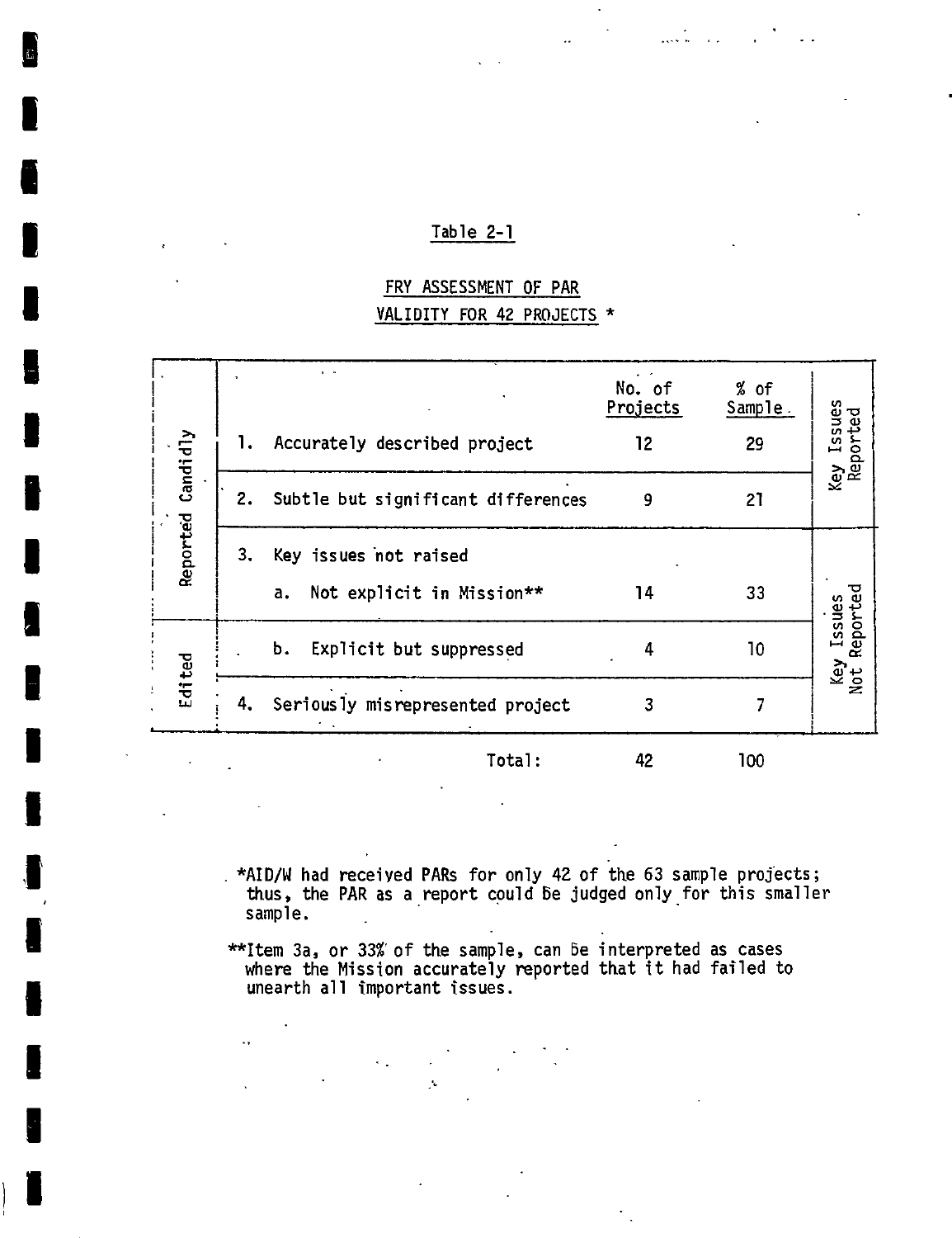Table 2-1

FRY ASSESSMENT OF PAR VALIDITY FOR 42 PROJECTS *

| | | No. of Projects | % of Sample | |
|---|---|---|---|---|
| Reported Candidly | 1. Accurately described project | 12 | 29 | Key Issues Reported |
| | 2. Subtle but significant differences | 9 | 21 | |
| | 3. Key issues not raised | | | Key Issues Not Reported |
| | a. Not explicit in Mission** | 14 | 33 | |
| Edited | b. Explicit but suppressed | 4 | 10 | |
| | 4. Seriously misrepresented project | 3 | 7 | |
| | Total: | 42 | 100 | |

*AID/W had received PARs for only 42 of the 63 sample projects; thus, the PAR as a report could be judged only for this smaller sample.

**Item 3a, or 33% of the sample, can be interpreted as cases where the Mission accurately reported that it had failed to unearth all important issues.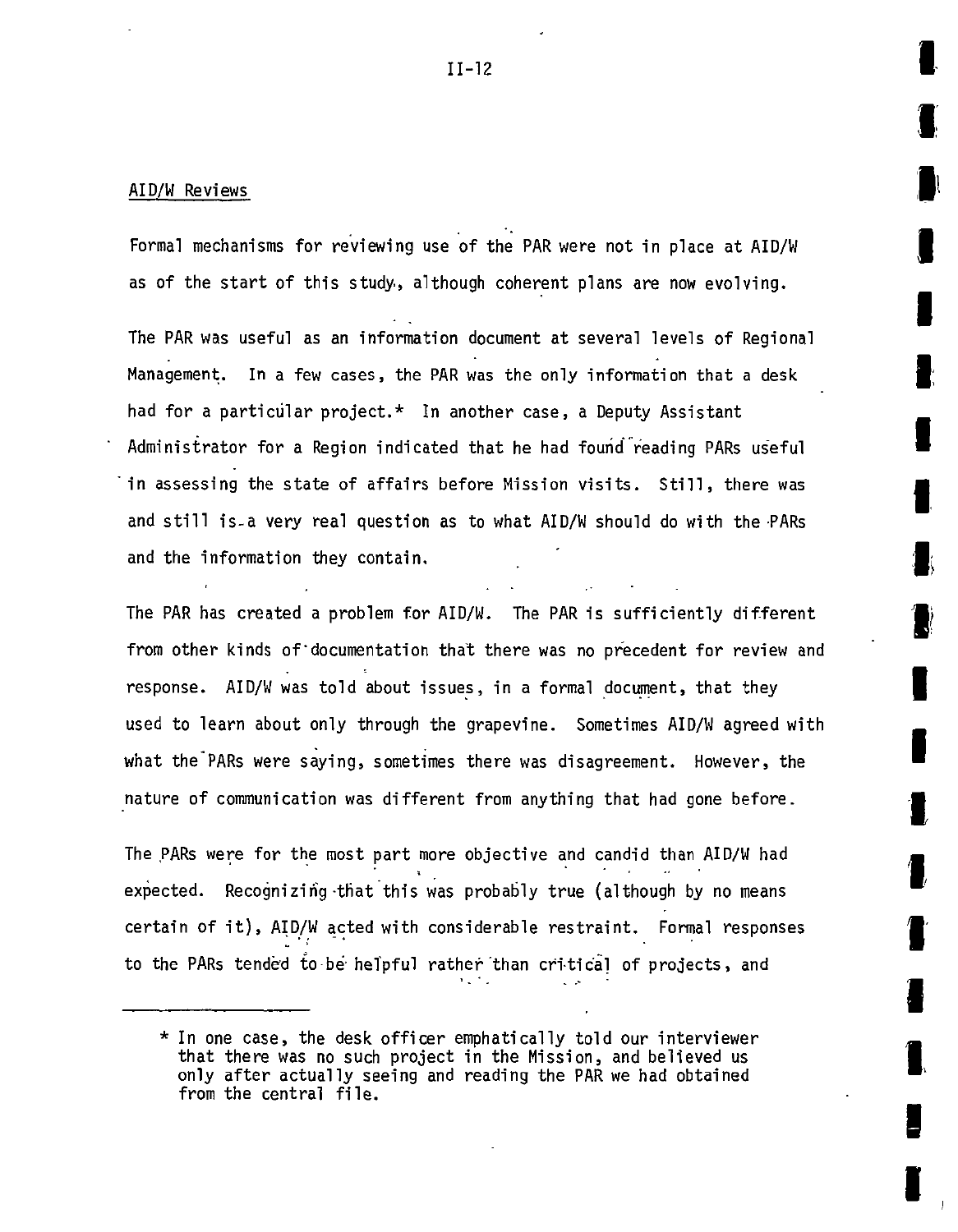## AID/W Reviews

Formal mechanisms for reviewing use of the PAR were not in place at AID/W as of the start of this study, although coherent plans are now evolving.

The PAR was useful as an information document at several levels of Regional Management. In a few cases, the PAR was the only information that a desk had for a particular project.* In another case, a Deputy Assistant Administrator for a Region indicated that he had found reading PARs useful in assessing the state of affairs before Mission visits. Still, there was and still is a very real question as to what AID/W should do with the PARs and the information they contain.

The PAR has created a problem for AID/W. The PAR is sufficiently different from other kinds of documentation that there was no precedent for review and response. AID/W was told about issues, in a formal document, that they used to learn about only through the grapevine. Sometimes AID/W agreed with what the PARs were saying, sometimes there was disagreement. However, the nature of communication was different from anything that had gone before.

The PARs were for the most part more objective and candid than AID/W had expected. Recognizing that this was probably true (although by no means certain of it), AID/W acted with considerable restraint. Formal responses to the PARs tended to be helpful rather than critical of projects, and

---

* In one case, the desk officer emphatically told our interviewer that there was no such project in the Mission, and believed us only after actually seeing and reading the PAR we had obtained from the central file.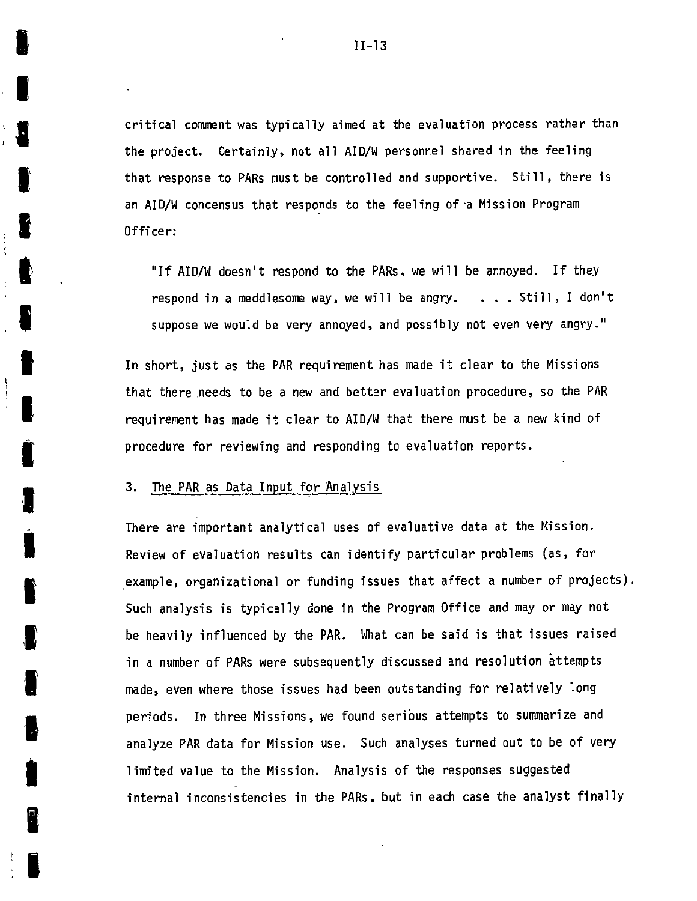critical comment was typically aimed at the evaluation process rather than the project. Certainly, not all AID/W personnel shared in the feeling that response to PARs must be controlled and supportive. Still, there is an AID/W concensus that responds to the feeling of a Mission Program Officer:

> "If AID/W doesn't respond to the PARs, we will be annoyed. If they respond in a meddlesome way, we will be angry. . . . Still, I don't suppose we would be very annoyed, and possibly not even very angry."

In short, just as the PAR requirement has made it clear to the Missions that there needs to be a new and better evaluation procedure, so the PAR requirement has made it clear to AID/W that there must be a new kind of procedure for reviewing and responding to evaluation reports.

### 3. The PAR as Data Input for Analysis

There are important analytical uses of evaluative data at the Mission. Review of evaluation results can identify particular problems (as, for example, organizational or funding issues that affect a number of projects). Such analysis is typically done in the Program Office and may or may not be heavily influenced by the PAR. What can be said is that issues raised in a number of PARs were subsequently discussed and resolution attempts made, even where those issues had been outstanding for relatively long periods. In three Missions, we found serious attempts to summarize and analyze PAR data for Mission use. Such analyses turned out to be of very limited value to the Mission. Analysis of the responses suggested internal inconsistencies in the PARs, but in each case the analyst finally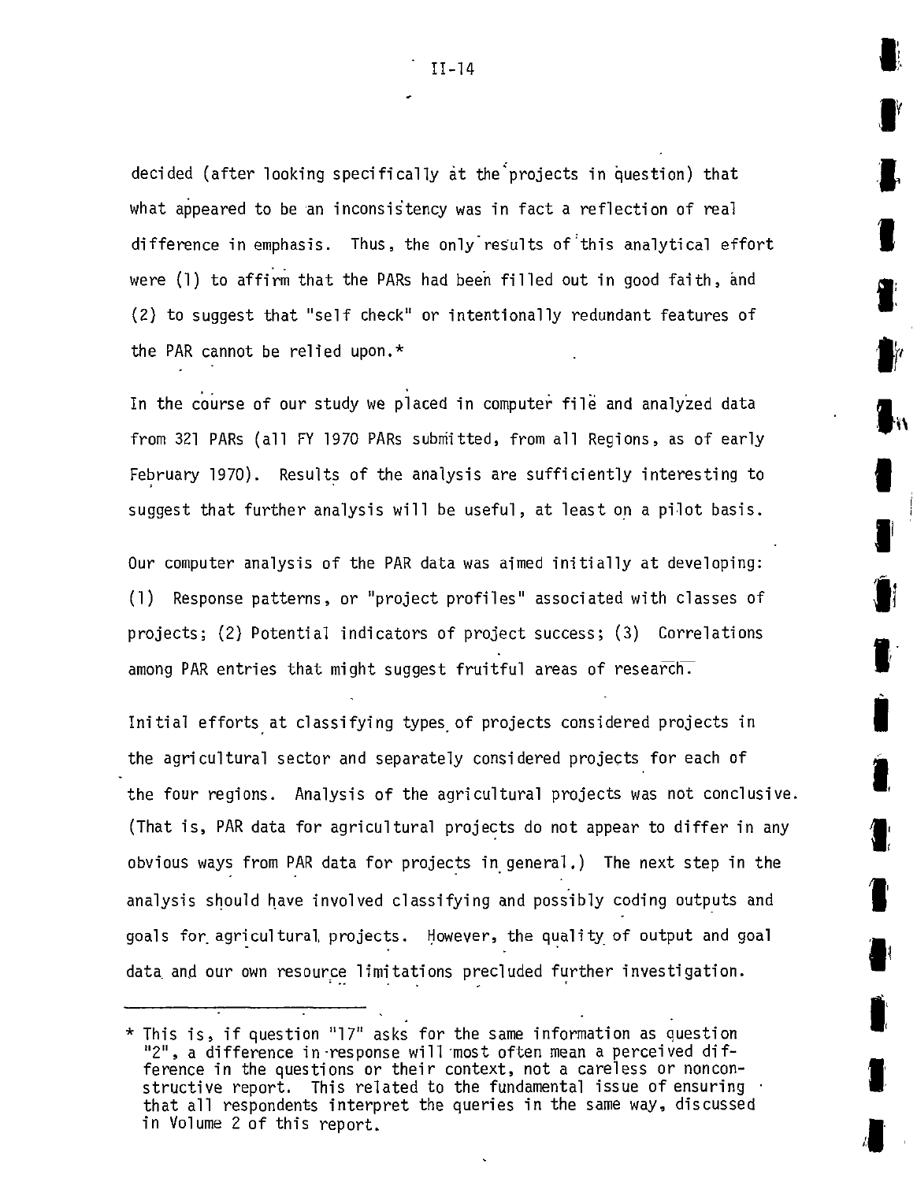decided (after looking specifically at the projects in question) that what appeared to be an inconsistency was in fact a reflection of real difference in emphasis. Thus, the only results of this analytical effort were (1) to affirm that the PARs had been filled out in good faith, and (2) to suggest that "self check" or intentionally redundant features of the PAR cannot be relied upon.*

In the course of our study we placed in computer file and analyzed data from 321 PARs (all FY 1970 PARs submitted, from all Regions, as of early February 1970). Results of the analysis are sufficiently interesting to suggest that further analysis will be useful, at least on a pilot basis.

Our computer analysis of the PAR data was aimed initially at developing: (1) Response patterns, or "project profiles" associated with classes of projects; (2) Potential indicators of project success; (3) Correlations among PAR entries that might suggest fruitful areas of research.

Initial efforts at classifying types of projects considered projects in the agricultural sector and separately considered projects for each of the four regions. Analysis of the agricultural projects was not conclusive. (That is, PAR data for agricultural projects do not appear to differ in any obvious ways from PAR data for projects in general.) The next step in the analysis should have involved classifying and possibly coding outputs and goals for agricultural projects. However, the quality of output and goal data and our own resource limitations precluded further investigation.

---

* This is, if question "17" asks for the same information as question "2", a difference in response will most often mean a perceived difference in the questions or their context, not a careless or nonconstructive report. This related to the fundamental issue of ensuring that all respondents interpret the queries in the same way, discussed in Volume 2 of this report.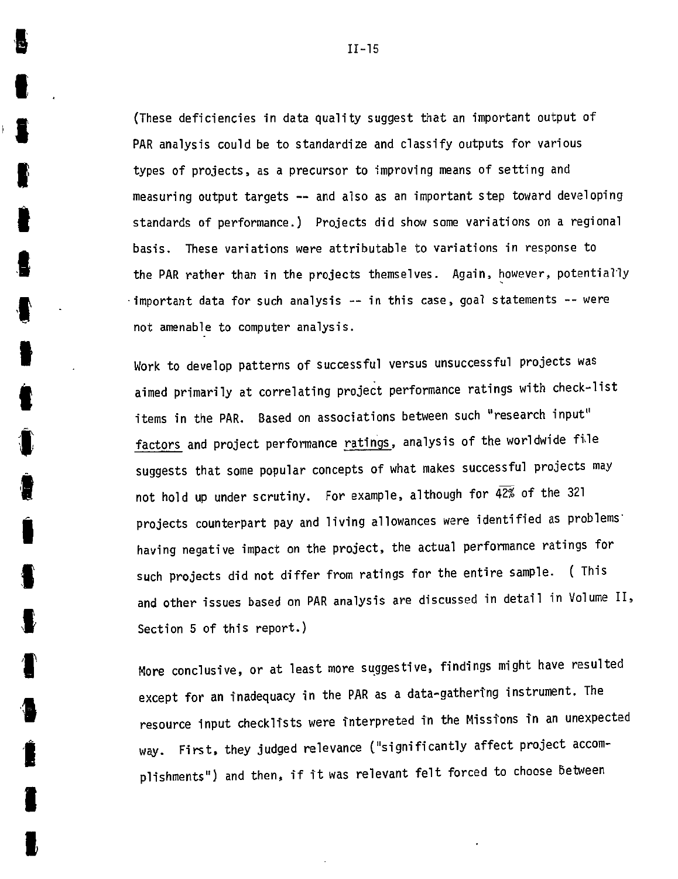(These deficiencies in data quality suggest that an important output of PAR analysis could be to standardize and classify outputs for various types of projects, as a precursor to improving means of setting and measuring output targets -- and also as an important step toward developing standards of performance.) Projects did show some variations on a regional basis. These variations were attributable to variations in response to the PAR rather than in the projects themselves. Again, however, potentially important data for such analysis -- in this case, goal statements -- were not amenable to computer analysis.

Work to develop patterns of successful versus unsuccessful projects was aimed primarily at correlating project performance ratings with check-list items in the PAR. Based on associations between such "research input" factors and project performance ratings, analysis of the worldwide file suggests that some popular concepts of what makes successful projects may not hold up under scrutiny. For example, although for 42% of the 321 projects counterpart pay and living allowances were identified as problems having negative impact on the project, the actual performance ratings for such projects did not differ from ratings for the entire sample. ( This and other issues based on PAR analysis are discussed in detail in Volume II, Section 5 of this report.)

More conclusive, or at least more suggestive, findings might have resulted except for an inadequacy in the PAR as a data-gathering instrument. The resource input checklists were interpreted in the Missions in an unexpected way. First, they judged relevance ("significantly affect project accomplishments") and then, if it was relevant felt forced to choose between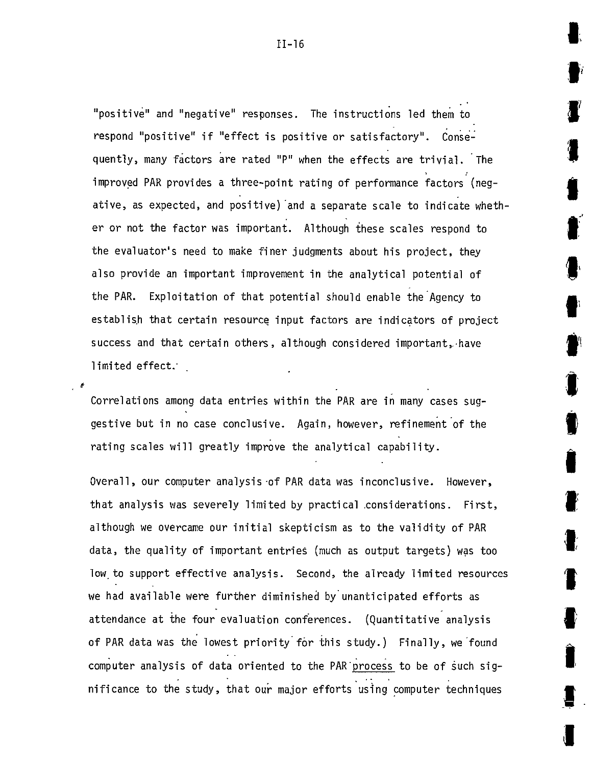"positive" and "negative" responses. The instructions led them to respond "positive" if "effect is positive or satisfactory". Consequently, many factors are rated "P" when the effects are trivial. The improved PAR provides a three-point rating of performance factors (negative, as expected, and positive) and a separate scale to indicate whether or not the factor was important. Although these scales respond to the evaluator's need to make finer judgments about his project, they also provide an important improvement in the analytical potential of the PAR. Exploitation of that potential should enable the Agency to establish that certain resource input factors are indicators of project success and that certain others, although considered important, have limited effect.

Correlations among data entries within the PAR are in many cases suggestive but in no case conclusive. Again, however, refinement of the rating scales will greatly improve the analytical capability.

Overall, our computer analysis of PAR data was inconclusive. However, that analysis was severely limited by practical considerations. First, although we overcame our initial skepticism as to the validity of PAR data, the quality of important entries (much as output targets) was too low to support effective analysis. Second, the already limited resources we had available were further diminished by unanticipated efforts as attendance at the four evaluation conferences. (Quantitative analysis of PAR data was the lowest priority for this study.) Finally, we found computer analysis of data oriented to the PAR <u>process</u> to be of such significance to the study, that our major efforts using computer techniques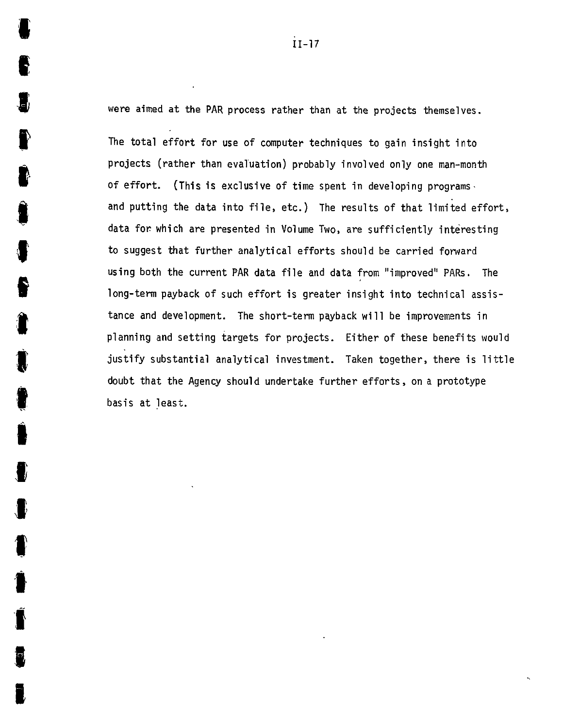were aimed at the PAR process rather than at the projects themselves.

The total effort for use of computer techniques to gain insight into projects (rather than evaluation) probably involved only one man-month of effort. (This is exclusive of time spent in developing programs and putting the data into file, etc.) The results of that limited effort, data for which are presented in Volume Two, are sufficiently interesting to suggest that further analytical efforts should be carried forward using both the current PAR data file and data from "improved" PARs. The long-term payback of such effort is greater insight into technical assistance and development. The short-term payback will be improvements in planning and setting targets for projects. Either of these benefits would justify substantial analytical investment. Taken together, there is little doubt that the Agency should undertake further efforts, on a prototype basis at least.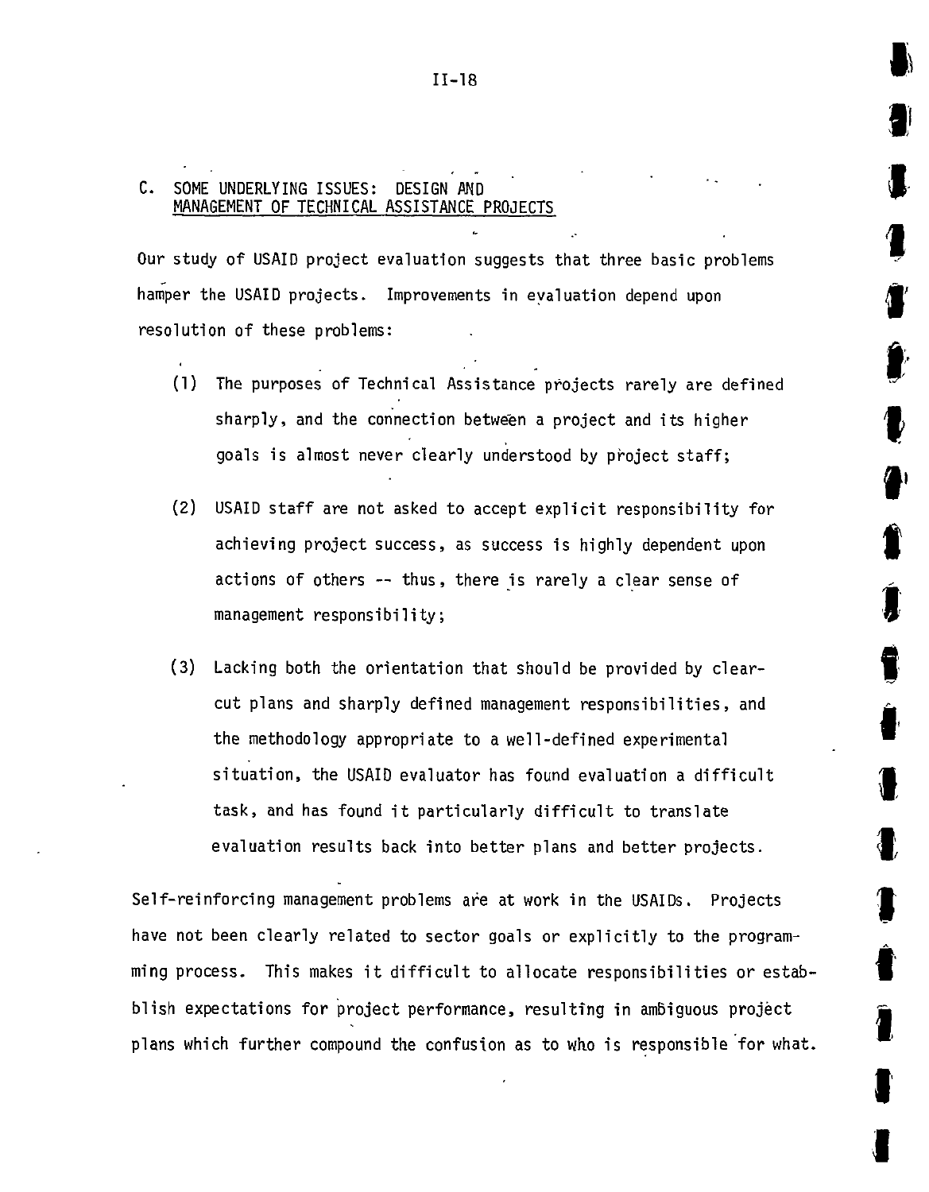## C. SOME UNDERLYING ISSUES: DESIGN AND MANAGEMENT OF TECHNICAL ASSISTANCE PROJECTS

Our study of USAID project evaluation suggests that three basic problems hamper the USAID projects. Improvements in evaluation depend upon resolution of these problems:

(1) The purposes of Technical Assistance projects rarely are defined sharply, and the connection between a project and its higher goals is almost never clearly understood by project staff;

(2) USAID staff are not asked to accept explicit responsibility for achieving project success, as success is highly dependent upon actions of others -- thus, there is rarely a clear sense of management responsibility;

(3) Lacking both the orientation that should be provided by clear-cut plans and sharply defined management responsibilities, and the methodology appropriate to a well-defined experimental situation, the USAID evaluator has found evaluation a difficult task, and has found it particularly difficult to translate evaluation results back into better plans and better projects.

Self-reinforcing management problems are at work in the USAIDs. Projects have not been clearly related to sector goals or explicitly to the programming process. This makes it difficult to allocate responsibilities or establish expectations for project performance, resulting in ambiguous project plans which further compound the confusion as to who is responsible for what.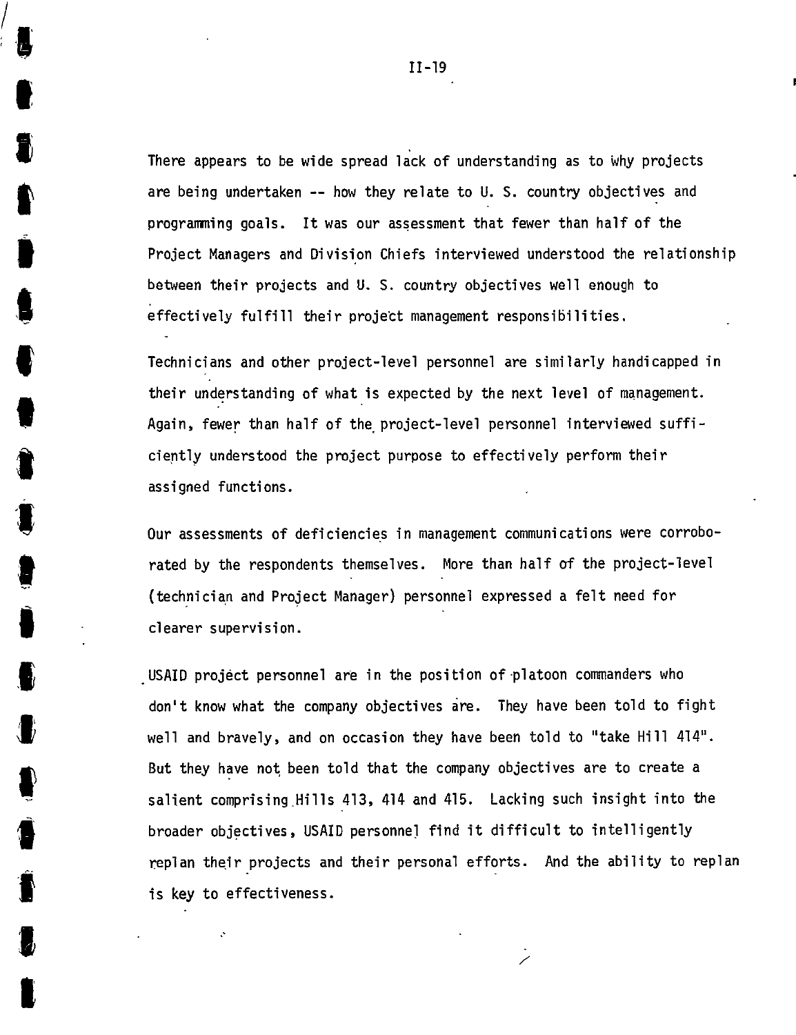There appears to be wide spread lack of understanding as to why projects are being undertaken -- how they relate to U. S. country objectives and programming goals. It was our assessment that fewer than half of the Project Managers and Division Chiefs interviewed understood the relationship between their projects and U. S. country objectives well enough to effectively fulfill their project management responsibilities.

Technicians and other project-level personnel are similarly handicapped in their understanding of what is expected by the next level of management. Again, fewer than half of the project-level personnel interviewed sufficiently understood the project purpose to effectively perform their assigned functions.

Our assessments of deficiencies in management communications were corroborated by the respondents themselves. More than half of the project-level (technician and Project Manager) personnel expressed a felt need for clearer supervision.

USAID project personnel are in the position of platoon commanders who don't know what the company objectives are. They have been told to fight well and bravely, and on occasion they have been told to "take Hill 414". But they have not been told that the company objectives are to create a salient comprising Hills 413, 414 and 415. Lacking such insight into the broader objectives, USAID personnel find it difficult to intelligently replan their projects and their personal efforts. And the ability to replan is key to effectiveness.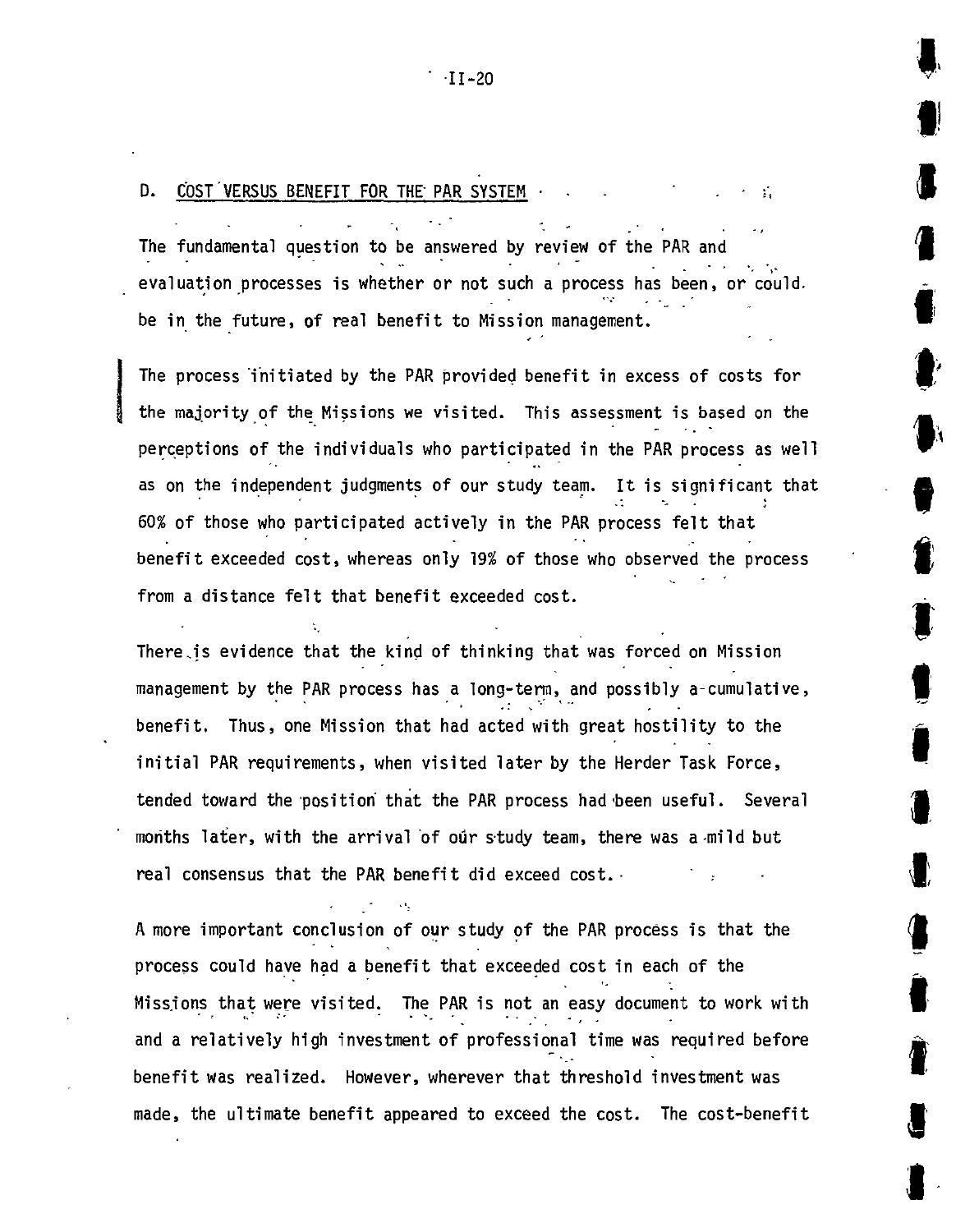## D. COST VERSUS BENEFIT FOR THE PAR SYSTEM

The fundamental question to be answered by review of the PAR and evaluation processes is whether or not such a process has been, or could be in the future, of real benefit to Mission management.

The process initiated by the PAR provided benefit in excess of costs for the majority of the Missions we visited. This assessment is based on the perceptions of the individuals who participated in the PAR process as well as on the independent judgments of our study team. It is significant that 60% of those who participated actively in the PAR process felt that benefit exceeded cost, whereas only 19% of those who observed the process from a distance felt that benefit exceeded cost.

There is evidence that the kind of thinking that was forced on Mission management by the PAR process has a long-term, and possibly a cumulative, benefit. Thus, one Mission that had acted with great hostility to the initial PAR requirements, when visited later by the Herder Task Force, tended toward the position that the PAR process had been useful. Several months later, with the arrival of our study team, there was a mild but real consensus that the PAR benefit did exceed cost.

A more important conclusion of our study of the PAR process is that the process could have had a benefit that exceeded cost in each of the Missions that were visited. The PAR is not an easy document to work with and a relatively high investment of professional time was required before benefit was realized. However, wherever that threshold investment was made, the ultimate benefit appeared to exceed the cost. The cost-benefit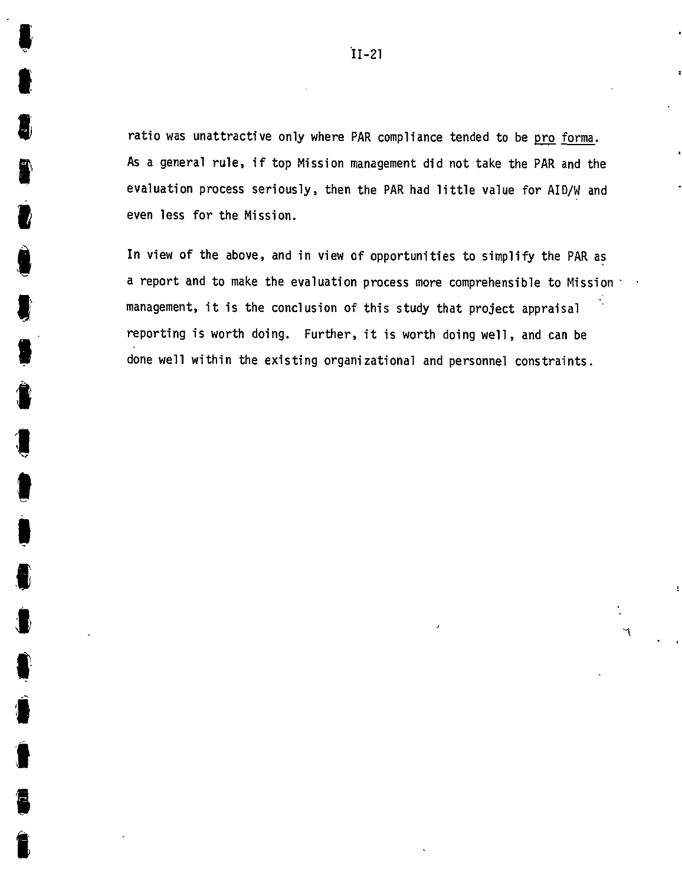ratio was unattractive only where PAR compliance tended to be _pro forma_. As a general rule, if top Mission management did not take the PAR and the evaluation process seriously, then the PAR had little value for AID/W and even less for the Mission.

In view of the above, and in view of opportunities to simplify the PAR as a report and to make the evaluation process more comprehensible to Mission management, it is the conclusion of this study that project appraisal reporting is worth doing. Further, it is worth doing well, and can be done well within the existing organizational and personnel constraints.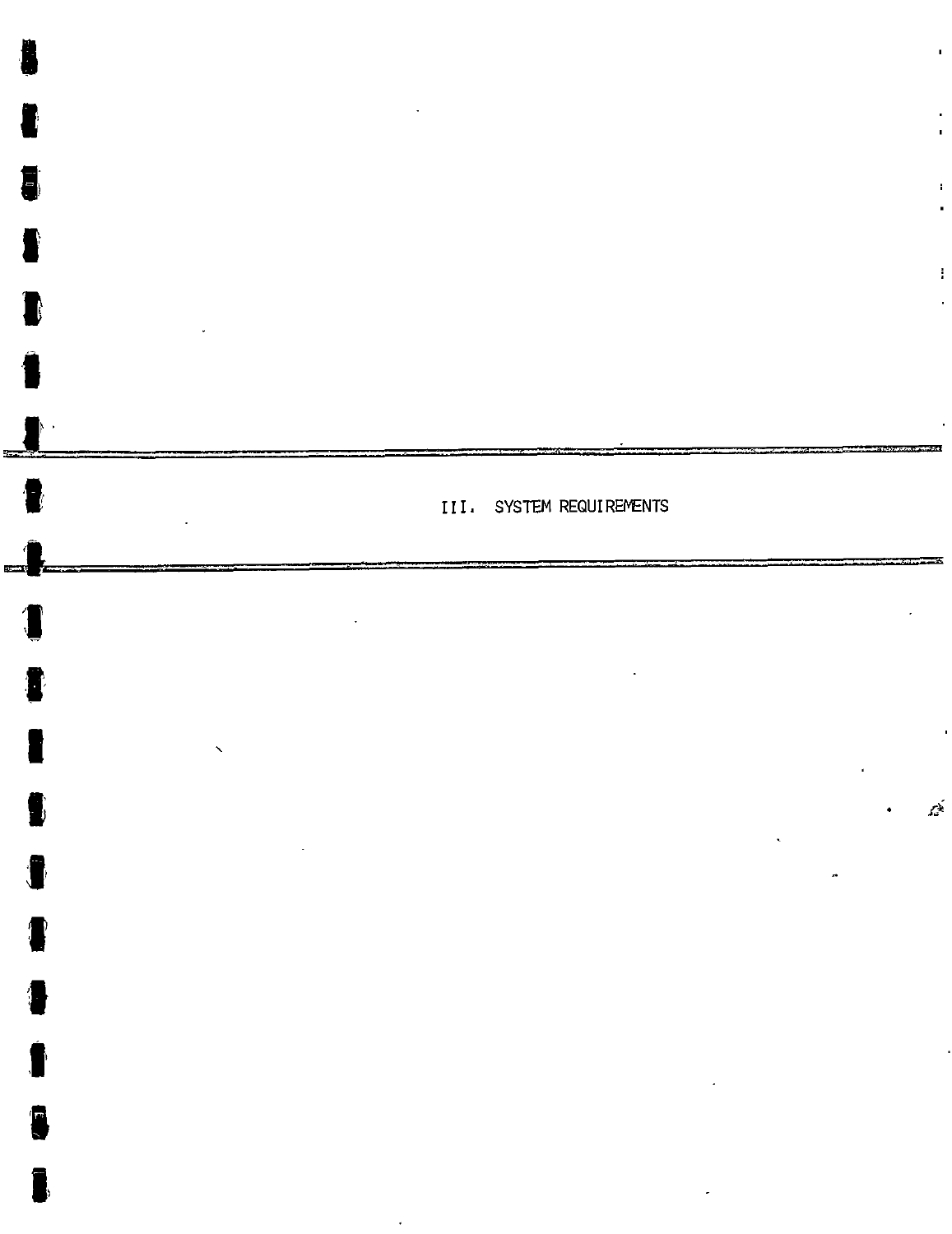# III. SYSTEM REQUIREMENTS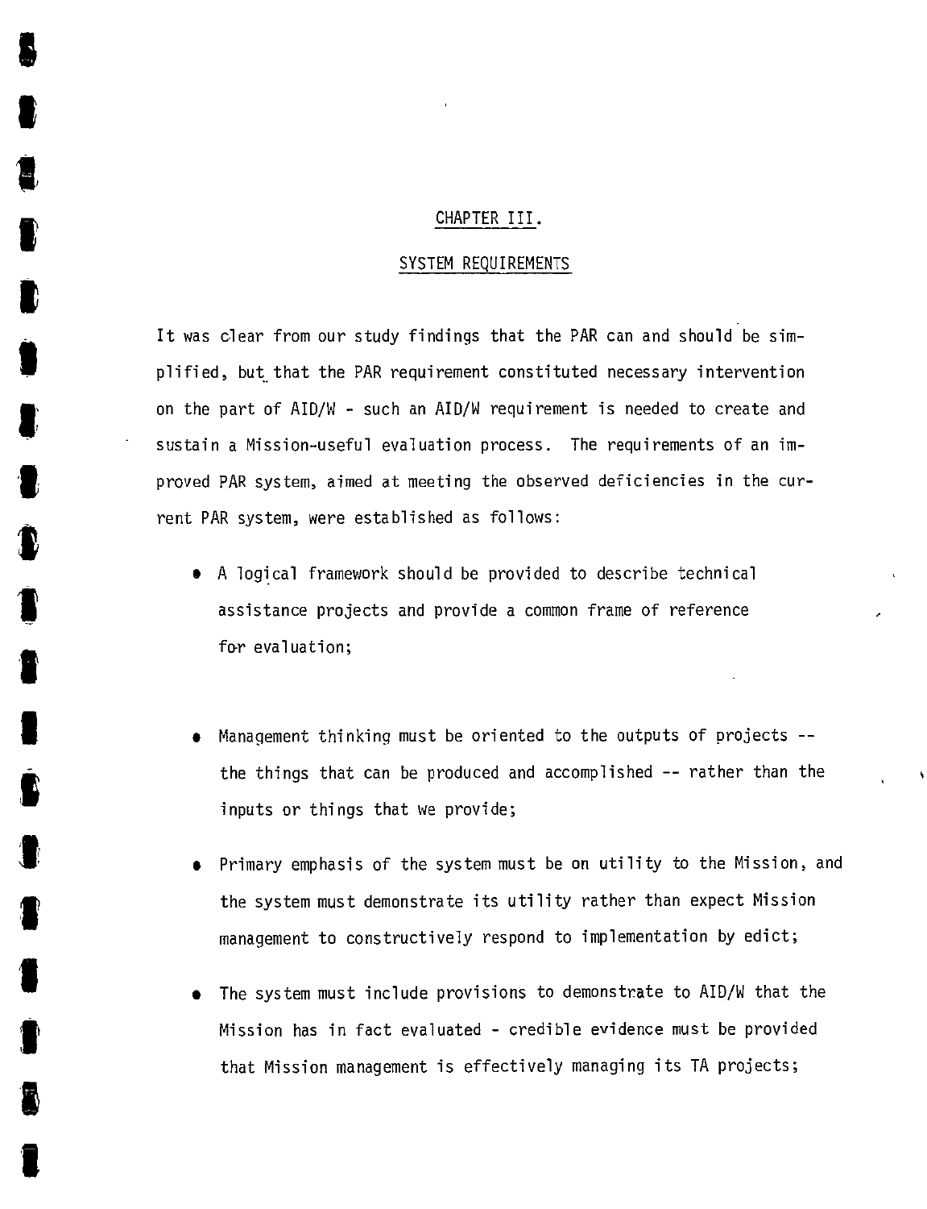# CHAPTER III.

## SYSTEM REQUIREMENTS

It was clear from our study findings that the PAR can and should be simplified, but that the PAR requirement constituted necessary intervention on the part of AID/W - such an AID/W requirement is needed to create and sustain a Mission-useful evaluation process. The requirements of an improved PAR system, aimed at meeting the observed deficiencies in the current PAR system, were established as follows:

- A logical framework should be provided to describe technical assistance projects and provide a common frame of reference for evaluation;
- Management thinking must be oriented to the outputs of projects -- the things that can be produced and accomplished -- rather than the inputs or things that we provide;
- Primary emphasis of the system must be on utility to the Mission, and the system must demonstrate its utility rather than expect Mission management to constructively respond to implementation by edict;
- The system must include provisions to demonstrate to AID/W that the Mission has in fact evaluated - credible evidence must be provided that Mission management is effectively managing its TA projects;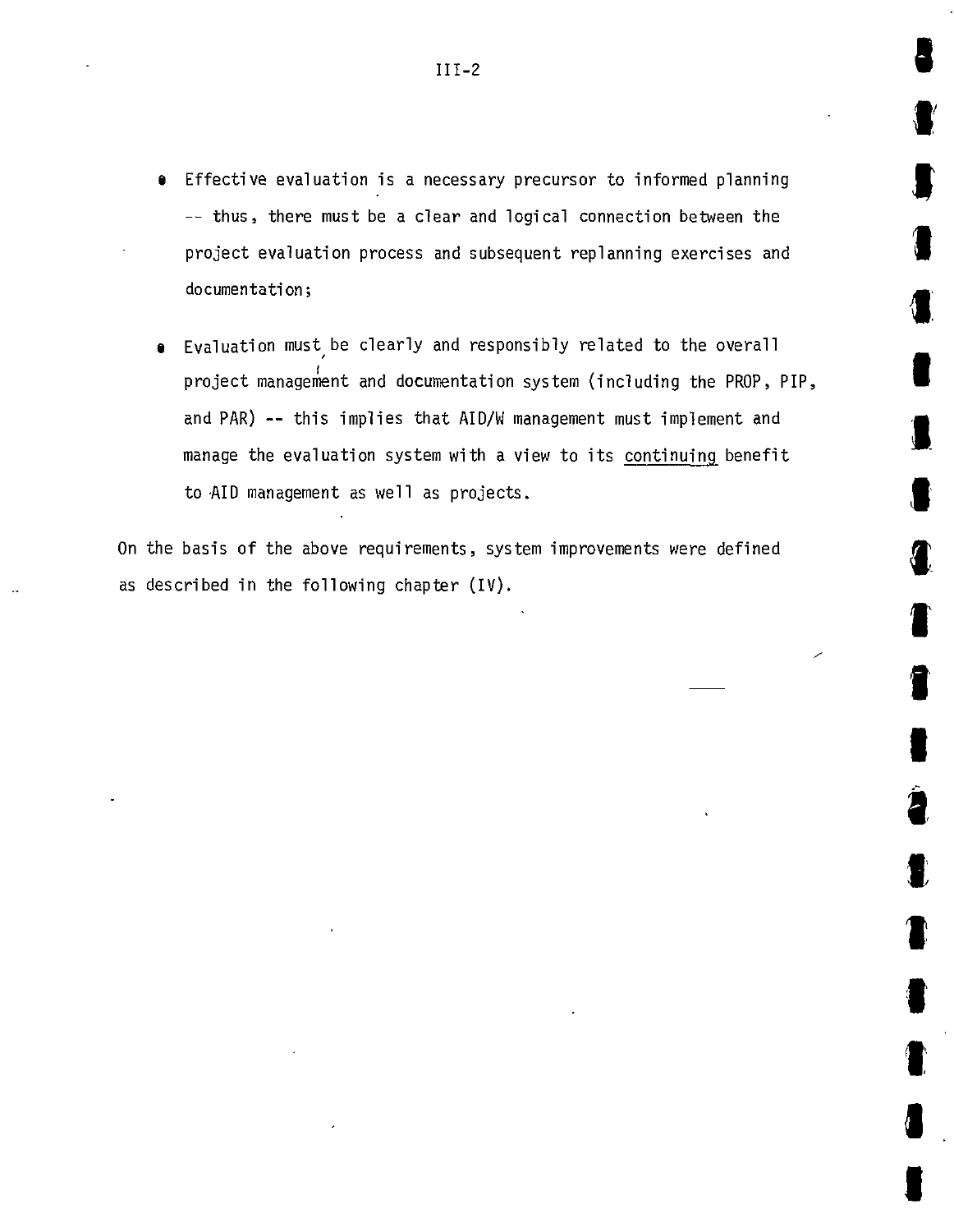- Effective evaluation is a necessary precursor to informed planning -- thus, there must be a clear and logical connection between the project evaluation process and subsequent replanning exercises and documentation;

- Evaluation must be clearly and responsibly related to the overall project management and documentation system (including the PROP, PIP, and PAR) -- this implies that AID/W management must implement and manage the evaluation system with a view to its <u>continuing</u> benefit to AID management as well as projects.

On the basis of the above requirements, system improvements were defined as described in the following chapter (IV).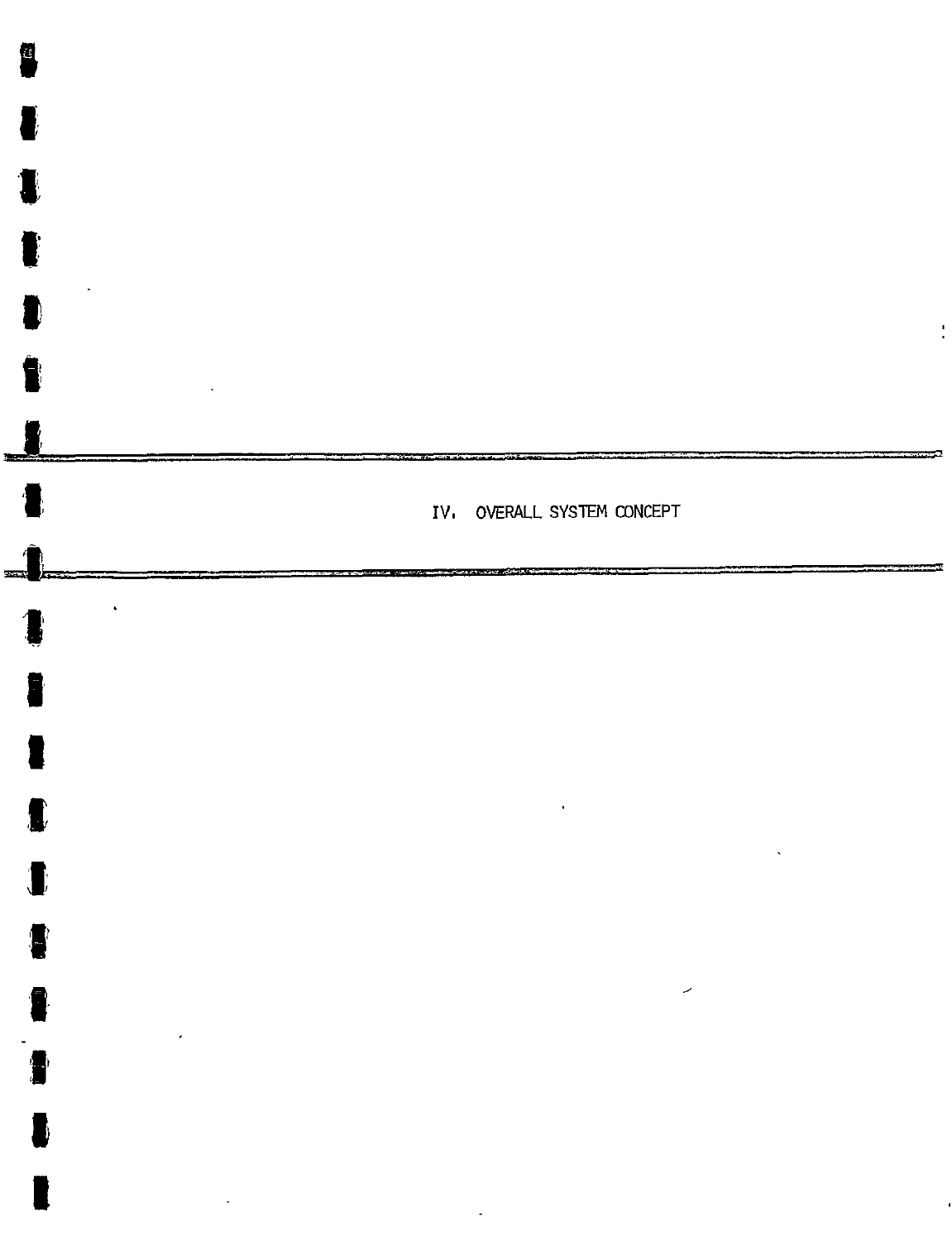# IV. OVERALL SYSTEM CONCEPT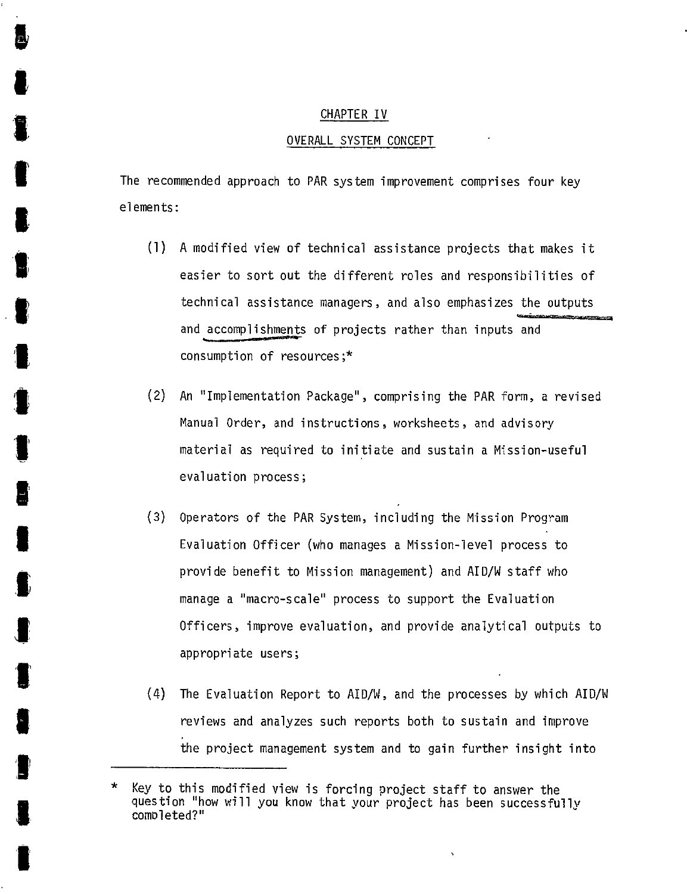# CHAPTER IV

## OVERALL SYSTEM CONCEPT

The recommended approach to PAR system improvement comprises four key elements:

(1) A modified view of technical assistance projects that makes it easier to sort out the different roles and responsibilities of technical assistance managers, and also emphasizes the outputs and accomplishments of projects rather than inputs and consumption of resources;*

(2) An "Implementation Package", comprising the PAR form, a revised Manual Order, and instructions, worksheets, and advisory material as required to initiate and sustain a Mission-useful evaluation process;

(3) Operators of the PAR System, including the Mission Program Evaluation Officer (who manages a Mission-level process to provide benefit to Mission management) and AID/W staff who manage a "macro-scale" process to support the Evaluation Officers, improve evaluation, and provide analytical outputs to appropriate users;

(4) The Evaluation Report to AID/W, and the processes by which AID/W reviews and analyzes such reports both to sustain and improve the project management system and to gain further insight into

---

\* Key to this modified view is forcing project staff to answer the question "how will you know that your project has been successfully completed?"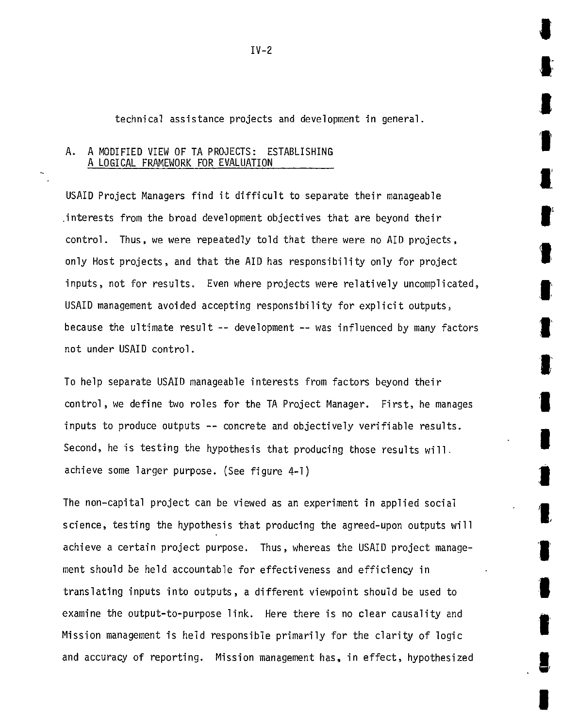technical assistance projects and development in general.

## A. A MODIFIED VIEW OF TA PROJECTS: ESTABLISHING A LOGICAL FRAMEWORK FOR EVALUATION

USAID Project Managers find it difficult to separate their manageable interests from the broad development objectives that are beyond their control. Thus, we were repeatedly told that there were no AID projects, only Host projects, and that the AID has responsibility only for project inputs, not for results. Even where projects were relatively uncomplicated, USAID management avoided accepting responsibility for explicit outputs, because the ultimate result -- development -- was influenced by many factors not under USAID control.

To help separate USAID manageable interests from factors beyond their control, we define two roles for the TA Project Manager. First, he manages inputs to produce outputs -- concrete and objectively verifiable results. Second, he is testing the hypothesis that producing those results will achieve some larger purpose. (See figure 4-1)

The non-capital project can be viewed as an experiment in applied social science, testing the hypothesis that producing the agreed-upon outputs will achieve a certain project purpose. Thus, whereas the USAID project management should be held accountable for effectiveness and efficiency in translating inputs into outputs, a different viewpoint should be used to examine the output-to-purpose link. Here there is no clear causality and Mission management is held responsible primarily for the clarity of logic and accuracy of reporting. Mission management has, in effect, hypothesized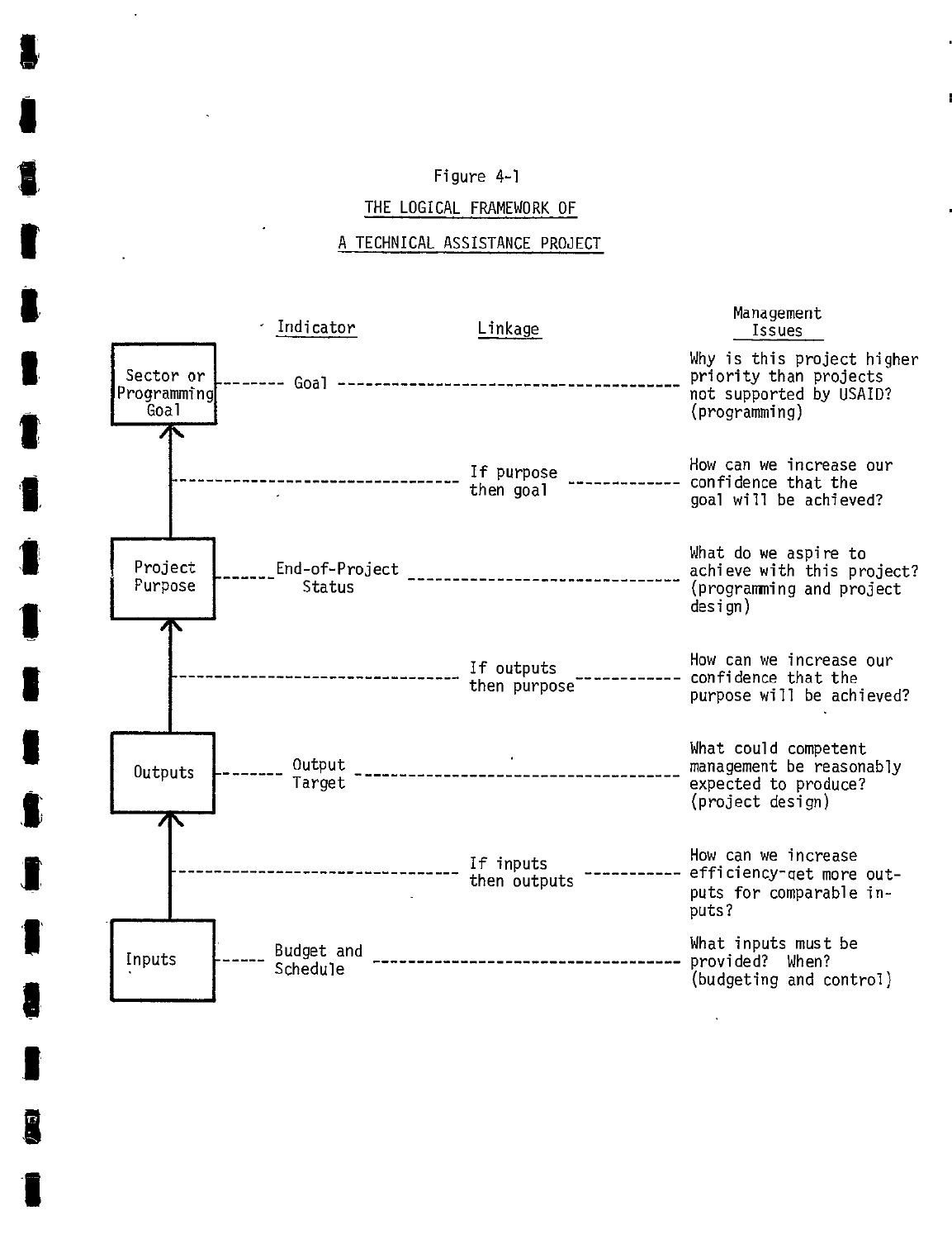Figure 4-1

THE LOGICAL FRAMEWORK OF

A TECHNICAL ASSISTANCE PROJECT

| | Indicator | Linkage | Management Issues |
|---|---|---|---|
| Sector or Programming Goal | Goal | | Why is this project higher priority than projects not supported by USAID? (programming) |
| | | If purpose then goal | How can we increase our confidence that the goal will be achieved? |
| Project Purpose | End-of-Project Status | | What do we aspire to achieve with this project? (programming and project design) |
| | | If outputs then purpose | How can we increase our confidence that the purpose will be achieved? |
| Outputs | Output Target | | What could competent management be reasonably expected to produce? (project design) |
| | | If inputs then outputs | How can we increase efficiency-get more outputs for comparable inputs? |
| Inputs | Budget and Schedule | | What inputs must be provided? When? (budgeting and control) |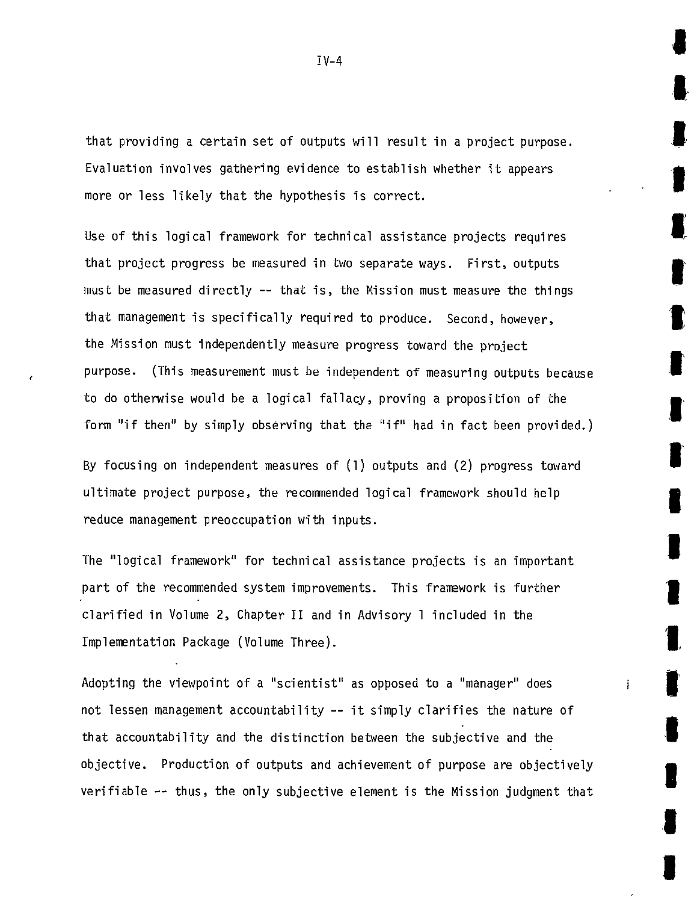that providing a certain set of outputs will result in a project purpose. Evaluation involves gathering evidence to establish whether it appears more or less likely that the hypothesis is correct.

Use of this logical framework for technical assistance projects requires that project progress be measured in two separate ways. First, outputs must be measured directly -- that is, the Mission must measure the things that management is specifically required to produce. Second, however, the Mission must independently measure progress toward the project purpose. (This measurement must be independent of measuring outputs because to do otherwise would be a logical fallacy, proving a proposition of the form "if then" by simply observing that the "if" had in fact been provided.)

By focusing on independent measures of (1) outputs and (2) progress toward ultimate project purpose, the recommended logical framework should help reduce management preoccupation with inputs.

The "logical framework" for technical assistance projects is an important part of the recommended system improvements. This framework is further clarified in Volume 2, Chapter II and in Advisory 1 included in the Implementation Package (Volume Three).

Adopting the viewpoint of a "scientist" as opposed to a "manager" does not lessen management accountability -- it simply clarifies the nature of that accountability and the distinction between the subjective and the objective. Production of outputs and achievement of purpose are objectively verifiable -- thus, the only subjective element is the Mission judgment that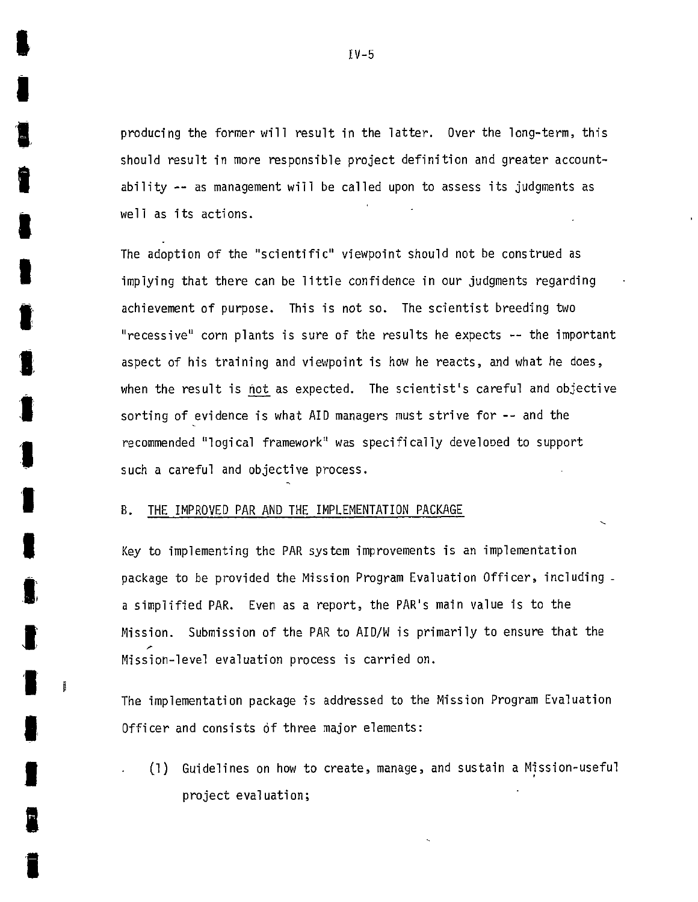producing the former will result in the latter. Over the long-term, this should result in more responsible project definition and greater accountability -- as management will be called upon to assess its judgments as well as its actions.

The adoption of the "scientific" viewpoint should not be construed as implying that there can be little confidence in our judgments regarding achievement of purpose. This is not so. The scientist breeding two "recessive" corn plants is sure of the results he expects -- the important aspect of his training and viewpoint is how he reacts, and what he does, when the result is not as expected. The scientist's careful and objective sorting of evidence is what AID managers must strive for -- and the recommended "logical framework" was specifically developed to support such a careful and objective process.

## B. THE IMPROVED PAR AND THE IMPLEMENTATION PACKAGE

Key to implementing the PAR system improvements is an implementation package to be provided the Mission Program Evaluation Officer, including a simplified PAR. Even as a report, the PAR's main value is to the Mission. Submission of the PAR to AID/W is primarily to ensure that the Mission-level evaluation process is carried on.

The implementation package is addressed to the Mission Program Evaluation Officer and consists of three major elements:

(1) Guidelines on how to create, manage, and sustain a Mission-useful project evaluation;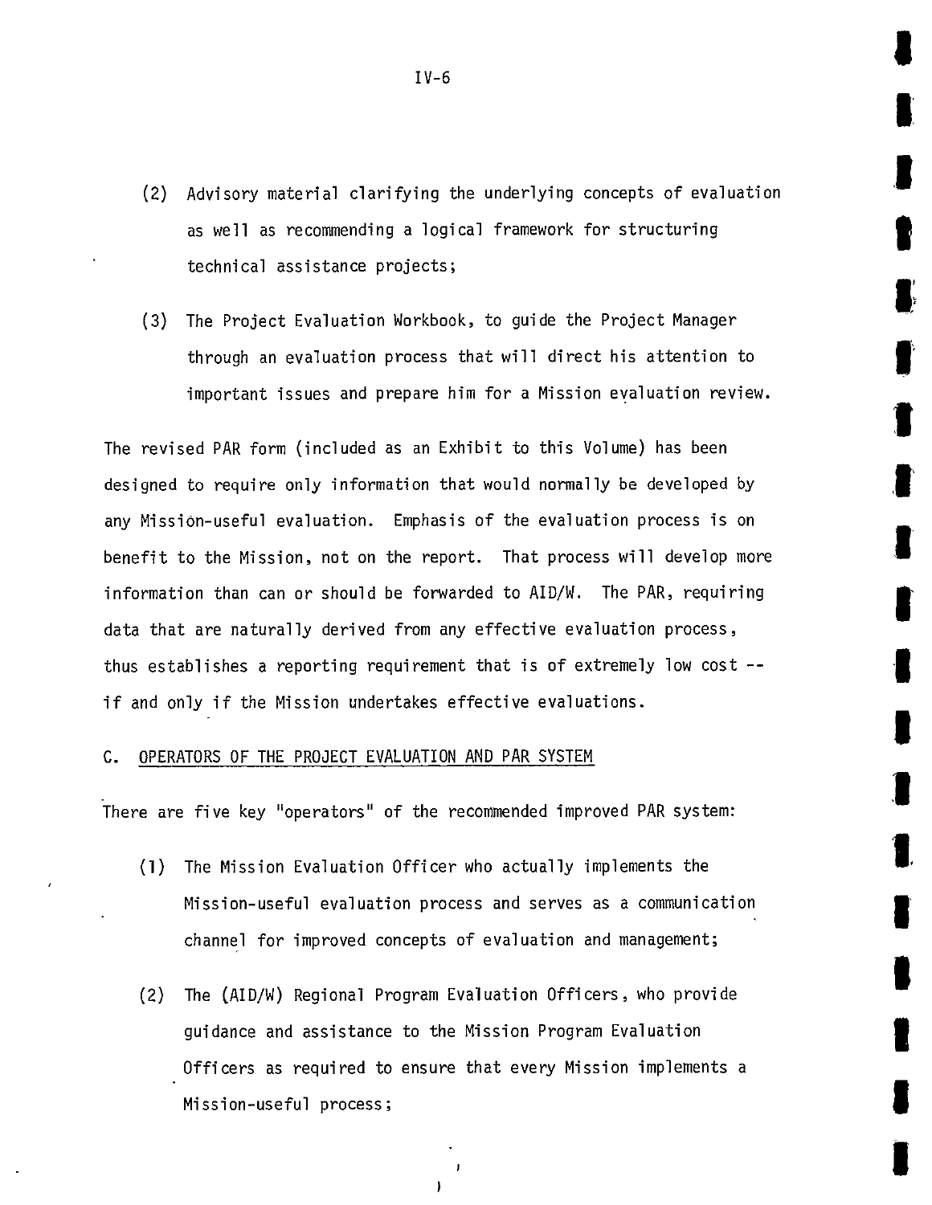(2) Advisory material clarifying the underlying concepts of evaluation as well as recommending a logical framework for structuring technical assistance projects;

(3) The Project Evaluation Workbook, to guide the Project Manager through an evaluation process that will direct his attention to important issues and prepare him for a Mission evaluation review.

The revised PAR form (included as an Exhibit to this Volume) has been designed to require only information that would normally be developed by any Mission-useful evaluation. Emphasis of the evaluation process is on benefit to the Mission, not on the report. That process will develop more information than can or should be forwarded to AID/W. The PAR, requiring data that are naturally derived from any effective evaluation process, thus establishes a reporting requirement that is of extremely low cost -- if and only if the Mission undertakes effective evaluations.

## C. OPERATORS OF THE PROJECT EVALUATION AND PAR SYSTEM

There are five key "operators" of the recommended improved PAR system:

(1) The Mission Evaluation Officer who actually implements the Mission-useful evaluation process and serves as a communication channel for improved concepts of evaluation and management;

(2) The (AID/W) Regional Program Evaluation Officers, who provide guidance and assistance to the Mission Program Evaluation Officers as required to ensure that every Mission implements a Mission-useful process;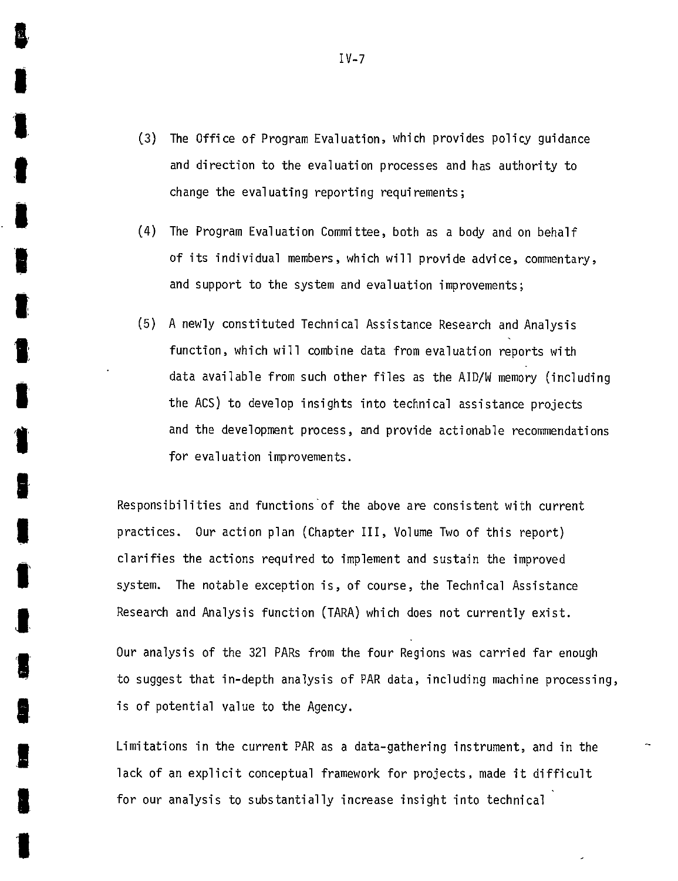(3) The Office of Program Evaluation, which provides policy guidance and direction to the evaluation processes and has authority to change the evaluating reporting requirements;

(4) The Program Evaluation Committee, both as a body and on behalf of its individual members, which will provide advice, commentary, and support to the system and evaluation improvements;

(5) A newly constituted Technical Assistance Research and Analysis function, which will combine data from evaluation reports with data available from such other files as the AID/W memory (including the ACS) to develop insights into technical assistance projects and the development process, and provide actionable recommendations for evaluation improvements.

Responsibilities and functions of the above are consistent with current practices. Our action plan (Chapter III, Volume Two of this report) clarifies the actions required to implement and sustain the improved system. The notable exception is, of course, the Technical Assistance Research and Analysis function (TARA) which does not currently exist.

Our analysis of the 321 PARs from the four Regions was carried far enough to suggest that in-depth analysis of PAR data, including machine processing, is of potential value to the Agency.

Limitations in the current PAR as a data-gathering instrument, and in the lack of an explicit conceptual framework for projects, made it difficult for our analysis to substantially increase insight into technical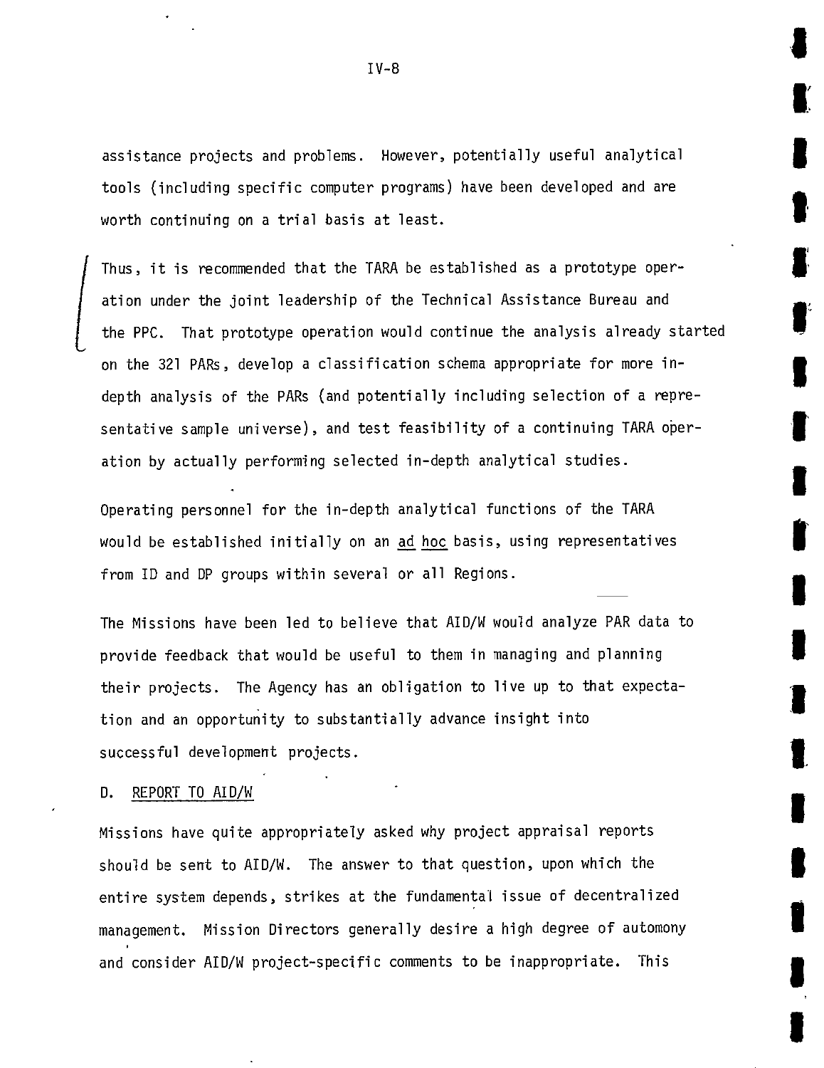assistance projects and problems. However, potentially useful analytical tools (including specific computer programs) have been developed and are worth continuing on a trial basis at least.

Thus, it is recommended that the TARA be established as a prototype operation under the joint leadership of the Technical Assistance Bureau and the PPC. That prototype operation would continue the analysis already started on the 321 PARs, develop a classification schema appropriate for more in-depth analysis of the PARs (and potentially including selection of a representative sample universe), and test feasibility of a continuing TARA operation by actually performing selected in-depth analytical studies.

Operating personnel for the in-depth analytical functions of the TARA would be established initially on an ad hoc basis, using representatives from ID and DP groups within several or all Regions.

The Missions have been led to believe that AID/W would analyze PAR data to provide feedback that would be useful to them in managing and planning their projects. The Agency has an obligation to live up to that expectation and an opportunity to substantially advance insight into successful development projects.

## D. REPORT TO AID/W

Missions have quite appropriately asked why project appraisal reports should be sent to AID/W. The answer to that question, upon which the entire system depends, strikes at the fundamental issue of decentralized management. Mission Directors generally desire a high degree of automomy and consider AID/W project-specific comments to be inappropriate. This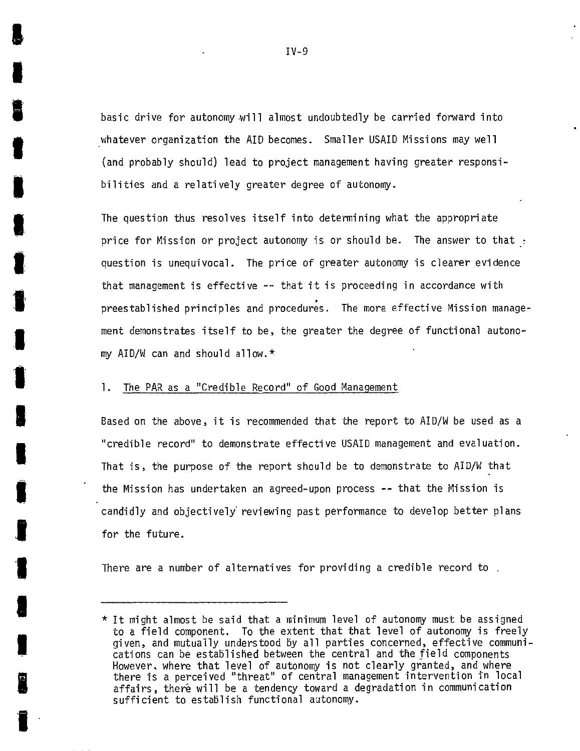basic drive for autonomy will almost undoubtedly be carried forward into whatever organization the AID becomes. Smaller USAID Missions may well (and probably should) lead to project management having greater responsibilities and a relatively greater degree of autonomy.

The question thus resolves itself into determining what the appropriate price for Mission or project autonomy is or should be. The answer to that question is unequivocal. The price of greater autonomy is clearer evidence that management is effective -- that it is proceeding in accordance with preestablished principles and procedures. The more effective Mission management demonstrates itself to be, the greater the degree of functional autonomy AID/W can and should allow.*

## 1. The PAR as a "Credible Record" of Good Management

Based on the above, it is recommended that the report to AID/W be used as a "credible record" to demonstrate effective USAID management and evaluation. That is, the purpose of the report should be to demonstrate to AID/W that the Mission has undertaken an agreed-upon process -- that the Mission is candidly and objectively reviewing past performance to develop better plans for the future.

There are a number of alternatives for providing a credible record to

---

* It might almost be said that a minimum level of autonomy must be assigned to a field component. To the extent that that level of autonomy is freely given, and mutually understood by all parties concerned, effective communications can be established between the central and the field components However, where that level of autonomy is not clearly granted, and where there is a perceived "threat" of central management intervention in local affairs, there will be a tendency toward a degradation in communication sufficient to establish functional autonomy.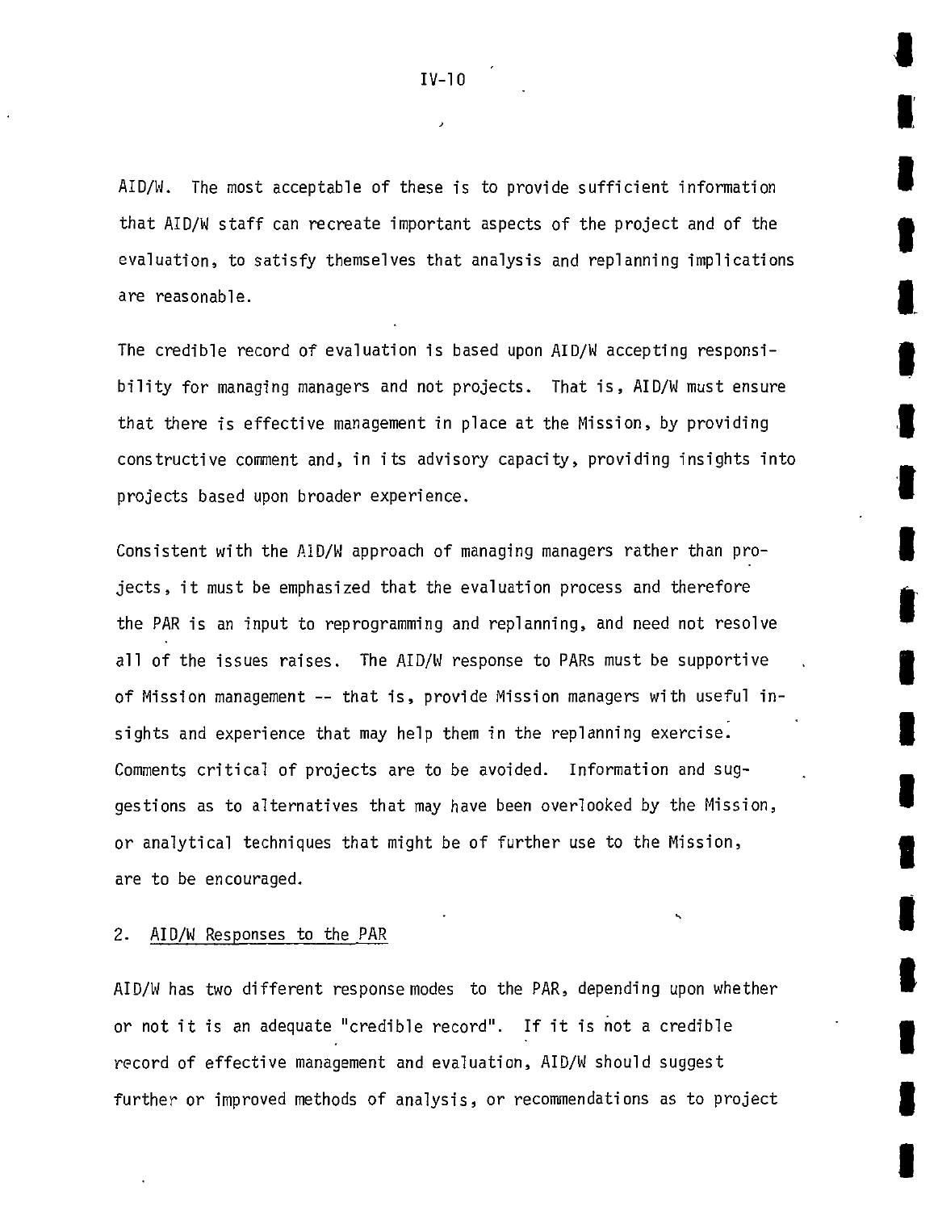AID/W. The most acceptable of these is to provide sufficient information that AID/W staff can recreate important aspects of the project and of the evaluation, to satisfy themselves that analysis and replanning implications are reasonable.

The credible record of evaluation is based upon AID/W accepting responsibility for managing managers and not projects. That is, AID/W must ensure that there is effective management in place at the Mission, by providing constructive comment and, in its advisory capacity, providing insights into projects based upon broader experience.

Consistent with the AID/W approach of managing managers rather than projects, it must be emphasized that the evaluation process and therefore the PAR is an input to reprogramming and replanning, and need not resolve all of the issues raises. The AID/W response to PARs must be supportive of Mission management -- that is, provide Mission managers with useful insights and experience that may help them in the replanning exercise. Comments critical of projects are to be avoided. Information and suggestions as to alternatives that may have been overlooked by the Mission, or analytical techniques that might be of further use to the Mission, are to be encouraged.

2. AID/W Responses to the PAR

AID/W has two different response modes to the PAR, depending upon whether or not it is an adequate "credible record". If it is not a credible record of effective management and evaluation, AID/W should suggest further or improved methods of analysis, or recommendations as to project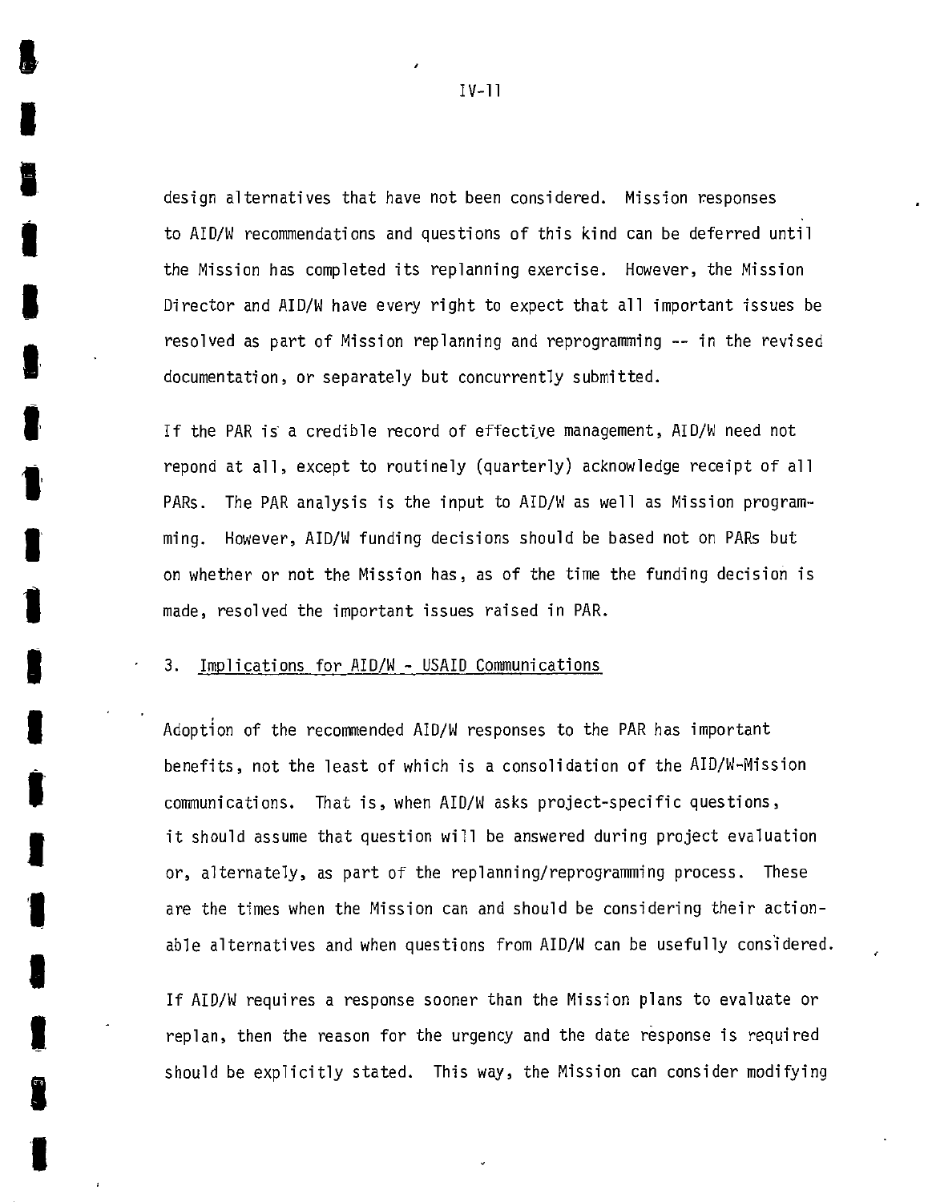design alternatives that have not been considered. Mission responses to AID/W recommendations and questions of this kind can be deferred until the Mission has completed its replanning exercise. However, the Mission Director and AID/W have every right to expect that all important issues be resolved as part of Mission replanning and reprogramming -- in the revised documentation, or separately but concurrently submitted.

If the PAR is a credible record of effective management, AID/W need not repond at all, except to routinely (quarterly) acknowledge receipt of all PARs. The PAR analysis is the input to AID/W as well as Mission programming. However, AID/W funding decisions should be based not on PARs but on whether or not the Mission has, as of the time the funding decision is made, resolved the important issues raised in PAR.

3. <u>Implications for AID/W - USAID Communications</u>

Adoption of the recommended AID/W responses to the PAR has important benefits, not the least of which is a consolidation of the AID/W-Mission communications. That is, when AID/W asks project-specific questions, it should assume that question will be answered during project evaluation or, alternately, as part of the replanning/reprogramming process. These are the times when the Mission can and should be considering their actionable alternatives and when questions from AID/W can be usefully considered.

If AID/W requires a response sooner than the Mission plans to evaluate or replan, then the reason for the urgency and the date response is required should be explicitly stated. This way, the Mission can consider modifying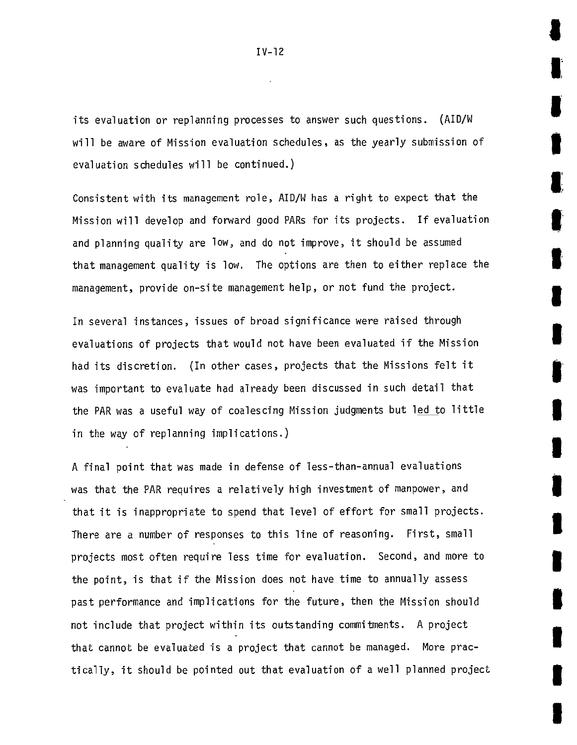its evaluation or replanning processes to answer such questions. (AID/W will be aware of Mission evaluation schedules, as the yearly submission of evaluation schedules will be continued.)

Consistent with its management role, AID/W has a right to expect that the Mission will develop and forward good PARs for its projects. If evaluation and planning quality are low, and do not improve, it should be assumed that management quality is low. The options are then to either replace the management, provide on-site management help, or not fund the project.

In several instances, issues of broad significance were raised through evaluations of projects that would not have been evaluated if the Mission had its discretion. (In other cases, projects that the Missions felt it was important to evaluate had already been discussed in such detail that the PAR was a useful way of coalescing Mission judgments but led to little in the way of replanning implications.)

A final point that was made in defense of less-than-annual evaluations was that the PAR requires a relatively high investment of manpower, and that it is inappropriate to spend that level of effort for small projects. There are a number of responses to this line of reasoning. First, small projects most often require less time for evaluation. Second, and more to the point, is that if the Mission does not have time to annually assess past performance and implications for the future, then the Mission should not include that project within its outstanding commitments. A project that cannot be evaluated is a project that cannot be managed. More practically, it should be pointed out that evaluation of a well planned project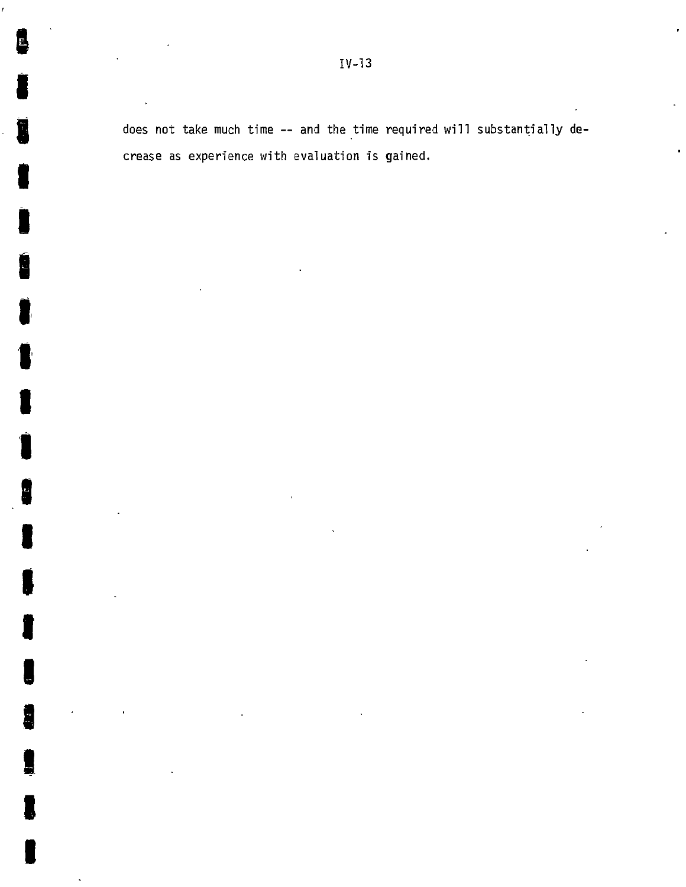does not take much time -- and the time required will substantially decrease as experience with evaluation is gained.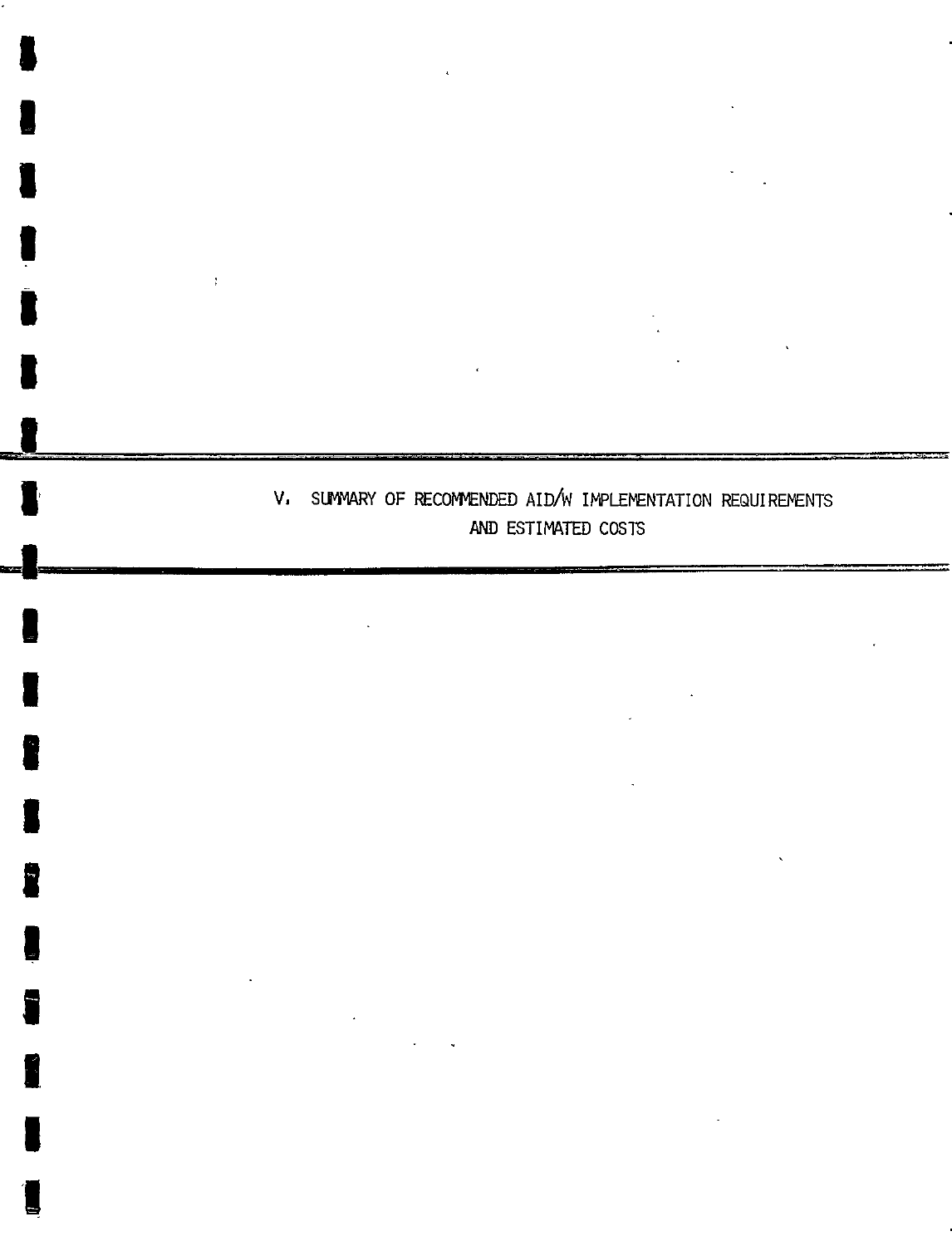# V. SUMMARY OF RECOMMENDED AID/W IMPLEMENTATION REQUIREMENTS AND ESTIMATED COSTS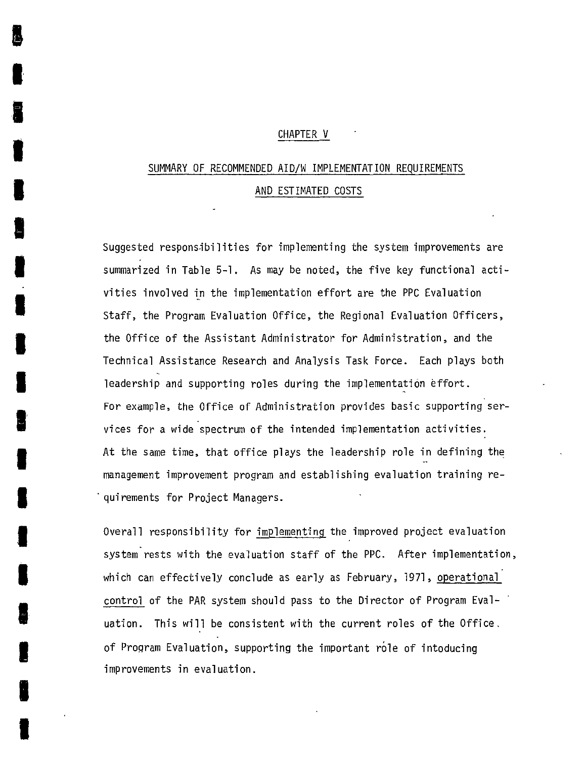# CHAPTER V

## SUMMARY OF RECOMMENDED AID/W IMPLEMENTATION REQUIREMENTS AND ESTIMATED COSTS

Suggested responsibilities for implementing the system improvements are summarized in Table 5-1. As may be noted, the five key functional activities involved in the implementation effort are the PPC Evaluation Staff, the Program Evaluation Office, the Regional Evaluation Officers, the Office of the Assistant Administrator for Administration, and the Technical Assistance Research and Analysis Task Force. Each plays both leadership and supporting roles during the implementation effort. For example, the Office of Administration provides basic supporting services for a wide spectrum of the intended implementation activities. At the same time, that office plays the leadership role in defining the management improvement program and establishing evaluation training requirements for Project Managers.

Overall responsibility for implementing the improved project evaluation system rests with the evaluation staff of the PPC. After implementation, which can effectively conclude as early as February, 1971, operational control of the PAR system should pass to the Director of Program Evaluation. This will be consistent with the current roles of the Office of Program Evaluation, supporting the important rôle of intoducing improvements in evaluation.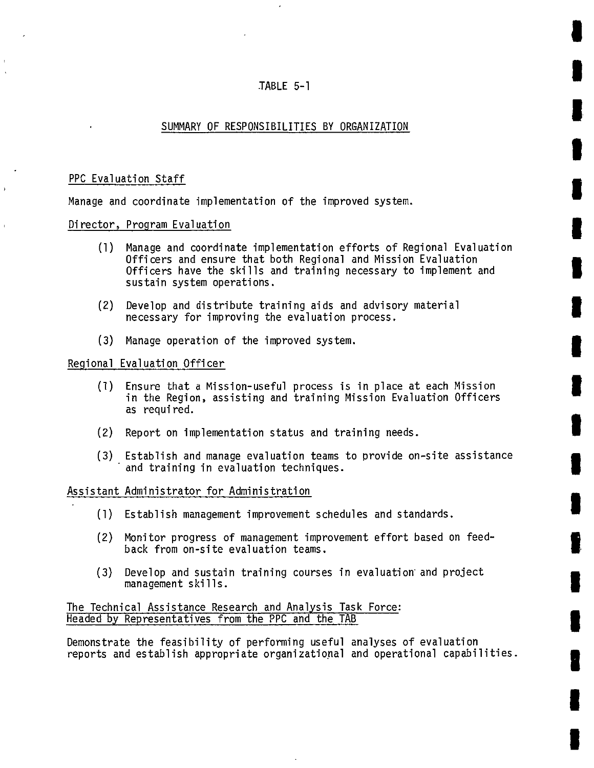# TABLE 5-1

## SUMMARY OF RESPONSIBILITIES BY ORGANIZATION

PPC Evaluation Staff

Manage and coordinate implementation of the improved system.

Director, Program Evaluation

(1) Manage and coordinate implementation efforts of Regional Evaluation Officers and ensure that both Regional and Mission Evaluation Officers have the skills and training necessary to implement and sustain system operations.

(2) Develop and distribute training aids and advisory material necessary for improving the evaluation process.

(3) Manage operation of the improved system.

Regional Evaluation Officer

(1) Ensure that a Mission-useful process is in place at each Mission in the Region, assisting and training Mission Evaluation Officers as required.

(2) Report on implementation status and training needs.

(3) Establish and manage evaluation teams to provide on-site assistance and training in evaluation techniques.

Assistant Administrator for Administration

(1) Establish management improvement schedules and standards.

(2) Monitor progress of management improvement effort based on feedback from on-site evaluation teams.

(3) Develop and sustain training courses in evaluation and project management skills.

The Technical Assistance Research and Analysis Task Force: Headed by Representatives from the PPC and the TAB

Demonstrate the feasibility of performing useful analyses of evaluation reports and establish appropriate organizational and operational capabilities.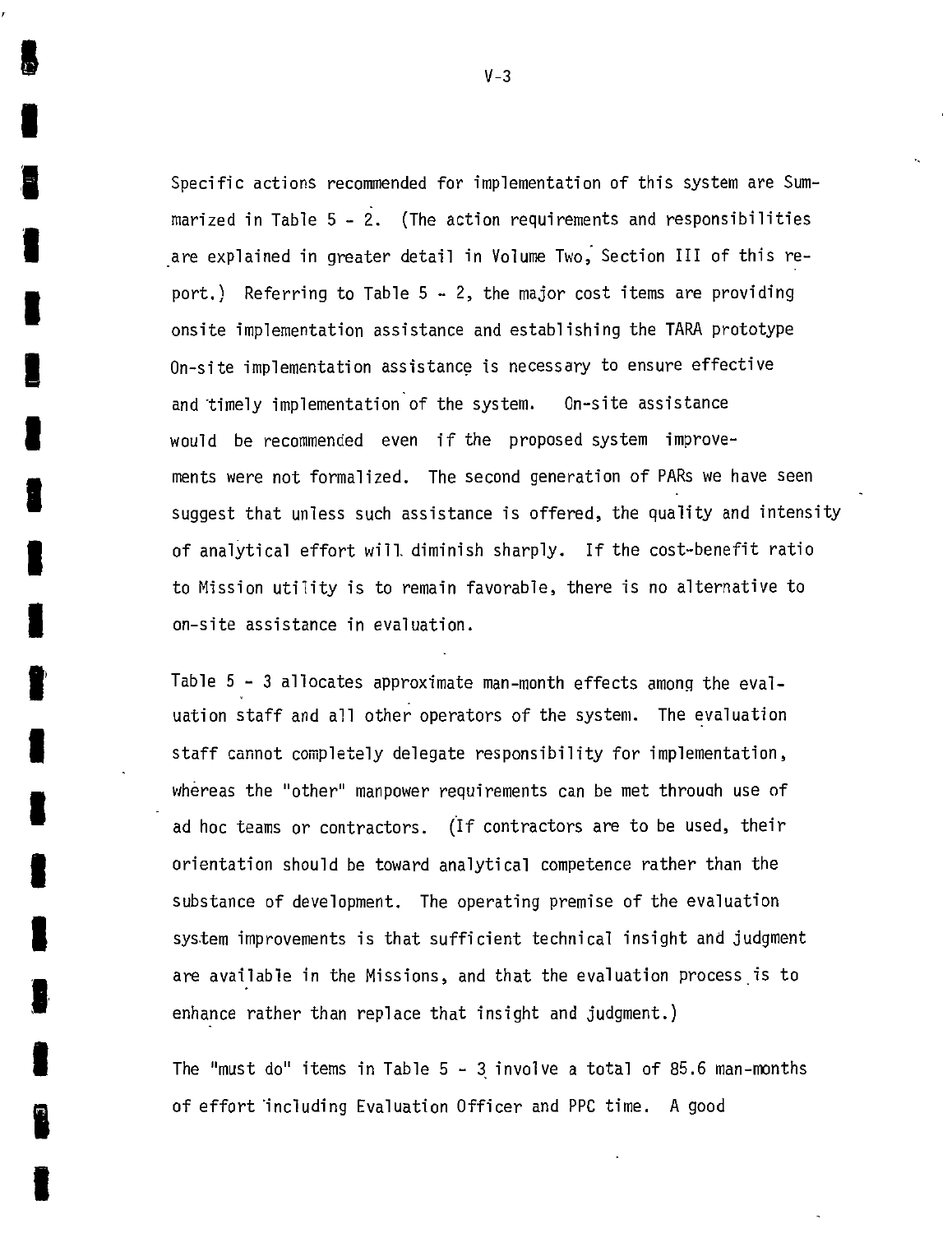Specific actions recommended for implementation of this system are Summarized in Table 5 - 2. (The action requirements and responsibilities are explained in greater detail in Volume Two, Section III of this report.) Referring to Table 5 - 2, the major cost items are providing onsite implementation assistance and establishing the TARA prototype On-site implementation assistance is necessary to ensure effective and timely implementation of the system. On-site assistance would be recommended even if the proposed system improvements were not formalized. The second generation of PARs we have seen suggest that unless such assistance is offered, the quality and intensity of analytical effort will diminish sharply. If the cost-benefit ratio to Mission utility is to remain favorable, there is no alternative to on-site assistance in evaluation.

Table 5 - 3 allocates approximate man-month effects among the evaluation staff and all other operators of the system. The evaluation staff cannot completely delegate responsibility for implementation, whereas the "other" manpower requirements can be met through use of ad hoc teams or contractors. (If contractors are to be used, their orientation should be toward analytical competence rather than the substance of development. The operating premise of the evaluation system improvements is that sufficient technical insight and judgment are available in the Missions, and that the evaluation process is to enhance rather than replace that insight and judgment.)

The "must do" items in Table 5 - 3 involve a total of 85.6 man-months of effort including Evaluation Officer and PPC time. A good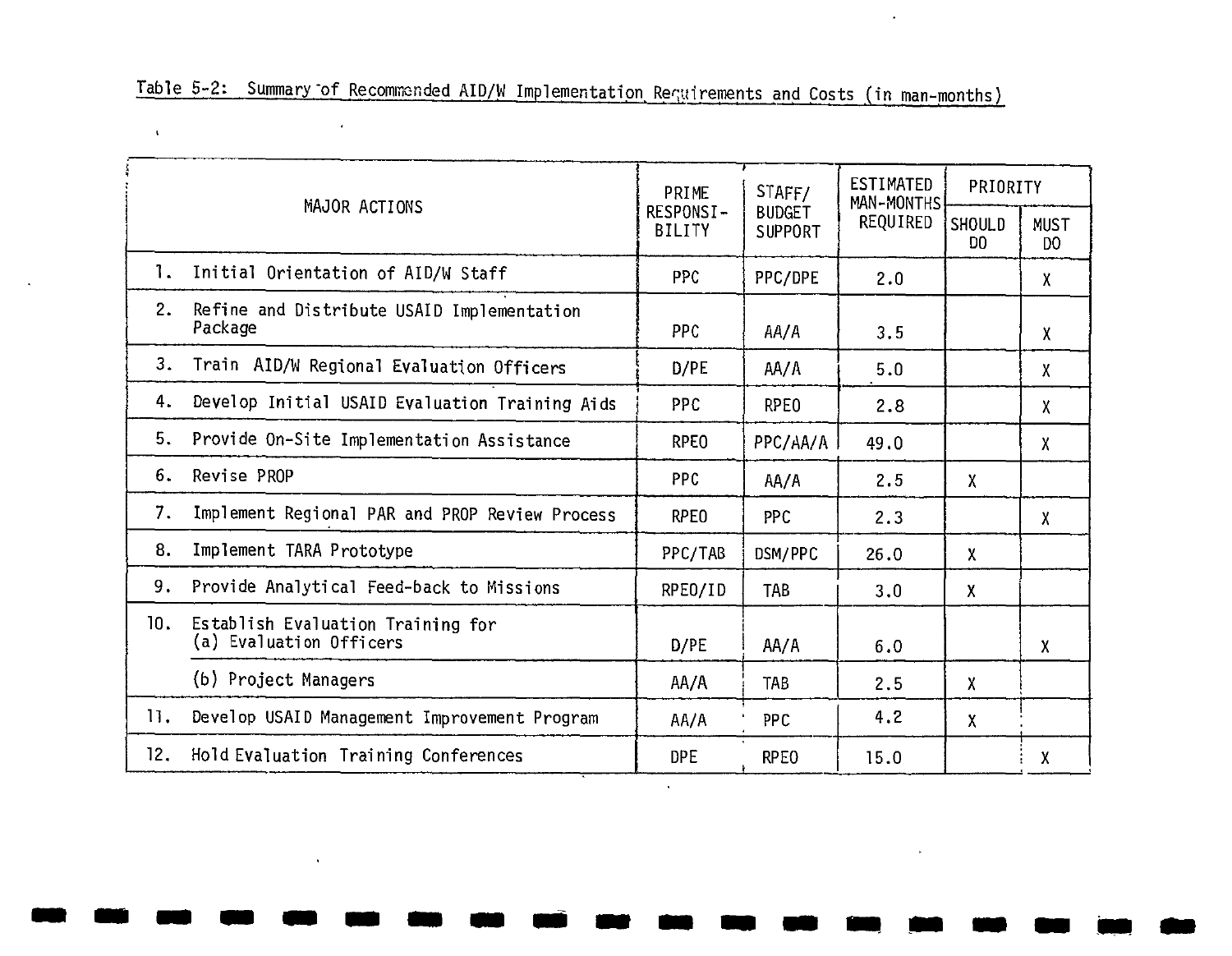Table 5-2: Summary of Recommended AID/W Implementation Requirements and Costs (in man-months)

| | MAJOR ACTIONS | PRIME RESPONSIBILITY | STAFF/ BUDGET SUPPORT | ESTIMATED MAN-MONTHS REQUIRED | PRIORITY | |
|---|---|---|---|---|---|---|
| | | | | | SHOULD DO | MUST DO |
| 1. | Initial Orientation of AID/W Staff | PPC | PPC/DPE | 2.0 | | X |
| 2. | Refine and Distribute USAID Implementation Package | PPC | AA/A | 3.5 | | X |
| 3. | Train AID/W Regional Evaluation Officers | D/PE | AA/A | 5.0 | | X |
| 4. | Develop Initial USAID Evaluation Training Aids | PPC | RPEO | 2.8 | | X |
| 5. | Provide On-Site Implementation Assistance | RPEO | PPC/AA/A | 49.0 | | X |
| 6. | Revise PROP | PPC | AA/A | 2.5 | X | |
| 7. | Implement Regional PAR and PROP Review Process | RPEO | PPC | 2.3 | | X |
| 8. | Implement TARA Prototype | PPC/TAB | DSM/PPC | 26.0 | X | |
| 9. | Provide Analytical Feed-back to Missions | RPEO/ID | TAB | 3.0 | X | |
| 10. | Establish Evaluation Training for (a) Evaluation Officers | D/PE | AA/A | 6.0 | | X |
| | (b) Project Managers | AA/A | TAB | 2.5 | X | |
| 11. | Develop USAID Management Improvement Program | AA/A | PPC | 4.2 | X | |
| 12. | Hold Evaluation Training Conferences | DPE | RPEO | 15.0 | | X |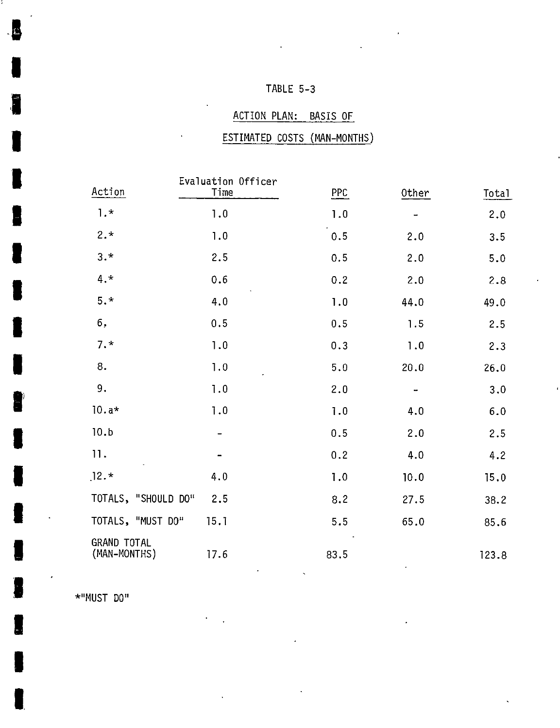TABLE 5-3

ACTION PLAN: BASIS OF

ESTIMATED COSTS (MAN-MONTHS)

| Action | Evaluation Officer Time | PPC | Other | Total |
|---|---|---|---|---|
| 1.* | 1.0 | 1.0 | - | 2.0 |
| 2.* | 1.0 | 0.5 | 2.0 | 3.5 |
| 3.* | 2.5 | 0.5 | 2.0 | 5.0 |
| 4.* | 0.6 | 0.2 | 2.0 | 2.8 |
| 5.* | 4.0 | 1.0 | 44.0 | 49.0 |
| 6, | 0.5 | 0.5 | 1.5 | 2.5 |
| 7.* | 1.0 | 0.3 | 1.0 | 2.3 |
| 8. | 1.0 | 5.0 | 20.0 | 26.0 |
| 9. | 1.0 | 2.0 | - | 3.0 |
| 10.a* | 1.0 | 1.0 | 4.0 | 6.0 |
| 10.b | - | 0.5 | 2.0 | 2.5 |
| 11. | - | 0.2 | 4.0 | 4.2 |
| 12.* | 4.0 | 1.0 | 10.0 | 15.0 |
| TOTALS, "SHOULD DO" | 2.5 | 8.2 | 27.5 | 38.2 |
| TOTALS, "MUST DO" | 15.1 | 5.5 | 65.0 | 85.6 |
| GRAND TOTAL (MAN-MONTHS) | 17.6 | 83.5 | | 123.8 |

*"MUST DO"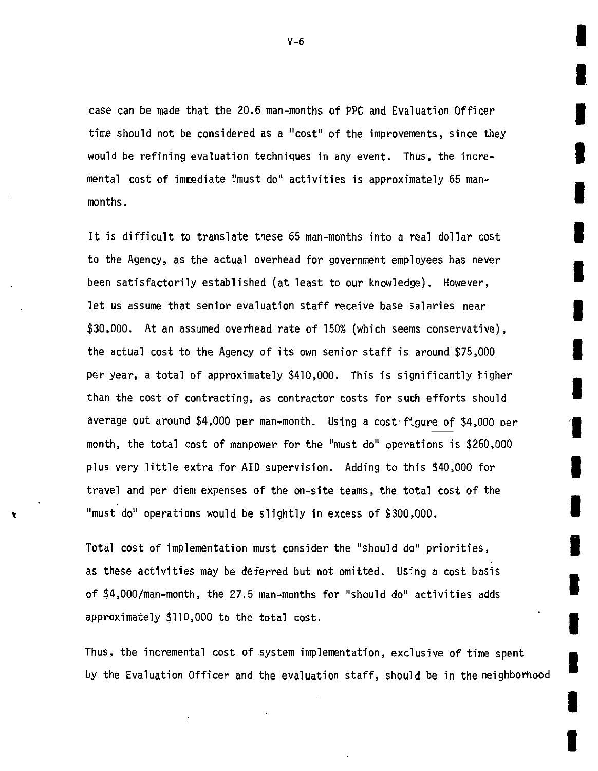case can be made that the 20.6 man-months of PPC and Evaluation Officer time should not be considered as a "cost" of the improvements, since they would be refining evaluation techniques in any event. Thus, the incremental cost of immediate "must do" activities is approximately 65 man-months.

It is difficult to translate these 65 man-months into a real dollar cost to the Agency, as the actual overhead for government employees has never been satisfactorily established (at least to our knowledge). However, let us assume that senior evaluation staff receive base salaries near \$30,000. At an assumed overhead rate of 150% (which seems conservative), the actual cost to the Agency of its own senior staff is around \$75,000 per year, a total of approximately \$410,000. This is significantly higher than the cost of contracting, as contractor costs for such efforts should average out around \$4,000 per man-month. Using a cost figure of \$4,000 per month, the total cost of manpower for the "must do" operations is \$260,000 plus very little extra for AID supervision. Adding to this \$40,000 for travel and per diem expenses of the on-site teams, the total cost of the "must do" operations would be slightly in excess of \$300,000.

Total cost of implementation must consider the "should do" priorities, as these activities may be deferred but not omitted. Using a cost basis of \$4,000/man-month, the 27.5 man-months for "should do" activities adds approximately \$110,000 to the total cost.

Thus, the incremental cost of system implementation, exclusive of time spent by the Evaluation Officer and the evaluation staff, should be in the neighborhood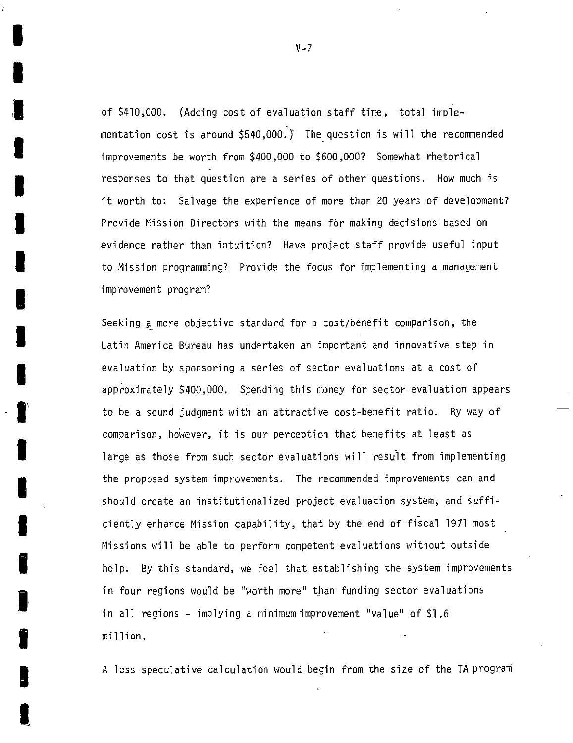of $410,000. (Adding cost of evaluation staff time, total implementation cost is around $540,000.) The question is will the recommended improvements be worth from $400,000 to $600,000? Somewhat rhetorical responses to that question are a series of other questions. How much is it worth to: Salvage the experience of more than 20 years of development? Provide Mission Directors with the means for making decisions based on evidence rather than intuition? Have project staff provide useful input to Mission programming? Provide the focus for implementing a management improvement program?

Seeking a more objective standard for a cost/benefit comparison, the Latin America Bureau has undertaken an important and innovative step in evaluation by sponsoring a series of sector evaluations at a cost of approximately $400,000. Spending this money for sector evaluation appears to be a sound judgment with an attractive cost-benefit ratio. By way of comparison, however, it is our perception that benefits at least as large as those from such sector evaluations will result from implementing the proposed system improvements. The recommended improvements can and should create an institutionalized project evaluation system, and sufficiently enhance Mission capability, that by the end of fiscal 1971 most Missions will be able to perform competent evaluations without outside help. By this standard, we feel that establishing the system improvements in four regions would be "worth more" than funding sector evaluations in all regions - implying a minimum improvement "value" of $1.6 million.

A less speculative calculation would begin from the size of the TA program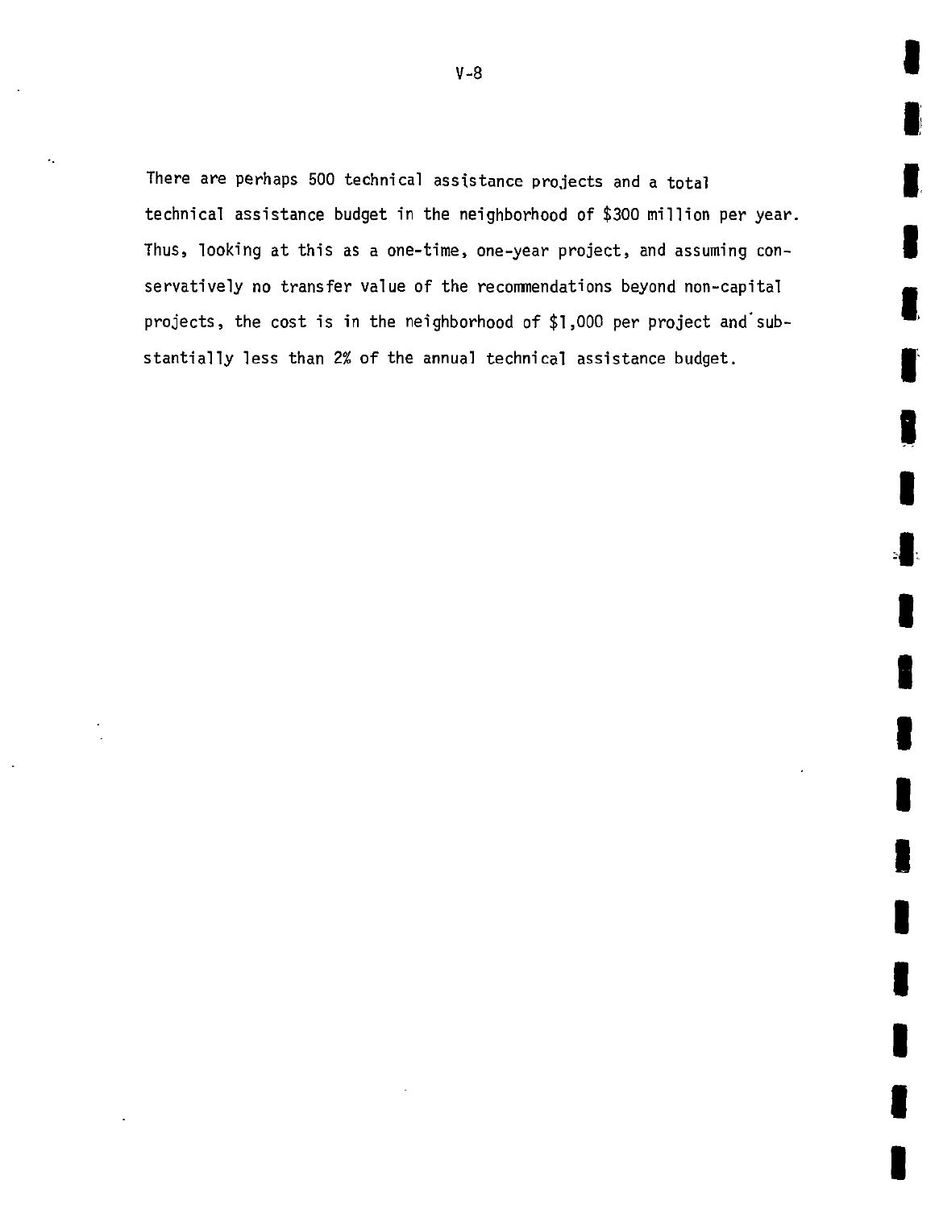There are perhaps 500 technical assistance projects and a total technical assistance budget in the neighborhood of $300 million per year. Thus, looking at this as a one-time, one-year project, and assuming conservatively no transfer value of the recommendations beyond non-capital projects, the cost is in the neighborhood of $1,000 per project and substantially less than 2% of the annual technical assistance budget.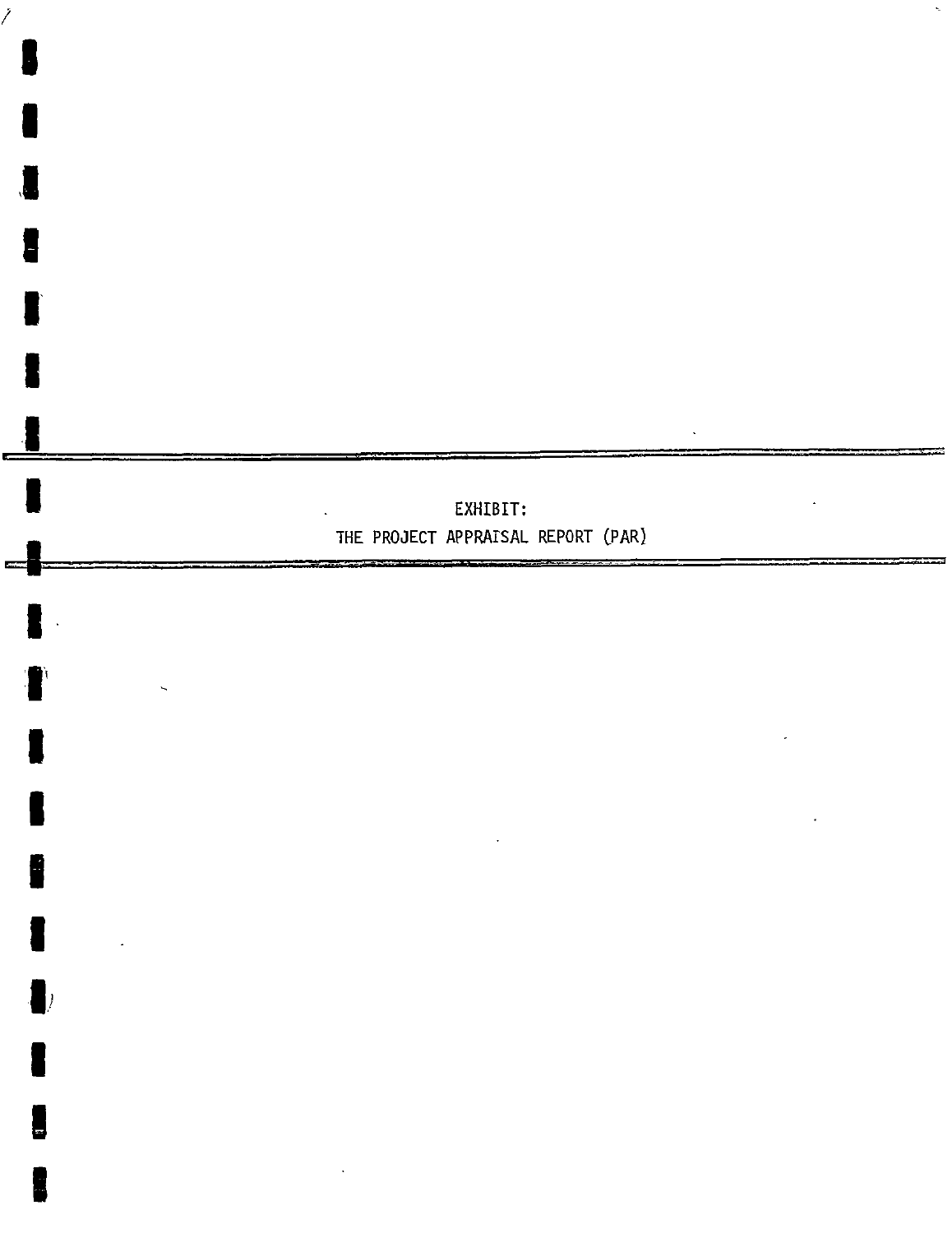# EXHIBIT:

# THE PROJECT APPRAISAL REPORT (PAR)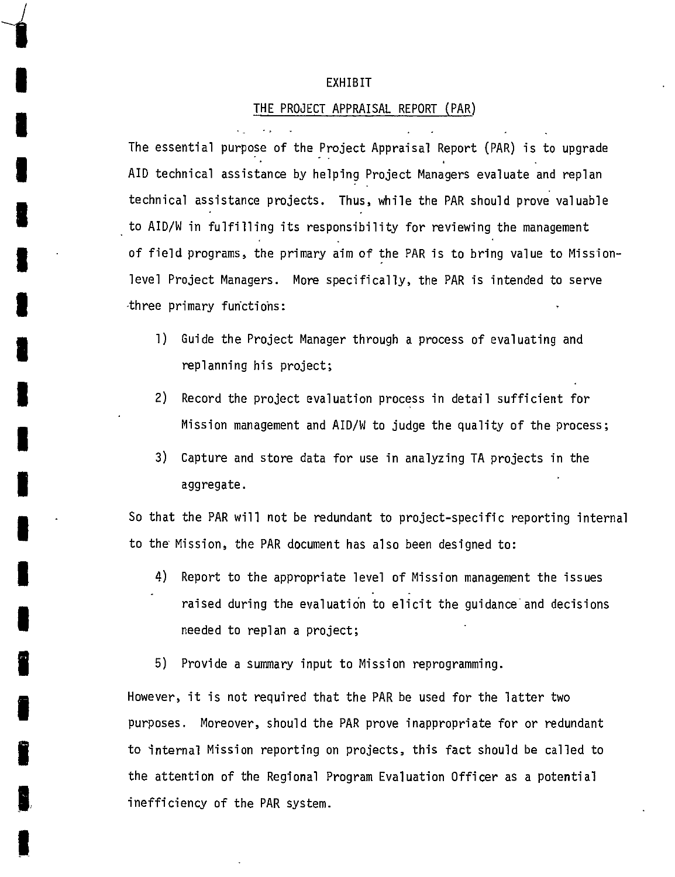# EXHIBIT

## THE PROJECT APPRAISAL REPORT (PAR)

The essential purpose of the Project Appraisal Report (PAR) is to upgrade AID technical assistance by helping Project Managers evaluate and replan technical assistance projects. Thus, while the PAR should prove valuable to AID/W in fulfilling its responsibility for reviewing the management of field programs, the primary aim of the PAR is to bring value to Mission-level Project Managers. More specifically, the PAR is intended to serve three primary functions:

1) Guide the Project Manager through a process of evaluating and replanning his project;

2) Record the project evaluation process in detail sufficient for Mission management and AID/W to judge the quality of the process;

3) Capture and store data for use in analyzing TA projects in the aggregate.

So that the PAR will not be redundant to project-specific reporting internal to the Mission, the PAR document has also been designed to:

4) Report to the appropriate level of Mission management the issues raised during the evaluation to elicit the guidance and decisions needed to replan a project;

5) Provide a summary input to Mission reprogramming.

However, it is not required that the PAR be used for the latter two purposes. Moreover, should the PAR prove inappropriate for or redundant to internal Mission reporting on projects, this fact should be called to the attention of the Regional Program Evaluation Officer as a potential inefficiency of the PAR system.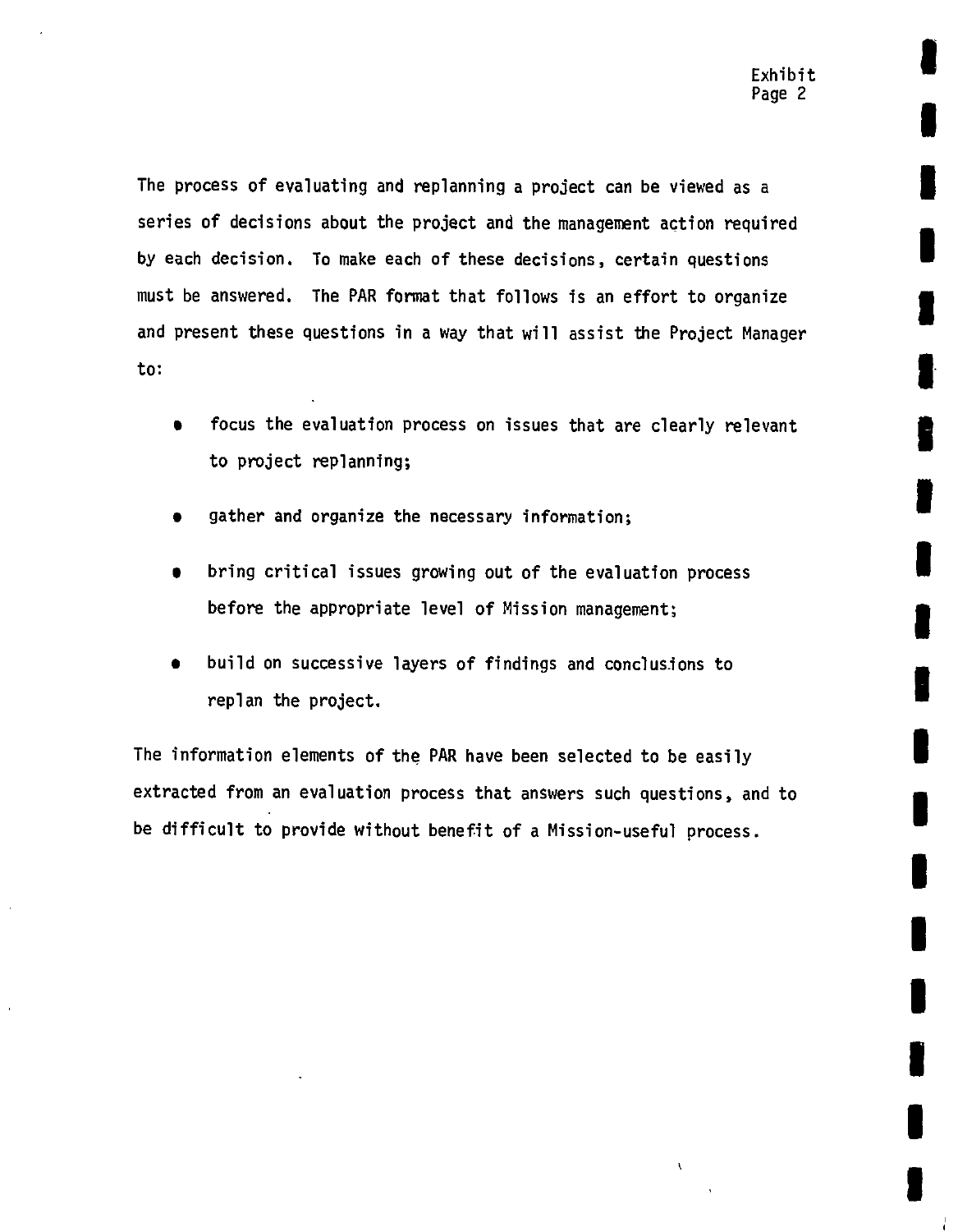The process of evaluating and replanning a project can be viewed as a series of decisions about the project and the management action required by each decision. To make each of these decisions, certain questions must be answered. The PAR format that follows is an effort to organize and present these questions in a way that will assist the Project Manager to:

- focus the evaluation process on issues that are clearly relevant to project replanning;
- gather and organize the necessary information;
- bring critical issues growing out of the evaluation process before the appropriate level of Mission management;
- build on successive layers of findings and conclusions to replan the project.

The information elements of the PAR have been selected to be easily extracted from an evaluation process that answers such questions, and to be difficult to provide without benefit of a Mission-useful process.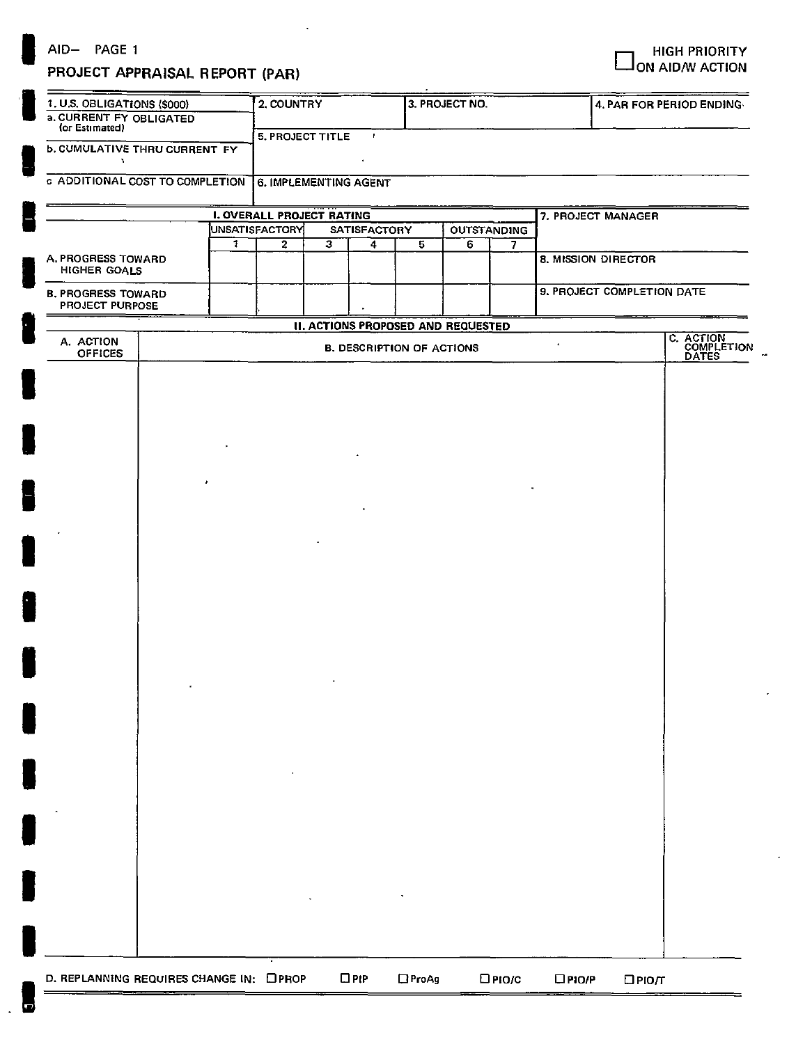AID— PAGE 1

# PROJECT APPRAISAL REPORT (PAR)

☐ HIGH PRIORITY ON AID/W ACTION

| 1. U.S. OBLIGATIONS ($000) | 2. COUNTRY | 3. PROJECT NO. | 4. PAR FOR PERIOD ENDING |
|---|---|---|---|
| a. CURRENT FY OBLIGATED (or Estimated) | 5. PROJECT TITLE | | |
| b. CUMULATIVE THRU CURRENT FY | | | |
| c. ADDITIONAL COST TO COMPLETION | 6. IMPLEMENTING AGENT | | |

| I. OVERALL PROJECT RATING | UNSATISFACTORY | | SATISFACTORY | | | OUTSTANDING | | 7. PROJECT MANAGER |
|---|---|---|---|---|---|---|---|---|
| | 1 | 2 | 3 | 4 | 5 | 6 | 7 | |
| A. PROGRESS TOWARD HIGHER GOALS | | | | | | | | 8. MISSION DIRECTOR |
| B. PROGRESS TOWARD PROJECT PURPOSE | | | | | | | | 9. PROJECT COMPLETION DATE |

## II. ACTIONS PROPOSED AND REQUESTED

| A. ACTION OFFICES | B. DESCRIPTION OF ACTIONS | C. ACTION COMPLETION DATES |
|---|---|---|
| | | |

D. REPLANNING REQUIRES CHANGE IN: ☐ PROP ☐ PIP ☐ ProAg ☐ PIO/C ☐ PIO/P ☐ PIO/T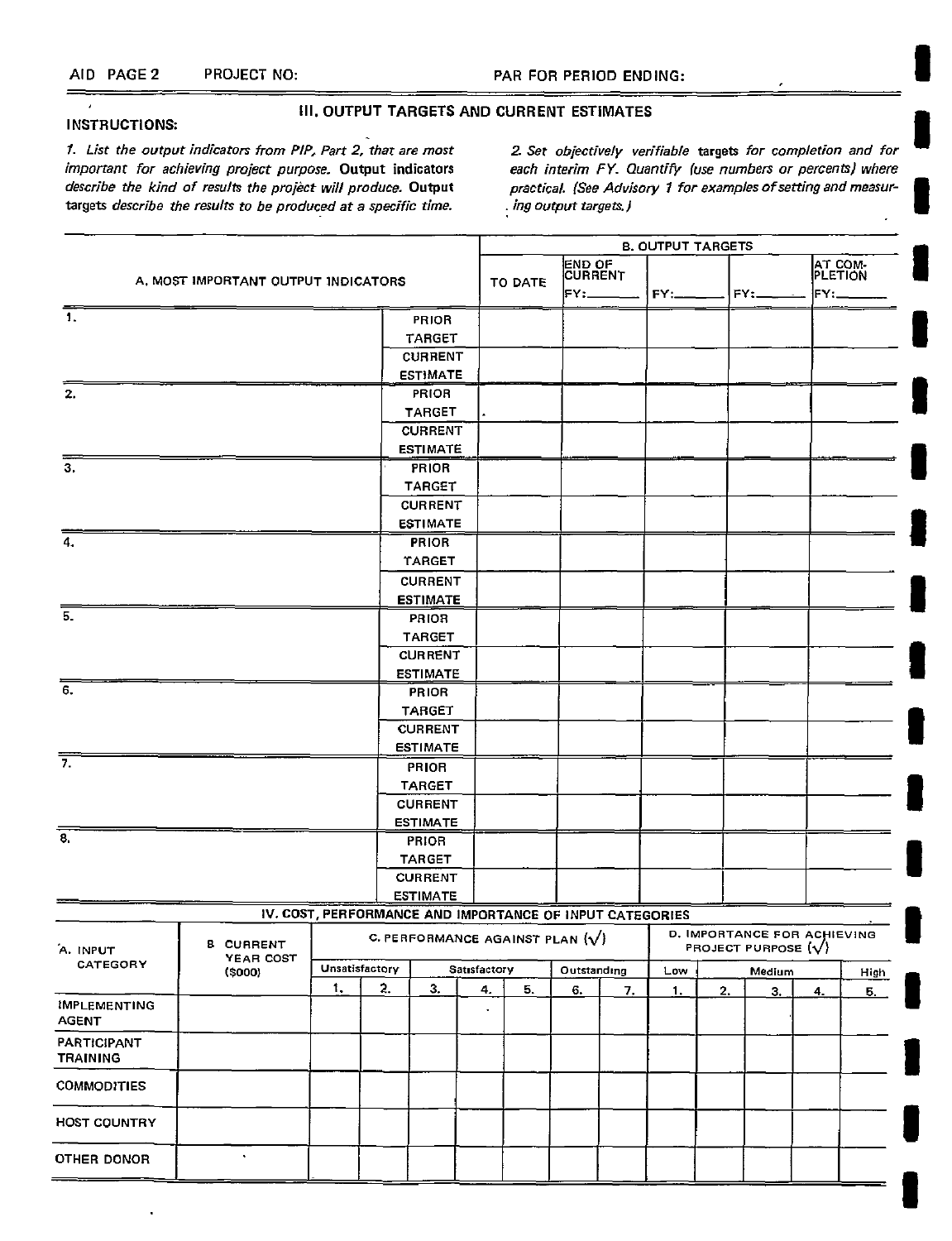AID PAGE 2 PROJECT NO: PAR FOR PERIOD ENDING:

## III. OUTPUT TARGETS AND CURRENT ESTIMATES

**INSTRUCTIONS:**

*1. List the output indicators from PIP, Part 2, that are most important for achieving project purpose.* **Output indicators** *describe the kind of results the project will produce.* **Output targets** *describe the results to be produced at a specific time.*

*2. Set objectively verifiable* **targets** *for completion and for each interim FY. Quantify (use numbers or percents) where practical. (See Advisory 1 for examples of setting and measuring output targets.)*

| A. MOST IMPORTANT OUTPUT INDICATORS | | B. OUTPUT TARGETS | | | | |
|---|---|---|---|---|---|---|
| | | TO DATE | END OF CURRENT FY:____ | FY:____ | FY:____ | AT COMPLETION FY:____ |
| 1. | PRIOR TARGET | | | | | |
| | CURRENT ESTIMATE | | | | | |
| 2. | PRIOR TARGET | | | | | |
| | CURRENT ESTIMATE | | | | | |
| 3. | PRIOR TARGET | | | | | |
| | CURRENT ESTIMATE | | | | | |
| 4. | PRIOR TARGET | | | | | |
| | CURRENT ESTIMATE | | | | | |
| 5. | PRIOR TARGET | | | | | |
| | CURRENT ESTIMATE | | | | | |
| 6. | PRIOR TARGET | | | | | |
| | CURRENT ESTIMATE | | | | | |
| 7. | PRIOR TARGET | | | | | |
| | CURRENT ESTIMATE | | | | | |
| 8. | PRIOR TARGET | | | | | |
| | CURRENT ESTIMATE | | | | | |

## IV. COST, PERFORMANCE AND IMPORTANCE OF INPUT CATEGORIES

| A. INPUT CATEGORY | B. CURRENT YEAR COST ($000) | C. PERFORMANCE AGAINST PLAN (√) | | | | | | | D. IMPORTANCE FOR ACHIEVING PROJECT PURPOSE (√) | | | | |
|---|---|---|---|---|---|---|---|---|---|---|---|---|---|
| | | Unsatisfactory | | Satisfactory | | | Outstanding | | Low | Medium | | | High |
| | | 1. | 2. | 3. | 4. | 5. | 6. | 7. | 1. | 2. | 3. | 4. | 5. |
| IMPLEMENTING AGENT | | | | | | | | | | | | | |
| PARTICIPANT TRAINING | | | | | | | | | | | | | |
| COMMODITIES | | | | | | | | | | | | | |
| HOST COUNTRY | | | | | | | | | | | | | |
| OTHER DONOR | | | | | | | | | | | | | |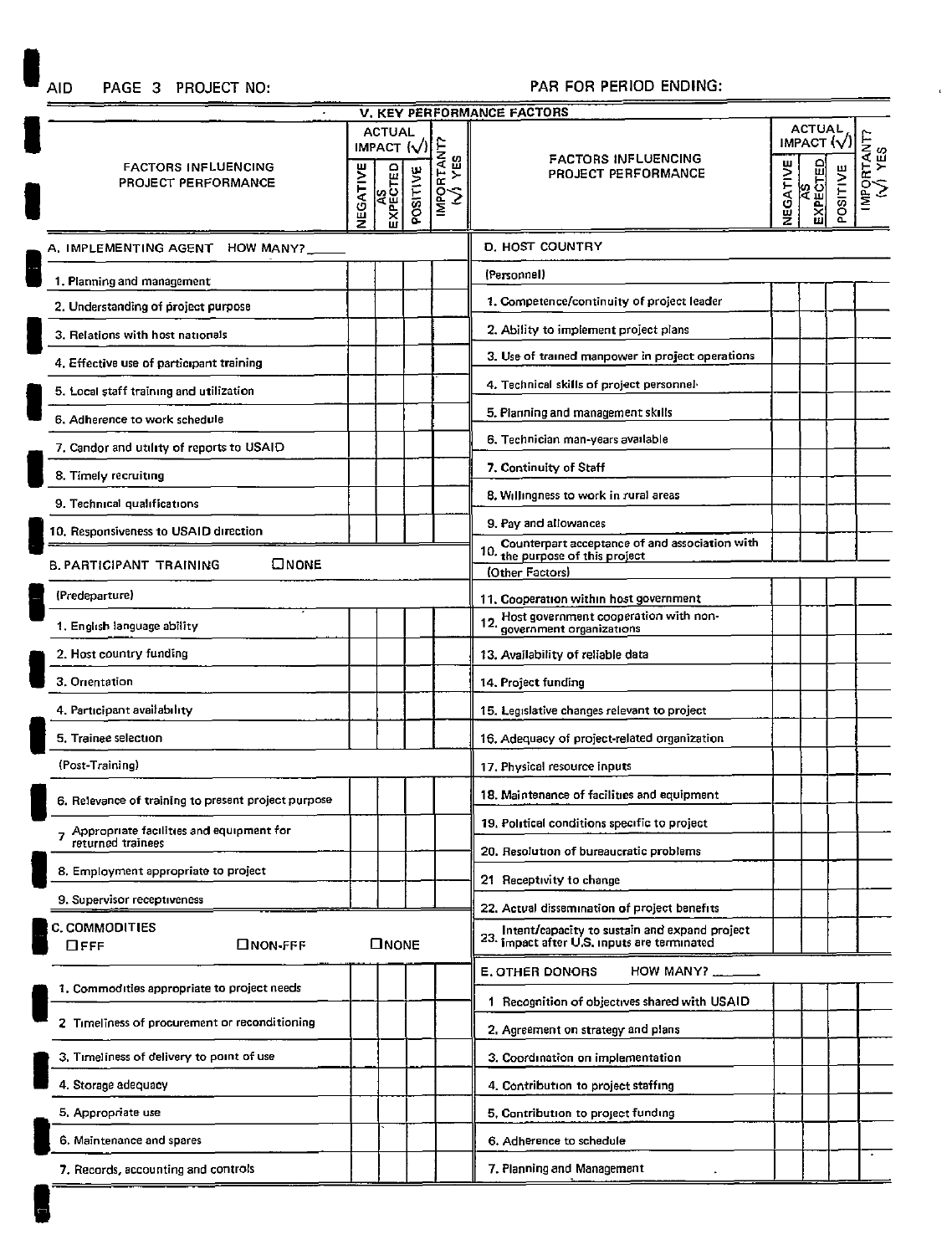AID PAGE 3 PROJECT NO: PAR FOR PERIOD ENDING:

## V. KEY PERFORMANCE FACTORS

| FACTORS INFLUENCING PROJECT PERFORMANCE | ACTUAL IMPACT (√) | | | IMPORTANT? (√) YES |
|---|---|---|---|---|
| | NEGATIVE | AS EXPECTED | POSITIVE | |
| **A. IMPLEMENTING AGENT HOW MANY? _____** | | | | |
| 1. Planning and management | | | | |
| 2. Understanding of project purpose | | | | |
| 3. Relations with host nationals | | | | |
| 4. Effective use of participant training | | | | |
| 5. Local staff training and utilization | | | | |
| 6. Adherence to work schedule | | | | |
| 7. Candor and utility of reports to USAID | | | | |
| 8. Timely recruiting | | | | |
| 9. Technical qualifications | | | | |
| 10. Responsiveness to USAID direction | | | | |
| **B. PARTICIPANT TRAINING ☐ NONE** | | | | |
| (Predeparture) | | | | |
| 1. English language ability | | | | |
| 2. Host country funding | | | | |
| 3. Orientation | | | | |
| 4. Participant availability | | | | |
| 5. Trainee selection | | | | |
| (Post-Training) | | | | |
| 6. Relevance of training to present project purpose | | | | |
| 7. Appropriate facilities and equipment for returned trainees | | | | |
| 8. Employment appropriate to project | | | | |
| 9. Supervisor receptiveness | | | | |
| **C. COMMODITIES ☐ FFF ☐ NON-FFF ☐ NONE** | | | | |
| 1. Commodities appropriate to project needs | | | | |
| 2. Timeliness of procurement or reconditioning | | | | |
| 3. Timeliness of delivery to point of use | | | | |
| 4. Storage adequacy | | | | |
| 5. Appropriate use | | | | |
| 6. Maintenance and spares | | | | |
| 7. Records, accounting and controls | | | | |

| FACTORS INFLUENCING PROJECT PERFORMANCE | ACTUAL IMPACT (√) | | | IMPORTANT? (√) YES |
|---|---|---|---|---|
| | NEGATIVE | AS EXPECTED | POSITIVE | |
| **D. HOST COUNTRY** | | | | |
| (Personnel) | | | | |
| 1. Competence/continuity of project leader | | | | |
| 2. Ability to implement project plans | | | | |
| 3. Use of trained manpower in project operations | | | | |
| 4. Technical skills of project personnel | | | | |
| 5. Planning and management skills | | | | |
| 6. Technician man-years available | | | | |
| 7. Continuity of Staff | | | | |
| 8. Willingness to work in rural areas | | | | |
| 9. Pay and allowances | | | | |
| 10. Counterpart acceptance of and association with the purpose of this project | | | | |
| (Other Factors) | | | | |
| 11. Cooperation within host government | | | | |
| 12. Host government cooperation with non-government organizations | | | | |
| 13. Availability of reliable data | | | | |
| 14. Project funding | | | | |
| 15. Legislative changes relevant to project | | | | |
| 16. Adequacy of project-related organization | | | | |
| 17. Physical resource inputs | | | | |
| 18. Maintenance of facilities and equipment | | | | |
| 19. Political conditions specific to project | | | | |
| 20. Resolution of bureaucratic problems | | | | |
| 21. Receptivity to change | | | | |
| 22. Actual dissemination of project benefits | | | | |
| 23. Intent/capacity to sustain and expand project impact after U.S. inputs are terminated | | | | |
| **E. OTHER DONORS HOW MANY? _____** | | | | |
| 1. Recognition of objectives shared with USAID | | | | |
| 2. Agreement on strategy and plans | | | | |
| 3. Coordination on implementation | | | | |
| 4. Contribution to project staffing | | | | |
| 5. Contribution to project funding | | | | |
| 6. Adherence to schedule | | | | |
| 7. Planning and Management | | | | |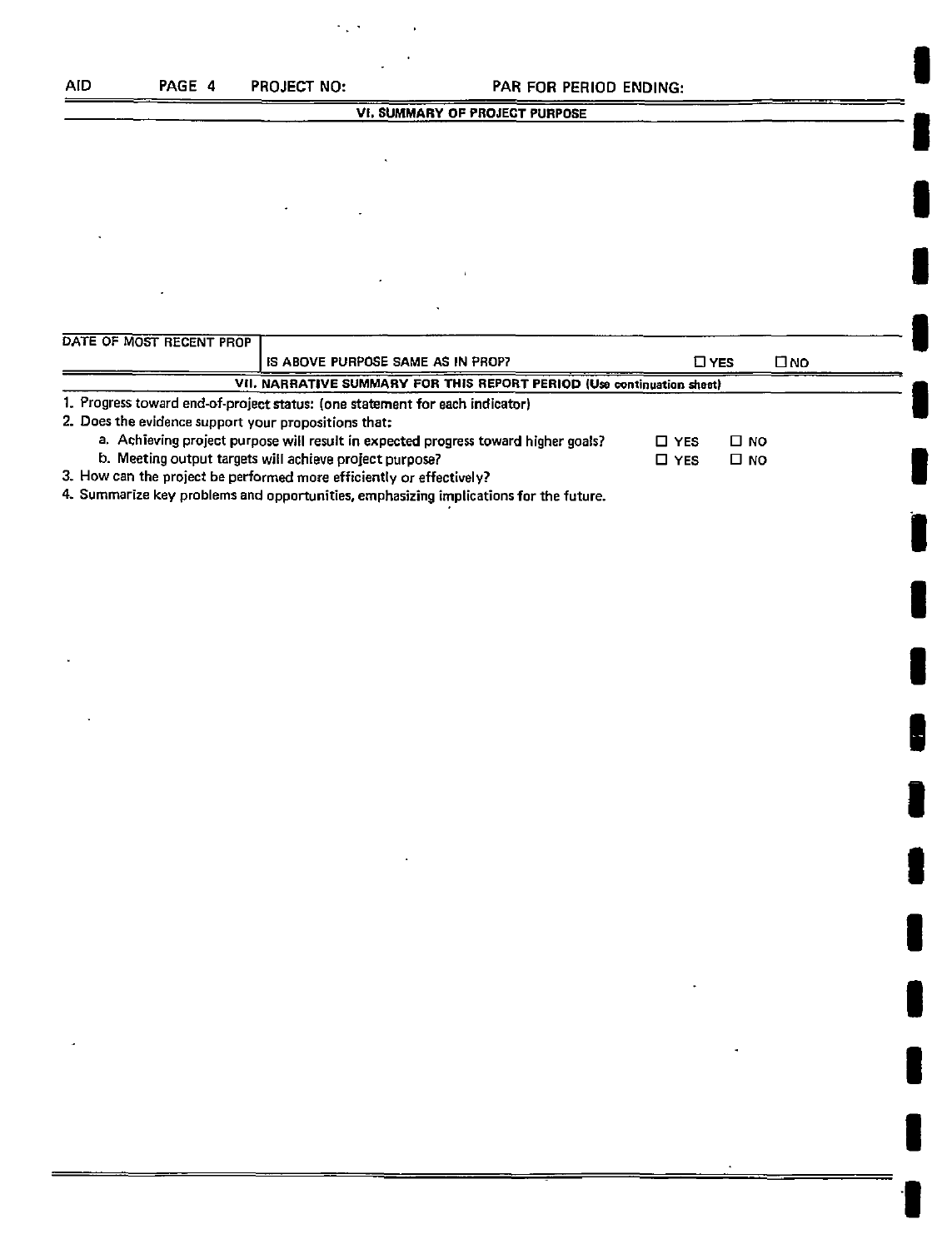AID PAGE 4 PROJECT NO: PAR FOR PERIOD ENDING:

## VI. SUMMARY OF PROJECT PURPOSE

| DATE OF MOST RECENT PROP | IS ABOVE PURPOSE SAME AS IN PROP? | ☐ YES | ☐ NO |
|---|---|---|---|

## VII. NARRATIVE SUMMARY FOR THIS REPORT PERIOD (Use continuation sheet)

1. Progress toward end-of-project status: (one statement for each indicator)
2. Does the evidence support your propositions that:
   - a. Achieving project purpose will result in expected progress toward higher goals? ☐ YES ☐ NO
   - b. Meeting output targets will achieve project purpose? ☐ YES ☐ NO
3. How can the project be performed more efficiently or effectively?
4. Summarize key problems and opportunities, emphasizing implications for the future.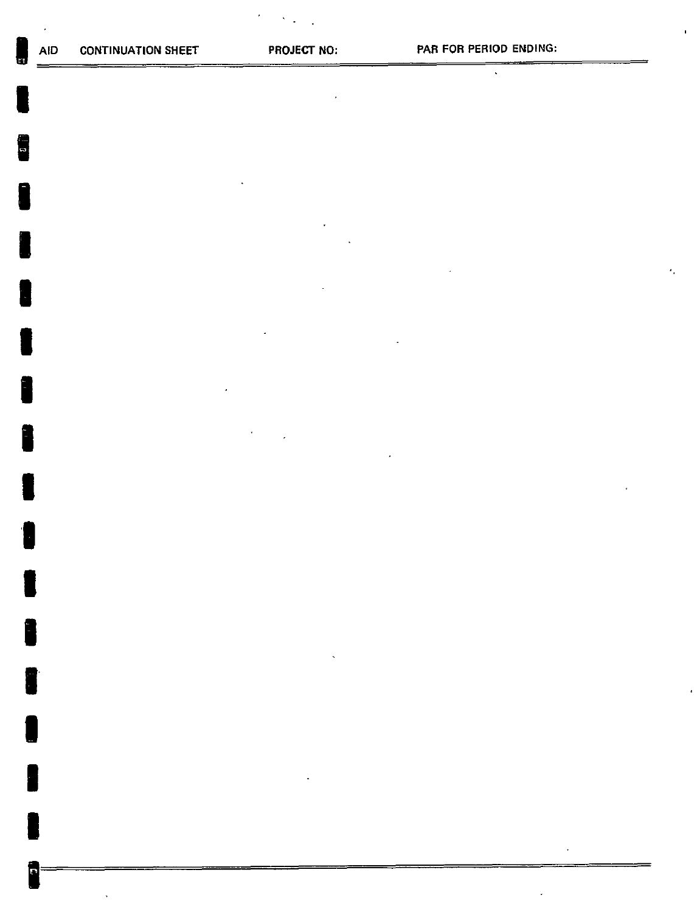AID CONTINUATION SHEET PROJECT NO: PAR FOR PERIOD ENDING: